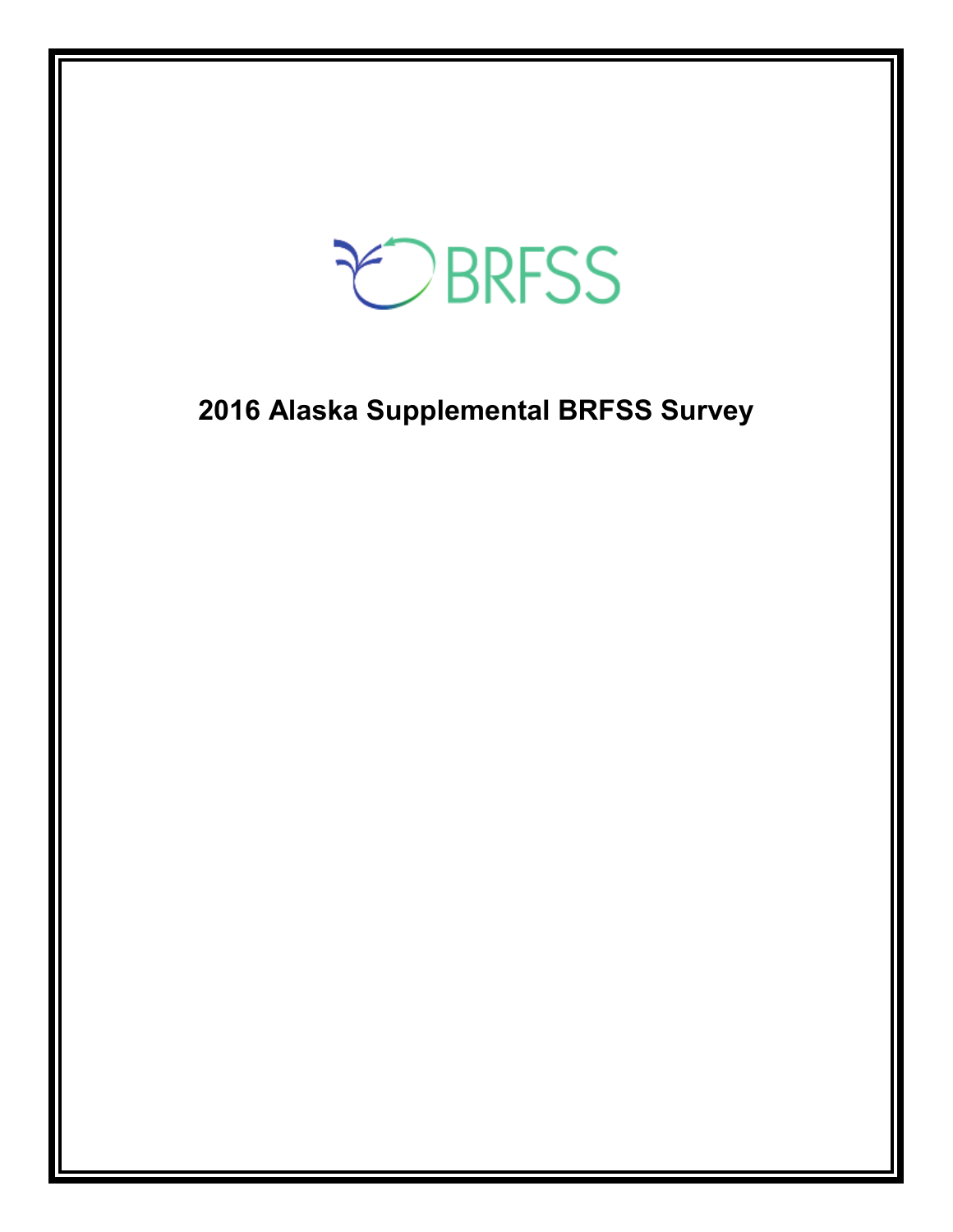BRFSS

# 2016 Alaska Supplemental BRFSS Survey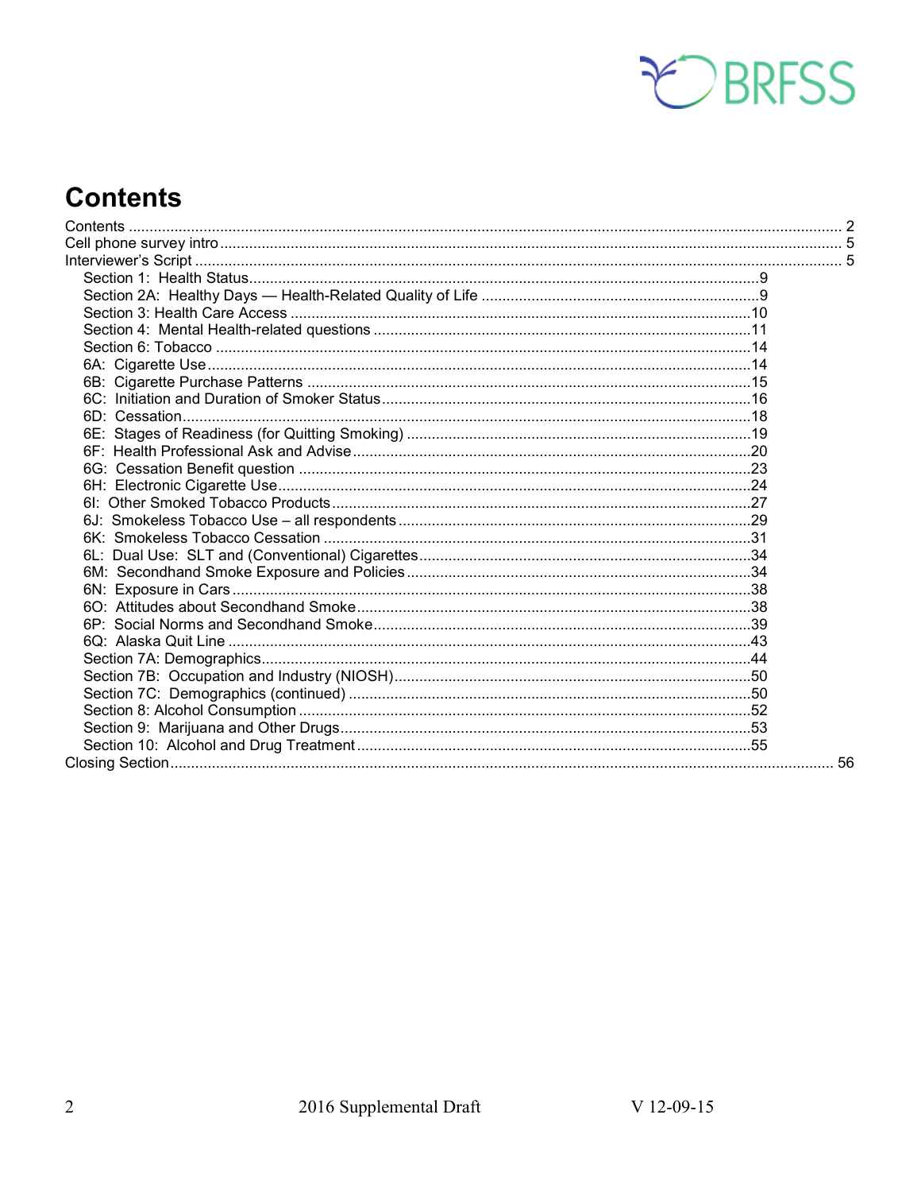# Contents

Contents ........................................................................................................................................................ 2
Cell phone survey intro ................................................................................................................................... 5
Interviewer's Script ......................................................................................................................................... 5
- Section 1: Health Status..........................................................................................................9
- Section 2A: Healthy Days — Health-Related Quality of Life ..................................................................9
- Section 3: Health Care Access ..............................................................................................10
- Section 4: Mental Health-related questions ..........................................................................................11
- Section 6: Tobacco .................................................................................................................14
- 6A: Cigarette Use..................................................................................................................14
- 6B: Cigarette Purchase Patterns ...........................................................................................15
- 6C: Initiation and Duration of Smoker Status........................................................................16
- 6D: Cessation.........................................................................................................................18
- 6E: Stages of Readiness (for Quitting Smoking) ..................................................................19
- 6F: Health Professional Ask and Advise................................................................................20
- 6G: Cessation Benefit question ............................................................................................23
- 6H: Electronic Cigarette Use..................................................................................................24
- 6I: Other Smoked Tobacco Products....................................................................................27
- 6J: Smokeless Tobacco Use – all respondents ....................................................................29
- 6K: Smokeless Tobacco Cessation .......................................................................................31
- 6L: Dual Use: SLT and (Conventional) Cigarettes................................................................34
- 6M: Secondhand Smoke Exposure and Policies ..................................................................34
- 6N: Exposure in Cars ............................................................................................................38
- 6O: Attitudes about Secondhand Smoke...............................................................................38
- 6P: Social Norms and Secondhand Smoke...........................................................................39
- 6Q: Alaska Quit Line .............................................................................................................43
- Section 7A: Demographics.....................................................................................................44
- Section 7B: Occupation and Industry (NIOSH).....................................................................50
- Section 7C: Demographics (continued) ................................................................................50
- Section 8: Alcohol Consumption ............................................................................................52
- Section 9: Marijuana and Other Drugs...................................................................................53
- Section 10: Alcohol and Drug Treatment ..............................................................................55

Closing Section.............................................................................................................................................. 56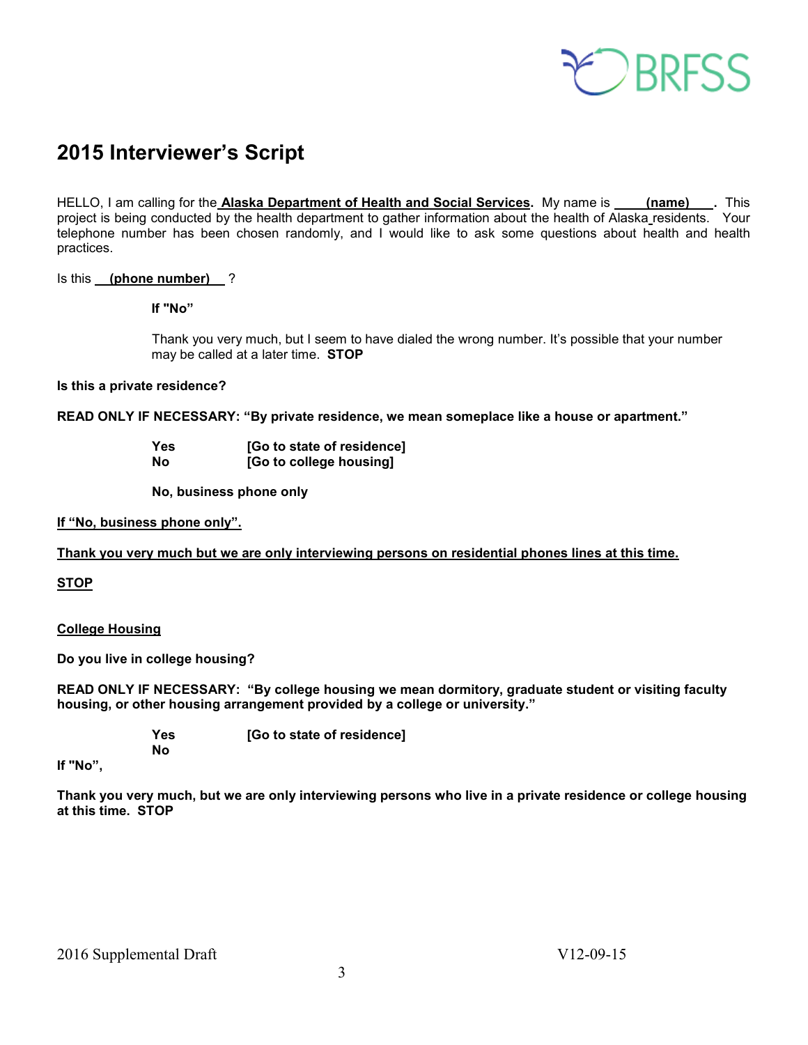## 2015 Interviewer's Script

HELLO, I am calling for the **Alaska Department of Health and Social Services**. My name is ____**(name)**____. This project is being conducted by the health department to gather information about the health of Alaska residents. Your telephone number has been chosen randomly, and I would like to ask some questions about health and health practices.

Is this ___**(phone number)**___ ?

**If "No"**

Thank you very much, but I seem to have dialed the wrong number. It's possible that your number may be called at a later time. **STOP**

**Is this a private residence?**

**READ ONLY IF NECESSARY: "By private residence, we mean someplace like a house or apartment."**

**Yes** **[Go to state of residence]**
**No** **[Go to college housing]**

**No, business phone only**

**If "No, business phone only".**

**Thank you very much but we are only interviewing persons on residential phones lines at this time.**

**STOP**

**College Housing**

**Do you live in college housing?**

**READ ONLY IF NECESSARY: "By college housing we mean dormitory, graduate student or visiting faculty housing, or other housing arrangement provided by a college or university."**

**Yes** **[Go to state of residence]**
**No**

**If "No",**

**Thank you very much, but we are only interviewing persons who live in a private residence or college housing at this time. STOP**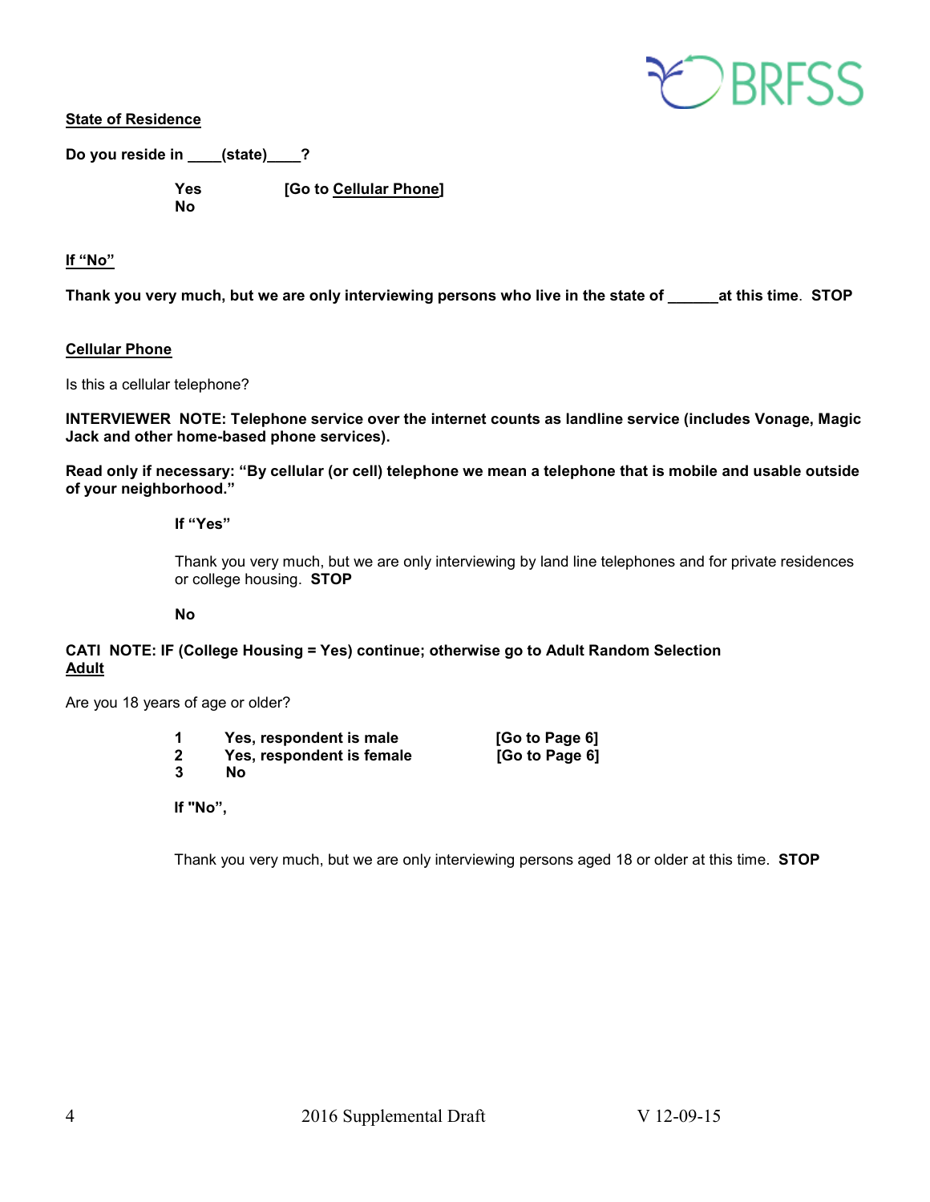**State of Residence**

**Do you reside in \_\_\_\_(state)\_\_\_\_?**

**Yes** **[Go to Cellular Phone]**
**No**

**If "No"**

**Thank you very much, but we are only interviewing persons who live in the state of \_\_\_\_\_\_at this time. STOP**

**Cellular Phone**

Is this a cellular telephone?

**INTERVIEWER NOTE: Telephone service over the internet counts as landline service (includes Vonage, Magic Jack and other home-based phone services).**

**Read only if necessary: "By cellular (or cell) telephone we mean a telephone that is mobile and usable outside of your neighborhood."**

**If "Yes"**

Thank you very much, but we are only interviewing by land line telephones and for private residences or college housing. **STOP**

**No**

**CATI NOTE: IF (College Housing = Yes) continue; otherwise go to Adult Random Selection**

**Adult**

Are you 18 years of age or older?

| | | |
|---|---|---|
| **1** | **Yes, respondent is male** | **[Go to Page 6]** |
| **2** | **Yes, respondent is female** | **[Go to Page 6]** |
| **3** | **No** | |

**If "No",**

Thank you very much, but we are only interviewing persons aged 18 or older at this time. **STOP**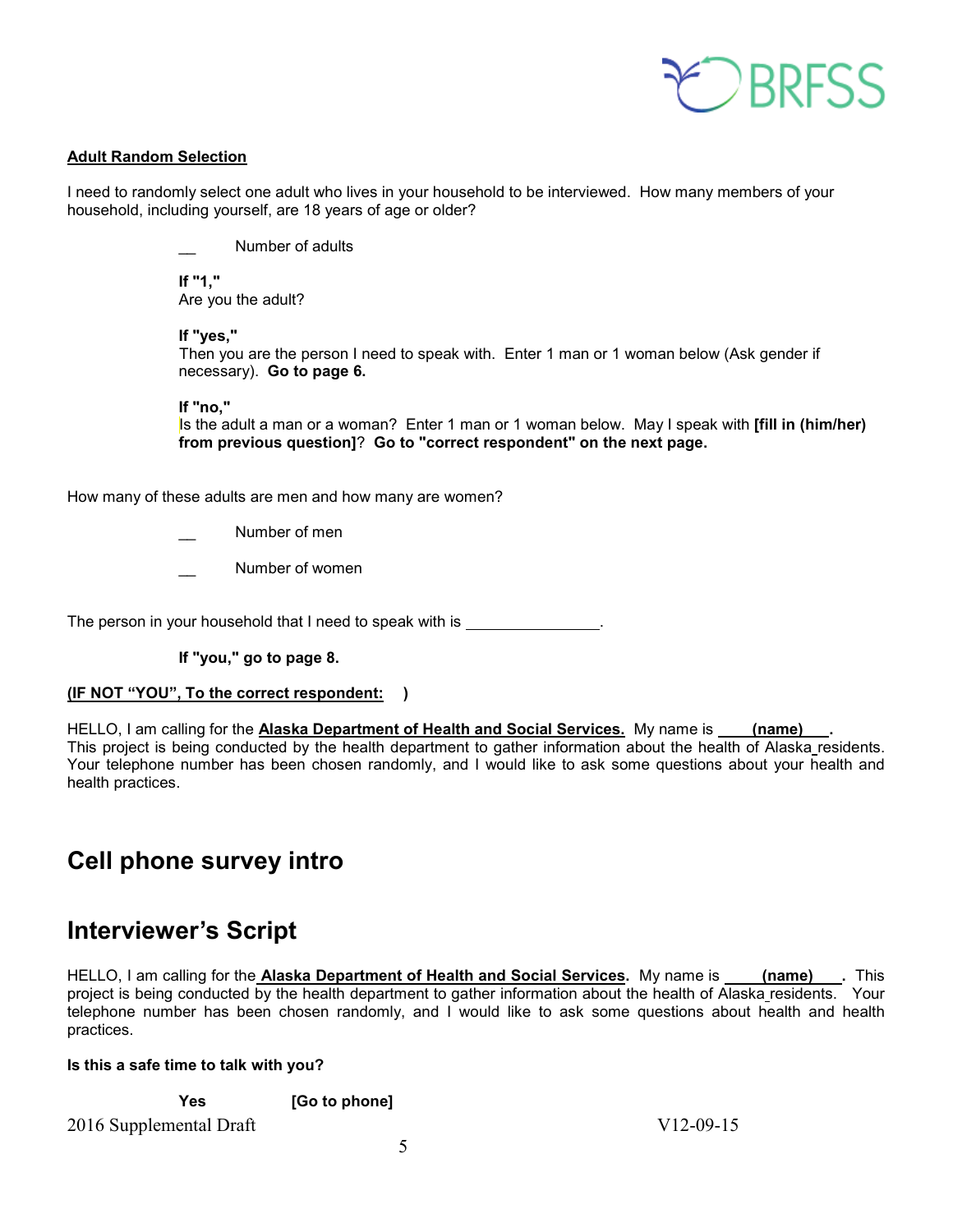**Adult Random Selection**

I need to randomly select one adult who lives in your household to be interviewed. How many members of your household, including yourself, are 18 years of age or older?

__ Number of adults

**If "1,"**
Are you the adult?

**If "yes,"**
Then you are the person I need to speak with. Enter 1 man or 1 woman below (Ask gender if necessary). **Go to page 6.**

**If "no,"**
Is the adult a man or a woman? Enter 1 man or 1 woman below. May I speak with **[fill in (him/her) from previous question]**? **Go to "correct respondent" on the next page.**

How many of these adults are men and how many are women?

__ Number of men

__ Number of women

The person in your household that I need to speak with is _______________.

**If "you," go to page 8.**

**(IF NOT "YOU", To the correct respondent: )**

HELLO, I am calling for the **Alaska Department of Health and Social Services.** My name is **(name)** . This project is being conducted by the health department to gather information about the health of Alaska residents. Your telephone number has been chosen randomly, and I would like to ask some questions about your health and health practices.

# Cell phone survey intro

# Interviewer's Script

HELLO, I am calling for the **Alaska Department of Health and Social Services**. My name is **(name)** . This project is being conducted by the health department to gather information about the health of Alaska residents. Your telephone number has been chosen randomly, and I would like to ask some questions about health and health practices.

**Is this a safe time to talk with you?**

**Yes** **[Go to phone]**

2016 Supplemental Draft V12-09-15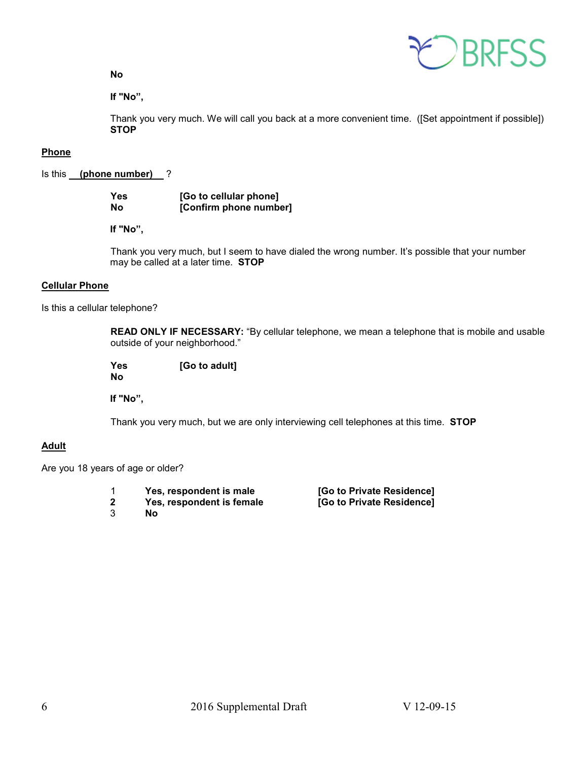**No**

**If "No",**

Thank you very much. We will call you back at a more convenient time. ([Set appointment if possible]) **STOP**

**Phone**

Is this **(phone number)** ?

**Yes** **[Go to cellular phone]**
**No** **[Confirm phone number]**

**If "No",**

Thank you very much, but I seem to have dialed the wrong number. It's possible that your number may be called at a later time. **STOP**

**Cellular Phone**

Is this a cellular telephone?

**READ ONLY IF NECESSARY:** "By cellular telephone, we mean a telephone that is mobile and usable outside of your neighborhood."

**Yes** **[Go to adult]**
**No**

**If "No",**

Thank you very much, but we are only interviewing cell telephones at this time. **STOP**

**Adult**

Are you 18 years of age or older?

1 **Yes, respondent is male** **[Go to Private Residence]**
**2** **Yes, respondent is female** **[Go to Private Residence]**
3 **No**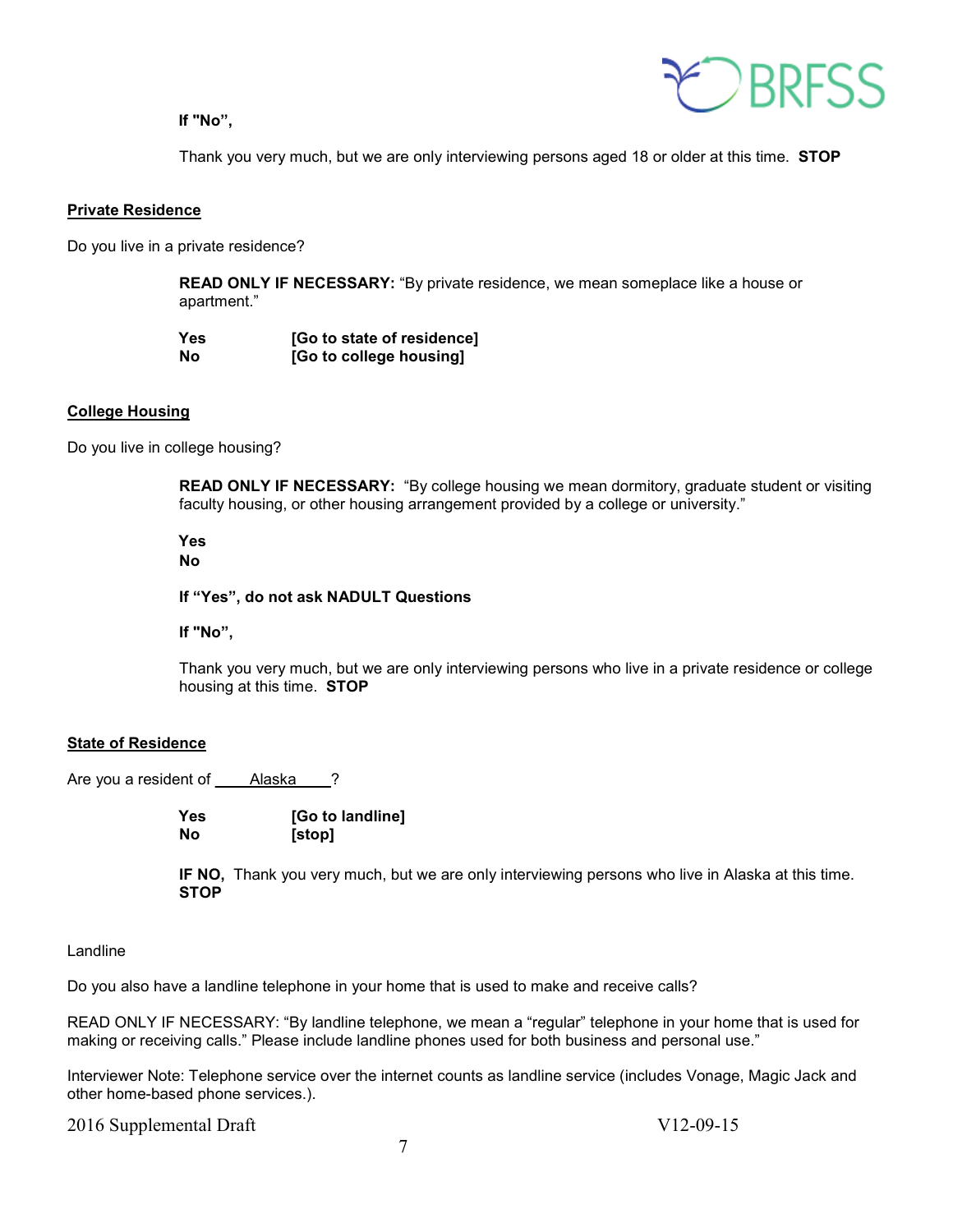**If "No",**

Thank you very much, but we are only interviewing persons aged 18 or older at this time. **STOP**

**Private Residence**

Do you live in a private residence?

**READ ONLY IF NECESSARY:** "By private residence, we mean someplace like a house or apartment."

**Yes** **[Go to state of residence]**
**No** **[Go to college housing]**

**College Housing**

Do you live in college housing?

**READ ONLY IF NECESSARY:** "By college housing we mean dormitory, graduate student or visiting faculty housing, or other housing arrangement provided by a college or university."

**Yes**
**No**

**If "Yes", do not ask NADULT Questions**

**If "No",**

Thank you very much, but we are only interviewing persons who live in a private residence or college housing at this time. **STOP**

**State of Residence**

Are you a resident of ____Alaska____?

**Yes** **[Go to landline]**
**No** **[stop]**

**IF NO,** Thank you very much, but we are only interviewing persons who live in Alaska at this time. **STOP**

Landline

Do you also have a landline telephone in your home that is used to make and receive calls?

READ ONLY IF NECESSARY: "By landline telephone, we mean a "regular" telephone in your home that is used for making or receiving calls." Please include landline phones used for both business and personal use."

Interviewer Note: Telephone service over the internet counts as landline service (includes Vonage, Magic Jack and other home-based phone services.).

2016 Supplemental Draft V12-09-15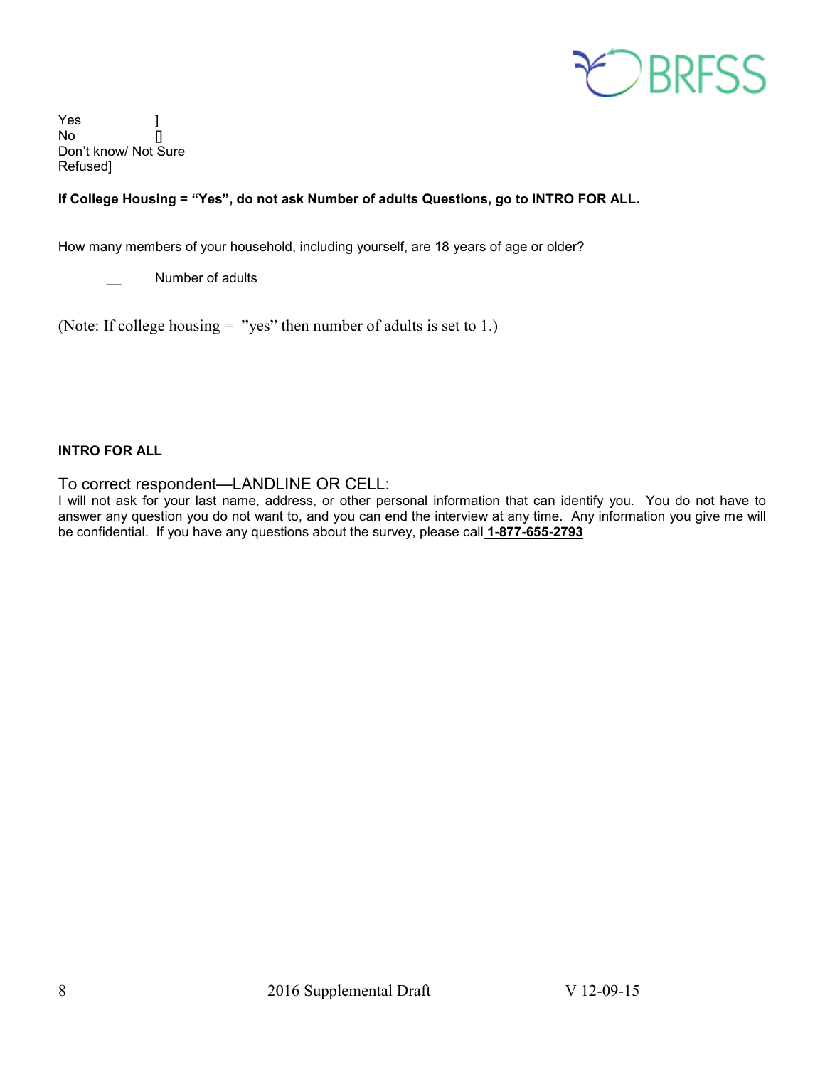Yes ]
No []
Don't know/ Not Sure
Refused]

**If College Housing = "Yes", do not ask Number of adults Questions, go to INTRO FOR ALL.**

How many members of your household, including yourself, are 18 years of age or older?

__ Number of adults

(Note: If college housing = "yes" then number of adults is set to 1.)

**INTRO FOR ALL**

To correct respondent—LANDLINE OR CELL:
I will not ask for your last name, address, or other personal information that can identify you. You do not have to answer any question you do not want to, and you can end the interview at any time. Any information you give me will be confidential. If you have any questions about the survey, please call **1-877-655-2793**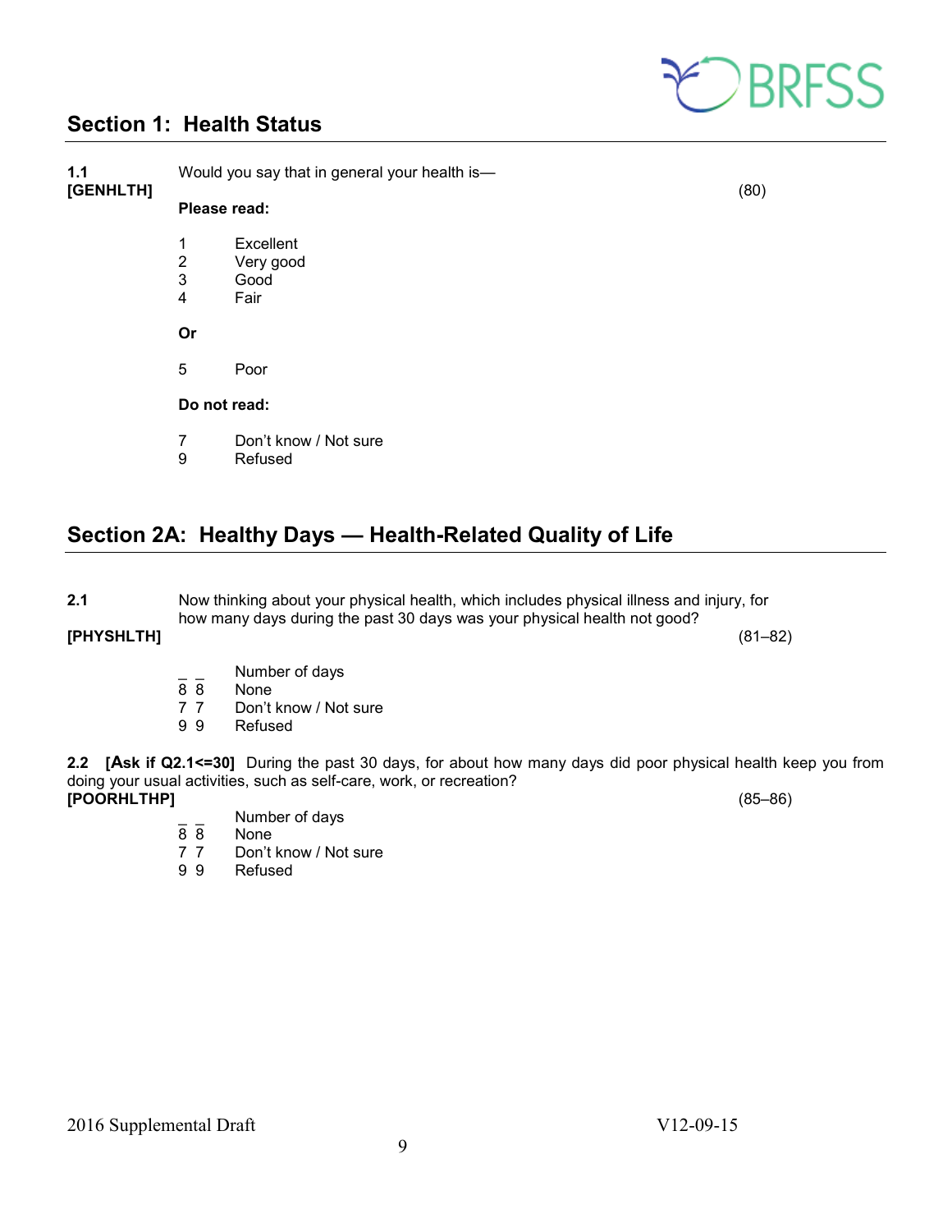## Section 1: Health Status

**1.1**
**[GENHLTH]**

Would you say that in general your health is—

(80)

**Please read:**

1 Excellent
2 Very good
3 Good
4 Fair

**Or**

5 Poor

**Do not read:**

7 Don't know / Not sure
9 Refused

## Section 2A: Healthy Days — Health-Related Quality of Life

**2.1**
**[PHYSHLTH]**

Now thinking about your physical health, which includes physical illness and injury, for how many days during the past 30 days was your physical health not good?

(81–82)

_ _ Number of days
8 8 None
7 7 Don't know / Not sure
9 9 Refused

**2.2 [Ask if Q2.1<=30]** During the past 30 days, for about how many days did poor physical health keep you from doing your usual activities, such as self-care, work, or recreation?
**[POORHLTHP]**

(85–86)

_ _ Number of days
8 8 None
7 7 Don't know / Not sure
9 9 Refused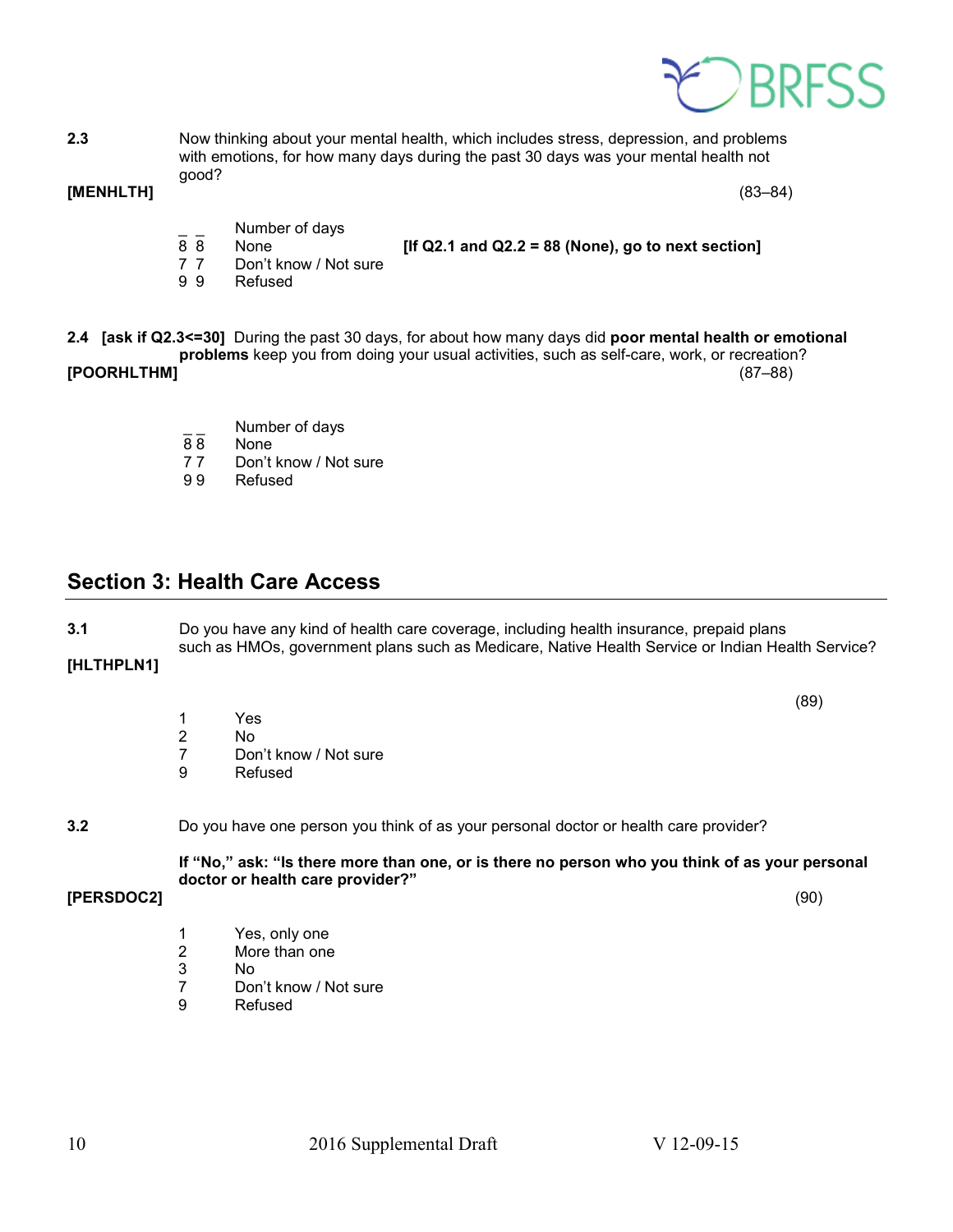**2.3** Now thinking about your mental health, which includes stress, depression, and problems with emotions, for how many days during the past 30 days was your mental health not good?

**[MENHLTH]** (83–84)

| | | |
|---|---|---|
| _ _ | Number of days | |
| 8 8 | None | **[If Q2.1 and Q2.2 = 88 (None), go to next section]** |
| 7 7 | Don't know / Not sure | |
| 9 9 | Refused | |

**2.4 [ask if Q2.3<=30]** During the past 30 days, for about how many days did **poor mental health or emotional problems** keep you from doing your usual activities, such as self-care, work, or recreation?

**[POORHLTHM]** (87–88)

| | |
|---|---|
| _ _ | Number of days |
| 8 8 | None |
| 7 7 | Don't know / Not sure |
| 9 9 | Refused |

## Section 3: Health Care Access

**3.1** Do you have any kind of health care coverage, including health insurance, prepaid plans such as HMOs, government plans such as Medicare, Native Health Service or Indian Health Service?

**[HLTHPLN1]** (89)

| | |
|---|---|
| 1 | Yes |
| 2 | No |
| 7 | Don't know / Not sure |
| 9 | Refused |

**3.2** Do you have one person you think of as your personal doctor or health care provider?

**If "No," ask: "Is there more than one, or is there no person who you think of as your personal doctor or health care provider?"**

**[PERSDOC2]** (90)

| | |
|---|---|
| 1 | Yes, only one |
| 2 | More than one |
| 3 | No |
| 7 | Don't know / Not sure |
| 9 | Refused |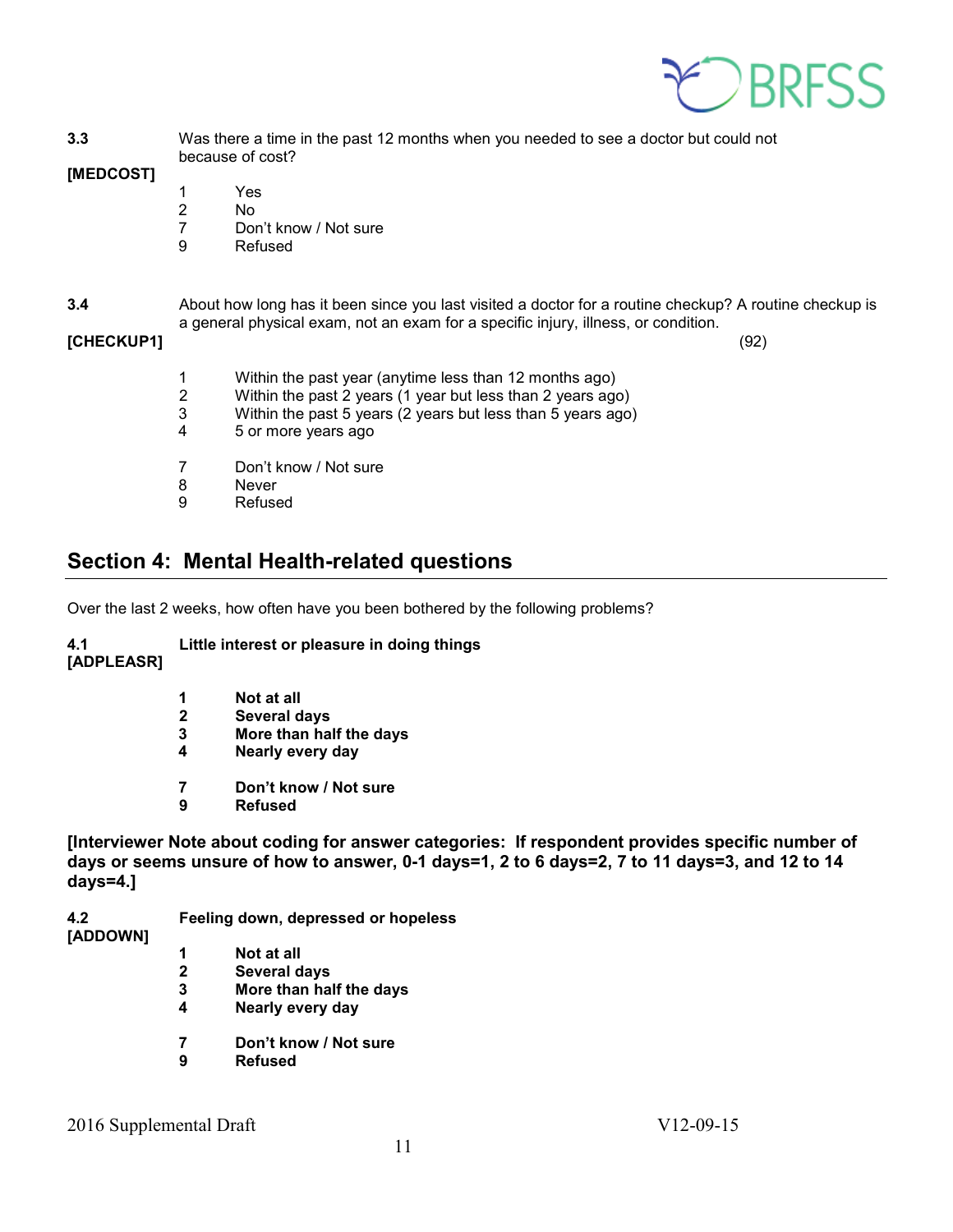**3.3** Was there a time in the past 12 months when you needed to see a doctor but could not because of cost?

**[MEDCOST]**

1 Yes
2 No
7 Don't know / Not sure
9 Refused

**3.4** About how long has it been since you last visited a doctor for a routine checkup? A routine checkup is a general physical exam, not an exam for a specific injury, illness, or condition.

**[CHECKUP1]** (92)

1 Within the past year (anytime less than 12 months ago)
2 Within the past 2 years (1 year but less than 2 years ago)
3 Within the past 5 years (2 years but less than 5 years ago)
4 5 or more years ago

7 Don't know / Not sure
8 Never
9 Refused

## Section 4: Mental Health-related questions

Over the last 2 weeks, how often have you been bothered by the following problems?

**4.1** **Little interest or pleasure in doing things**
**[ADPLEASR]**

**1 Not at all**
**2 Several days**
**3 More than half the days**
**4 Nearly every day**

**7 Don't know / Not sure**
**9 Refused**

**[Interviewer Note about coding for answer categories: If respondent provides specific number of days or seems unsure of how to answer, 0-1 days=1, 2 to 6 days=2, 7 to 11 days=3, and 12 to 14 days=4.]**

**4.2** **Feeling down, depressed or hopeless**
**[ADDOWN]**

**1 Not at all**
**2 Several days**
**3 More than half the days**
**4 Nearly every day**

**7 Don't know / Not sure**
**9 Refused**

2016 Supplemental Draft V12-09-15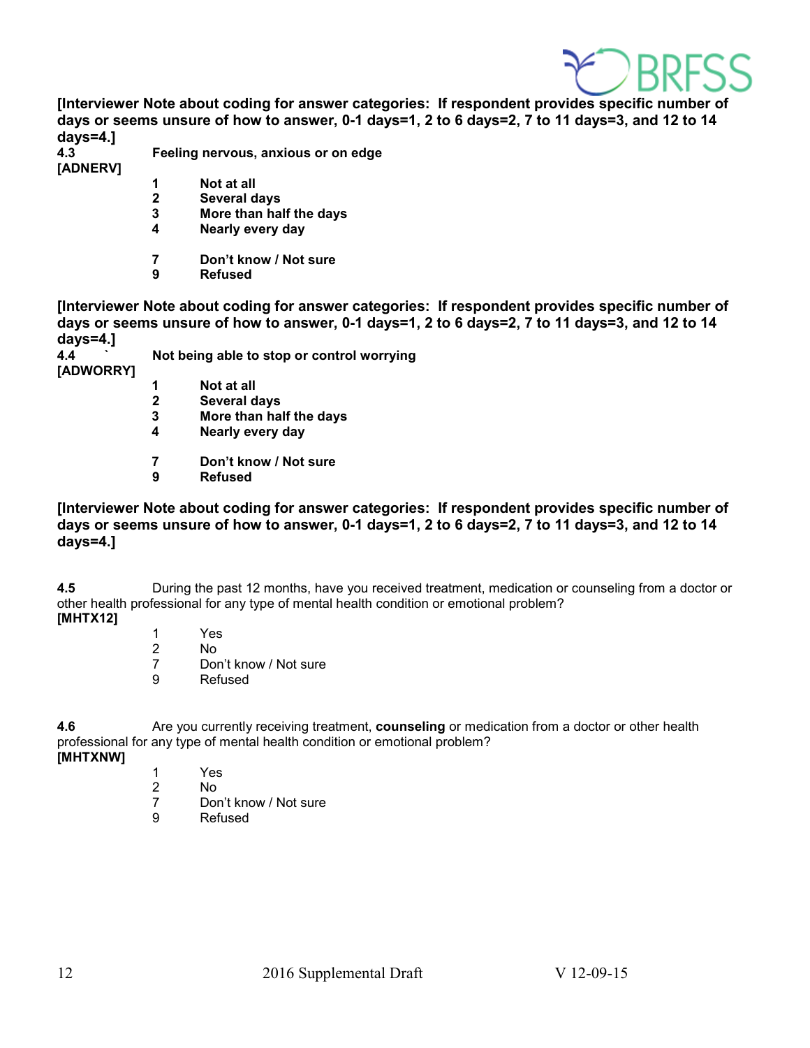**[Interviewer Note about coding for answer categories: If respondent provides specific number of days or seems unsure of how to answer, 0-1 days=1, 2 to 6 days=2, 7 to 11 days=3, and 12 to 14 days=4.]**

**4.3** **Feeling nervous, anxious or on edge**
**[ADNERV]**

**1** **Not at all**
**2** **Several days**
**3** **More than half the days**
**4** **Nearly every day**

**7** **Don't know / Not sure**
**9** **Refused**

**[Interviewer Note about coding for answer categories: If respondent provides specific number of days or seems unsure of how to answer, 0-1 days=1, 2 to 6 days=2, 7 to 11 days=3, and 12 to 14 days=4.]**

**4.4** ` **Not being able to stop or control worrying**
**[ADWORRY]**

**1** **Not at all**
**2** **Several days**
**3** **More than half the days**
**4** **Nearly every day**

**7** **Don't know / Not sure**
**9** **Refused**

**[Interviewer Note about coding for answer categories: If respondent provides specific number of days or seems unsure of how to answer, 0-1 days=1, 2 to 6 days=2, 7 to 11 days=3, and 12 to 14 days=4.]**

**4.5** During the past 12 months, have you received treatment, medication or counseling from a doctor or other health professional for any type of mental health condition or emotional problem?
**[MHTX12]**

1 Yes
2 No
7 Don't know / Not sure
9 Refused

**4.6** Are you currently receiving treatment, **counseling** or medication from a doctor or other health professional for any type of mental health condition or emotional problem?
**[MHTXNW]**

1 Yes
2 No
7 Don't know / Not sure
9 Refused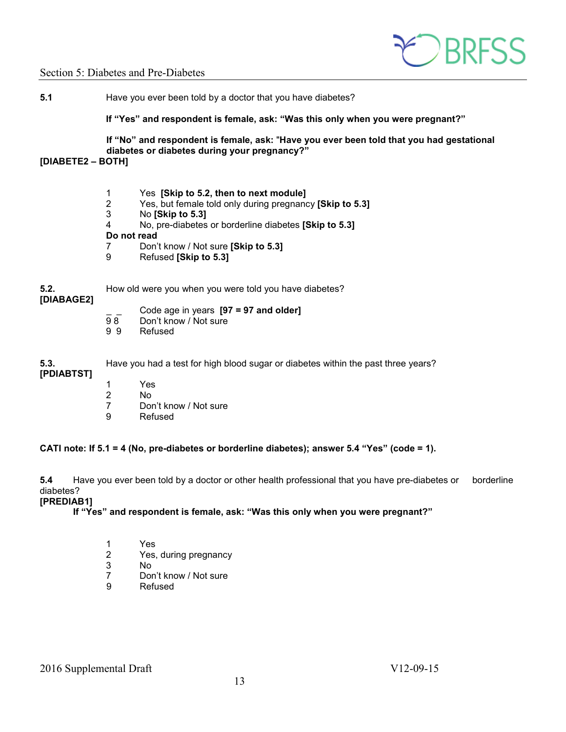## Section 5: Diabetes and Pre-Diabetes

**5.1** Have you ever been told by a doctor that you have diabetes?

**If "Yes" and respondent is female, ask: "Was this only when you were pregnant?"**

**If "No" and respondent is female, ask: "Have you ever been told that you had gestational diabetes or diabetes during your pregnancy?"**

**[DIABETE2 – BOTH]**

1 Yes **[Skip to 5.2, then to next module]**
2 Yes, but female told only during pregnancy **[Skip to 5.3]**
3 No **[Skip to 5.3]**
4 No, pre-diabetes or borderline diabetes **[Skip to 5.3]**

**Do not read**

7 Don't know / Not sure **[Skip to 5.3]**
9 Refused **[Skip to 5.3]**

**5.2.** How old were you when you were told you have diabetes?
**[DIABAGE2]**

_ _ Code age in years **[97 = 97 and older]**
9 8 Don't know / Not sure
9 9 Refused

**5.3.** Have you had a test for high blood sugar or diabetes within the past three years?
**[PDIABTST]**

1 Yes
2 No
7 Don't know / Not sure
9 Refused

**CATI note: If 5.1 = 4 (No, pre-diabetes or borderline diabetes); answer 5.4 "Yes" (code = 1).**

**5.4** Have you ever been told by a doctor or other health professional that you have pre-diabetes or borderline diabetes?
**[PREDIAB1]**

**If "Yes" and respondent is female, ask: "Was this only when you were pregnant?"**

1 Yes
2 Yes, during pregnancy
3 No
7 Don't know / Not sure
9 Refused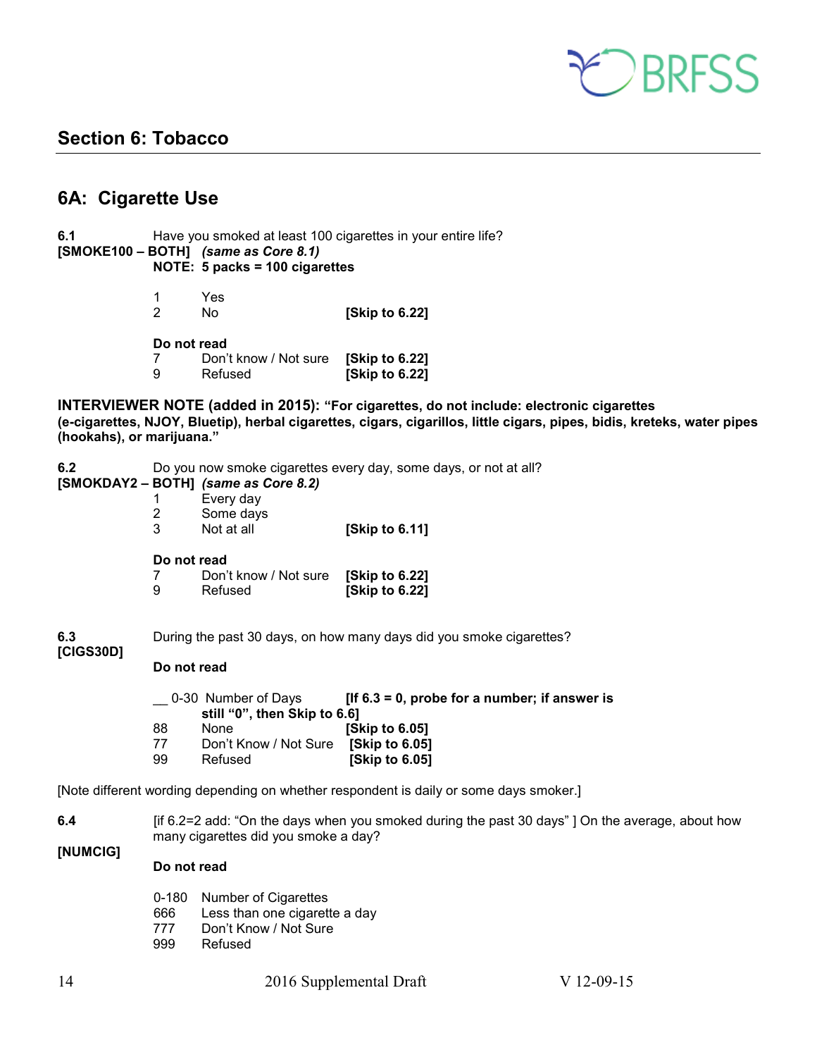## Section 6: Tobacco

## 6A: Cigarette Use

**6.1** Have you smoked at least 100 cigarettes in your entire life?
**[SMOKE100 – BOTH]** ***(same as Core 8.1)***
**NOTE: 5 packs = 100 cigarettes**

1 Yes
2 No **[Skip to 6.22]**

**Do not read**
7 Don't know / Not sure **[Skip to 6.22]**
9 Refused **[Skip to 6.22]**

**INTERVIEWER NOTE (added in 2015): "For cigarettes, do not include: electronic cigarettes (e-cigarettes, NJOY, Bluetip), herbal cigarettes, cigars, cigarillos, little cigars, pipes, bidis, kreteks, water pipes (hookahs), or marijuana."**

**6.2** Do you now smoke cigarettes every day, some days, or not at all?
**[SMOKDAY2 – BOTH]** ***(same as Core 8.2)***

1 Every day
2 Some days
3 Not at all **[Skip to 6.11]**

**Do not read**
7 Don't know / Not sure **[Skip to 6.22]**
9 Refused **[Skip to 6.22]**

**6.3** During the past 30 days, on how many days did you smoke cigarettes?
**[CIGS30D]**

**Do not read**

__ 0-30 Number of Days **[If 6.3 = 0, probe for a number; if answer is still "0", then Skip to 6.6]**
88 None **[Skip to 6.05]**
77 Don't Know / Not Sure **[Skip to 6.05]**
99 Refused **[Skip to 6.05]**

[Note different wording depending on whether respondent is daily or some days smoker.]

**6.4** [if 6.2=2 add: "On the days when you smoked during the past 30 days" ] On the average, about how many cigarettes did you smoke a day?
**[NUMCIG]**

**Do not read**

0-180 Number of Cigarettes
666 Less than one cigarette a day
777 Don't Know / Not Sure
999 Refused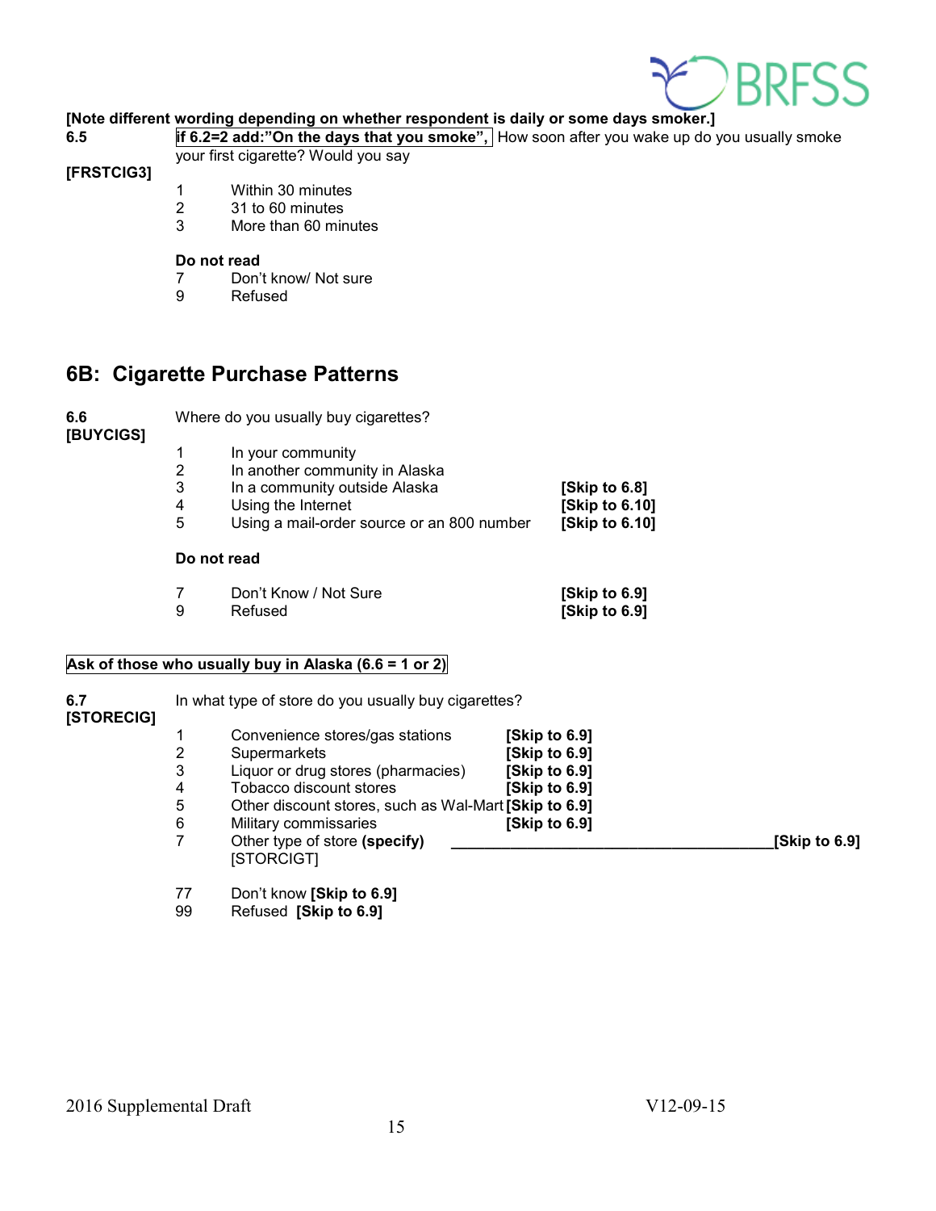**[Note different wording depending on whether respondent is daily or some days smoker.]**

**6.5** **if 6.2=2 add:"On the days that you smoke",** How soon after you wake up do you usually smoke your first cigarette? Would you say

**[FRSTCIG3]**

1 Within 30 minutes
2 31 to 60 minutes
3 More than 60 minutes

**Do not read**

7 Don't know/ Not sure
9 Refused

## 6B: Cigarette Purchase Patterns

**6.6** Where do you usually buy cigarettes?
**[BUYCIGS]**

1 In your community
2 In another community in Alaska
3 In a community outside Alaska **[Skip to 6.8]**
4 Using the Internet **[Skip to 6.10]**
5 Using a mail-order source or an 800 number **[Skip to 6.10]**

**Do not read**

7 Don't Know / Not Sure **[Skip to 6.9]**
9 Refused **[Skip to 6.9]**

**Ask of those who usually buy in Alaska (6.6 = 1 or 2)**

**6.7** In what type of store do you usually buy cigarettes?
**[STORECIG]**

1 Convenience stores/gas stations **[Skip to 6.9]**
2 Supermarkets **[Skip to 6.9]**
3 Liquor or drug stores (pharmacies) **[Skip to 6.9]**
4 Tobacco discount stores **[Skip to 6.9]**
5 Other discount stores, such as Wal-Mart **[Skip to 6.9]**
6 Military commissaries **[Skip to 6.9]**
7 Other type of store **(specify)** ________________________________________**[Skip to 6.9]**
[STORCIGT]

77 Don't know **[Skip to 6.9]**
99 Refused **[Skip to 6.9]**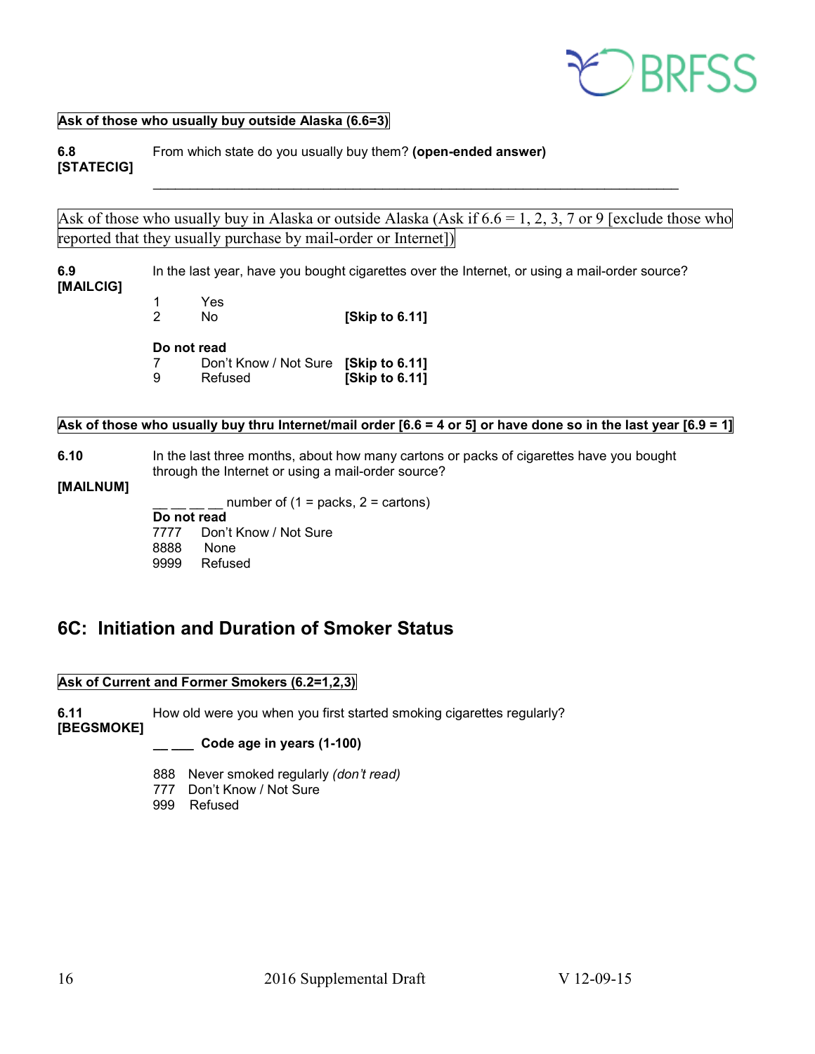**Ask of those who usually buy outside Alaska (6.6=3)**

**6.8** From which state do you usually buy them? **(open-ended answer)**
**[STATECIG]**

\_\_\_\_\_\_\_\_\_\_\_\_\_\_\_\_\_\_\_\_\_\_\_\_\_\_\_\_\_\_\_\_\_\_\_\_\_\_\_\_\_\_\_\_\_\_\_\_\_\_\_\_\_\_\_\_\_\_\_\_\_\_\_\_\_\_\_\_\_\_

Ask of those who usually buy in Alaska or outside Alaska (Ask if 6.6 = 1, 2, 3, 7 or 9 [exclude those who reported that they usually purchase by mail-order or Internet])

**6.9** In the last year, have you bought cigarettes over the Internet, or using a mail-order source?
**[MAILCIG]**

1 Yes
2 No **[Skip to 6.11]**

**Do not read**
7 Don't Know / Not Sure **[Skip to 6.11]**
9 Refused **[Skip to 6.11]**

**Ask of those who usually buy thru Internet/mail order [6.6 = 4 or 5] or have done so in the last year [6.9 = 1]**

**6.10** In the last three months, about how many cartons or packs of cigarettes have you bought through the Internet or using a mail-order source?

**[MAILNUM]**

\_\_ \_\_ \_\_ \_\_ number of (1 = packs, 2 = cartons)
**Do not read**
7777 Don't Know / Not Sure
8888 None
9999 Refused

## 6C: Initiation and Duration of Smoker Status

**Ask of Current and Former Smokers (6.2=1,2,3)**

**6.11** How old were you when you first started smoking cigarettes regularly?
**[BEGSMOKE]**
**\_\_ \_\_\_ Code age in years (1-100)**

888 Never smoked regularly *(don't read)*
777 Don't Know / Not Sure
999 Refused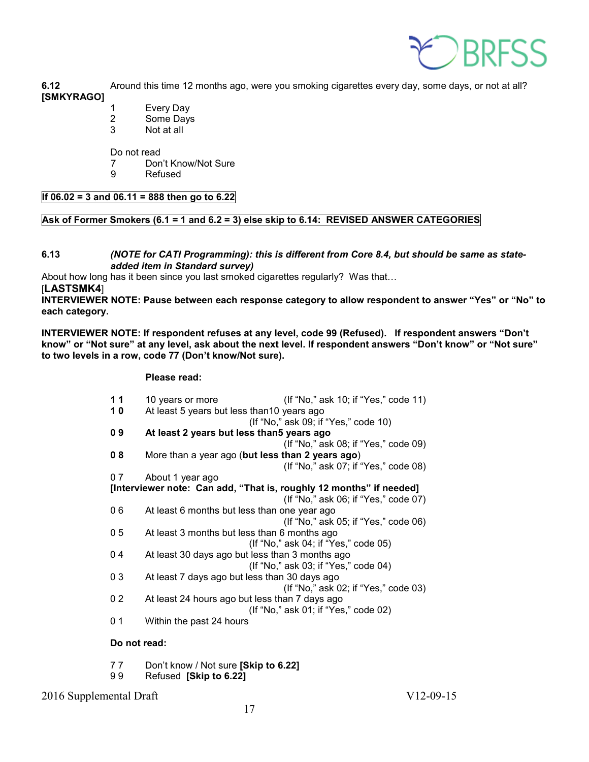**6.12**
**[SMKYRAGO]**

Around this time 12 months ago, were you smoking cigarettes every day, some days, or not at all?

1 Every Day
2 Some Days
3 Not at all

Do not read
7 Don't Know/Not Sure
9 Refused

**If 06.02 = 3 and 06.11 = 888 then go to 6.22**

**Ask of Former Smokers (6.1 = 1 and 6.2 = 3) else skip to 6.14: REVISED ANSWER CATEGORIES**

**6.13** ***(NOTE for CATI Programming): this is different from Core 8.4, but should be same as state-added item in Standard survey)***

About how long has it been since you last smoked cigarettes regularly? Was that…

[**LASTSMK4**]

**INTERVIEWER NOTE: Pause between each response category to allow respondent to answer "Yes" or "No" to each category.**

**INTERVIEWER NOTE: If respondent refuses at any level, code 99 (Refused). If respondent answers "Don't know" or "Not sure" at any level, ask about the next level. If respondent answers "Don't know" or "Not sure" to two levels in a row, code 77 (Don't know/Not sure).**

**Please read:**

**1 1** 10 years or more (If "No," ask 10; if "Yes," code 11)
**1 0** At least 5 years but less than10 years ago (If "No," ask 09; if "Yes," code 10)
**0 9** **At least 2 years but less than5 years ago** (If "No," ask 08; if "Yes," code 09)
**0 8** More than a year ago (**but less than 2 years ago**) (If "No," ask 07; if "Yes," code 08)
0 7 About 1 year ago
**[Interviewer note: Can add, "That is, roughly 12 months" if needed]** (If "No," ask 06; if "Yes," code 07)
0 6 At least 6 months but less than one year ago (If "No," ask 05; if "Yes," code 06)
0 5 At least 3 months but less than 6 months ago (If "No," ask 04; if "Yes," code 05)
0 4 At least 30 days ago but less than 3 months ago (If "No," ask 03; if "Yes," code 04)
0 3 At least 7 days ago but less than 30 days ago (If "No," ask 02; if "Yes," code 03)
0 2 At least 24 hours ago but less than 7 days ago (If "No," ask 01; if "Yes," code 02)
0 1 Within the past 24 hours

**Do not read:**

7 7 Don't know / Not sure **[Skip to 6.22]**
9 9 Refused **[Skip to 6.22]**

2016 Supplemental Draft V12-09-15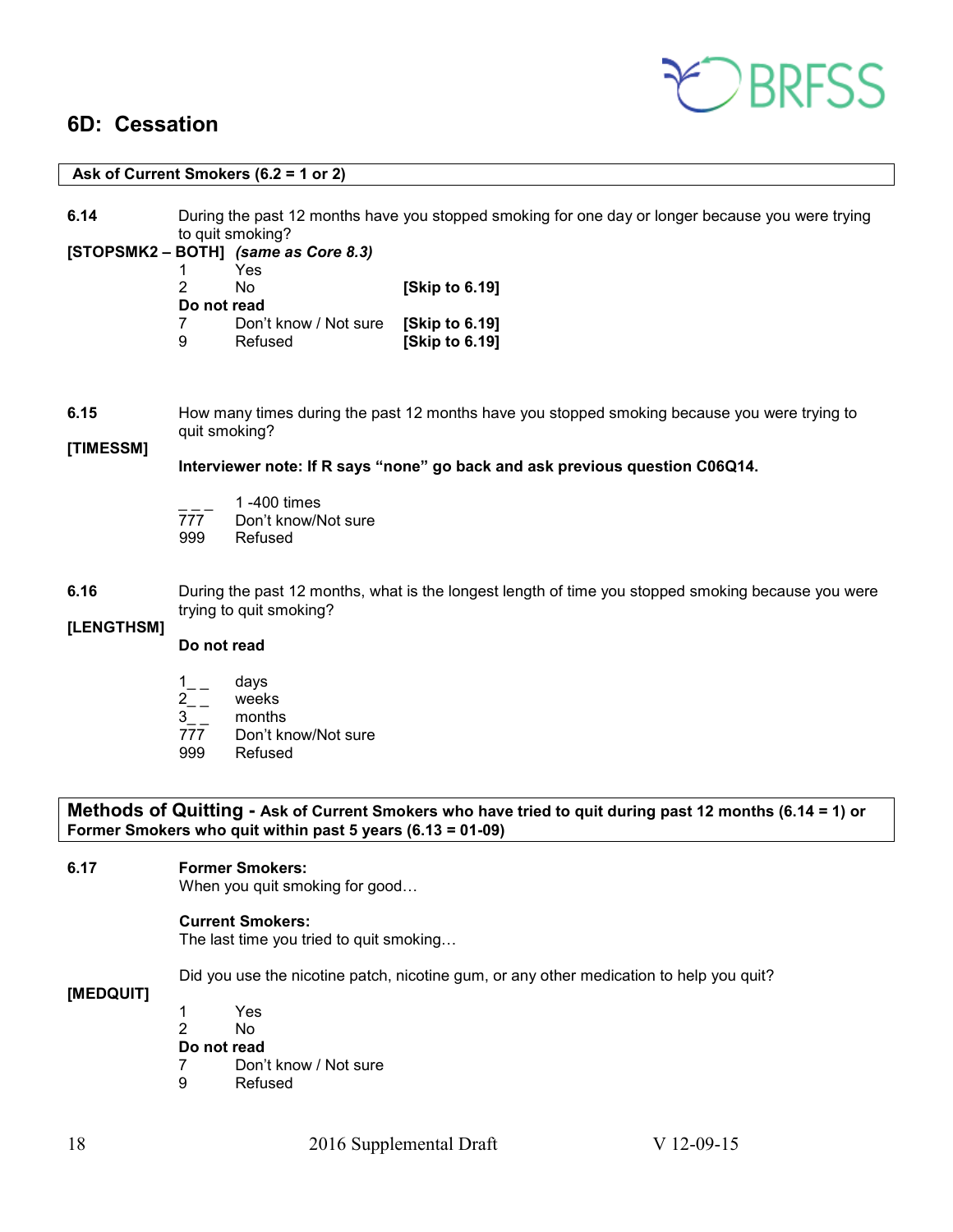## 6D: Cessation

**Ask of Current Smokers (6.2 = 1 or 2)**

**6.14** During the past 12 months have you stopped smoking for one day or longer because you were trying to quit smoking?

**[STOPSMK2 – BOTH]** ***(same as Core 8.3)***

1 Yes
2 No **[Skip to 6.19]**
**Do not read**
7 Don't know / Not sure **[Skip to 6.19]**
9 Refused **[Skip to 6.19]**

**6.15** How many times during the past 12 months have you stopped smoking because you were trying to quit smoking?

**[TIMESSM]**

**Interviewer note: If R says "none" go back and ask previous question C06Q14.**

_ _ _ 1 -400 times
777 Don't know/Not sure
999 Refused

**6.16** During the past 12 months, what is the longest length of time you stopped smoking because you were trying to quit smoking?

**[LENGTHSM]**

**Do not read**

1_ _ days
2_ _ weeks
3_ _ months
777 Don't know/Not sure
999 Refused

**Methods of Quitting - Ask of Current Smokers who have tried to quit during past 12 months (6.14 = 1) or Former Smokers who quit within past 5 years (6.13 = 01-09)**

**6.17** **Former Smokers:**
When you quit smoking for good…

**Current Smokers:**
The last time you tried to quit smoking…

Did you use the nicotine patch, nicotine gum, or any other medication to help you quit?

**[MEDQUIT]**

1 Yes
2 No
**Do not read**
7 Don't know / Not sure
9 Refused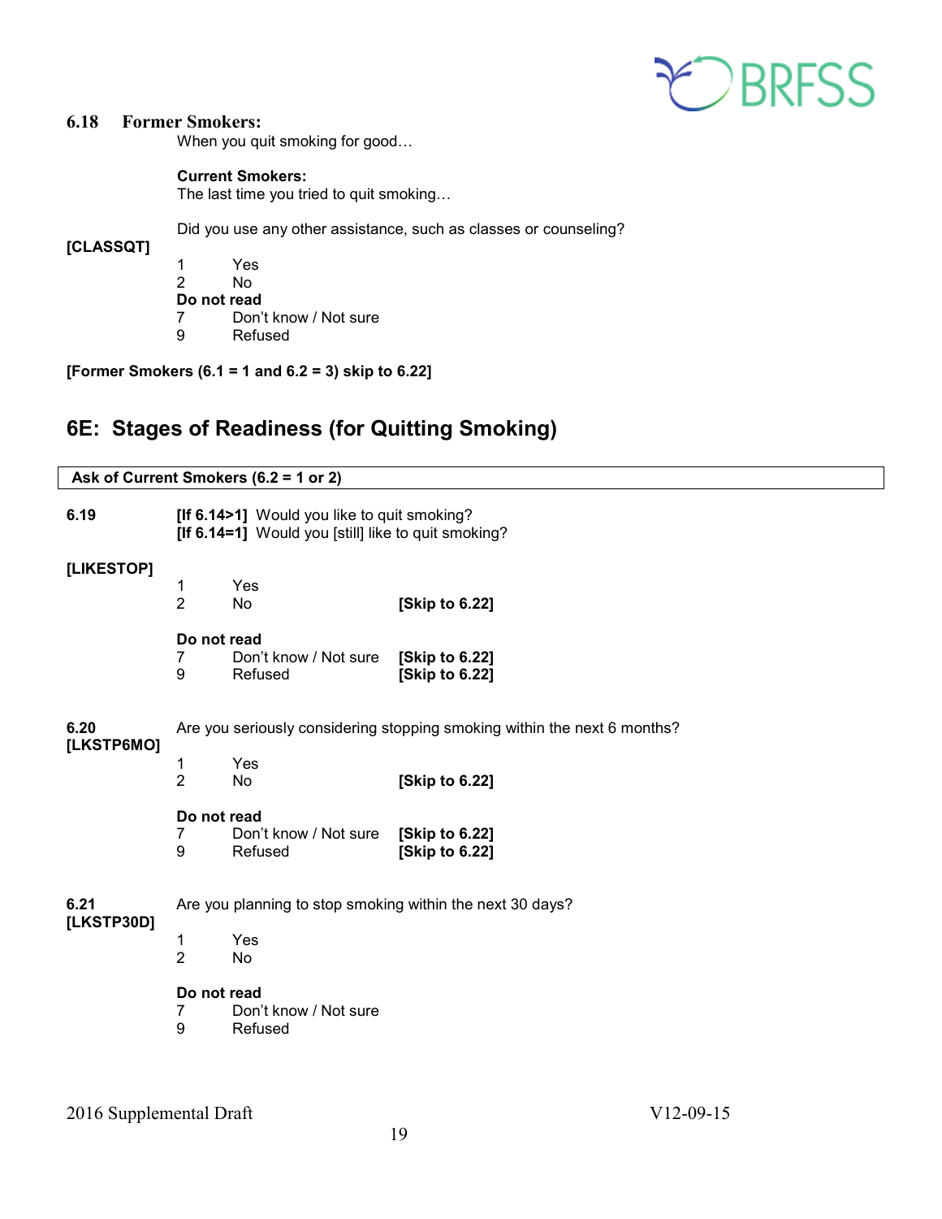**6.18 Former Smokers:**
When you quit smoking for good…

**Current Smokers:**
The last time you tried to quit smoking…

Did you use any other assistance, such as classes or counseling?

**[CLASSQT]**

1 Yes
2 No
**Do not read**
7 Don't know / Not sure
9 Refused

**[Former Smokers (6.1 = 1 and 6.2 = 3) skip to 6.22]**

## 6E: Stages of Readiness (for Quitting Smoking)

| Ask of Current Smokers (6.2 = 1 or 2) |
|---|

**6.19** **[If 6.14>1]** Would you like to quit smoking?
**[If 6.14=1]** Would you [still] like to quit smoking?

**[LIKESTOP]**

1 Yes
2 No **[Skip to 6.22]**

**Do not read**
7 Don't know / Not sure **[Skip to 6.22]**
9 Refused **[Skip to 6.22]**

**6.20** Are you seriously considering stopping smoking within the next 6 months?
**[LKSTP6MO]**

1 Yes
2 No **[Skip to 6.22]**

**Do not read**
7 Don't know / Not sure **[Skip to 6.22]**
9 Refused **[Skip to 6.22]**

**6.21** Are you planning to stop smoking within the next 30 days?
**[LKSTP30D]**

1 Yes
2 No

**Do not read**
7 Don't know / Not sure
9 Refused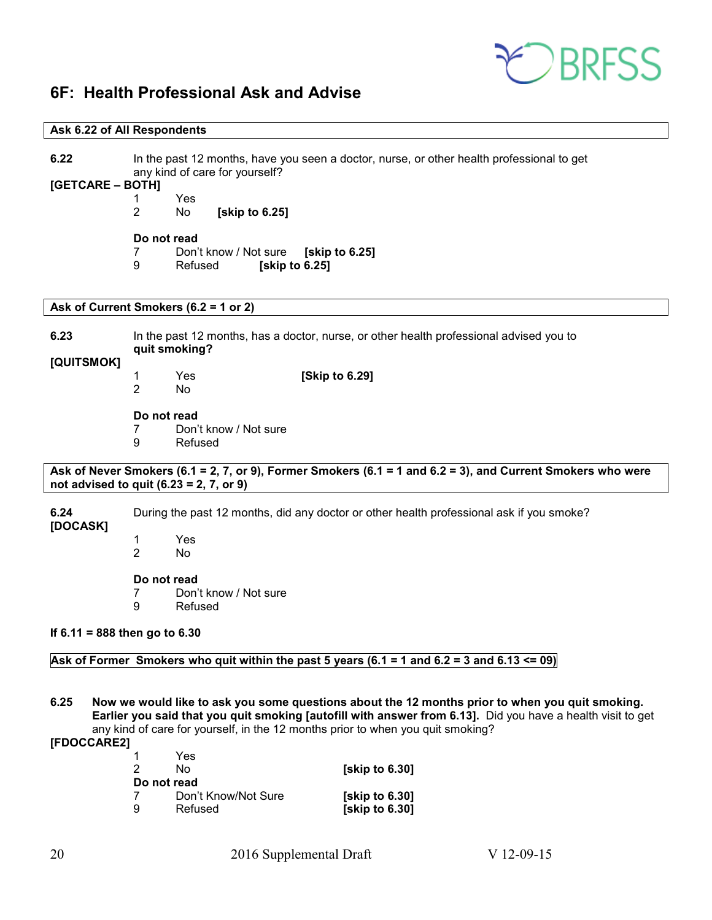## 6F: Health Professional Ask and Advise

**Ask 6.22 of All Respondents**

**6.22** In the past 12 months, have you seen a doctor, nurse, or other health professional to get any kind of care for yourself?

**[GETCARE – BOTH]**

1 Yes
2 No **[skip to 6.25]**

**Do not read**
7 Don't know / Not sure **[skip to 6.25]**
9 Refused **[skip to 6.25]**

**Ask of Current Smokers (6.2 = 1 or 2)**

**6.23** In the past 12 months, has a doctor, nurse, or other health professional advised you to **quit smoking?**

**[QUITSMOK]**

1 Yes **[Skip to 6.29]**
2 No

**Do not read**
7 Don't know / Not sure
9 Refused

**Ask of Never Smokers (6.1 = 2, 7, or 9), Former Smokers (6.1 = 1 and 6.2 = 3), and Current Smokers who were not advised to quit (6.23 = 2, 7, or 9)**

**6.24** During the past 12 months, did any doctor or other health professional ask if you smoke?

**[DOCASK]**

1 Yes
2 No

**Do not read**
7 Don't know / Not sure
9 Refused

**If 6.11 = 888 then go to 6.30**

**Ask of Former Smokers who quit within the past 5 years (6.1 = 1 and 6.2 = 3 and 6.13 <= 09)**

**6.25** **Now we would like to ask you some questions about the 12 months prior to when you quit smoking. Earlier you said that you quit smoking [autofill with answer from 6.13].** Did you have a health visit to get any kind of care for yourself, in the 12 months prior to when you quit smoking?

**[FDOCCARE2]**

1 Yes
2 No **[skip to 6.30]**

**Do not read**
7 Don't Know/Not Sure **[skip to 6.30]**
9 Refused **[skip to 6.30]**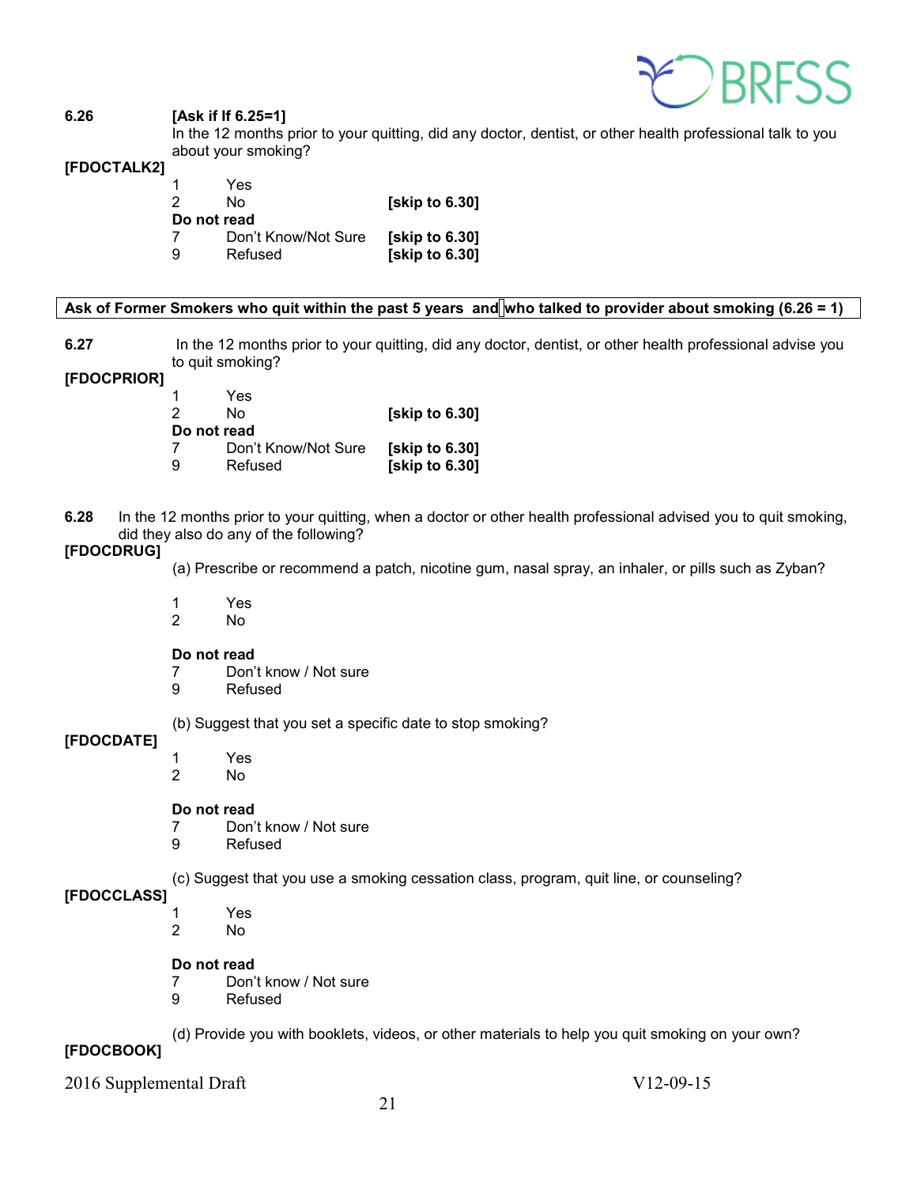**6.26** **[Ask if If 6.25=1]**
In the 12 months prior to your quitting, did any doctor, dentist, or other health professional talk to you about your smoking?

**[FDOCTALK2]**

1 Yes
2 No **[skip to 6.30]**

**Do not read**

7 Don't Know/Not Sure **[skip to 6.30]**
9 Refused **[skip to 6.30]**

**Ask of Former Smokers who quit within the past 5 years and who talked to provider about smoking (6.26 = 1)**

**6.27** In the 12 months prior to your quitting, did any doctor, dentist, or other health professional advise you to quit smoking?

**[FDOCPRIOR]**

1 Yes
2 No **[skip to 6.30]**

**Do not read**

7 Don't Know/Not Sure **[skip to 6.30]**
9 Refused **[skip to 6.30]**

**6.28** In the 12 months prior to your quitting, when a doctor or other health professional advised you to quit smoking, did they also do any of the following?

**[FDOCDRUG]**

(a) Prescribe or recommend a patch, nicotine gum, nasal spray, an inhaler, or pills such as Zyban?

1 Yes
2 No

**Do not read**

7 Don't know / Not sure
9 Refused

**[FDOCDATE]**

(b) Suggest that you set a specific date to stop smoking?

1 Yes
2 No

**Do not read**

7 Don't know / Not sure
9 Refused

**[FDOCCLASS]**

(c) Suggest that you use a smoking cessation class, program, quit line, or counseling?

1 Yes
2 No

**Do not read**

7 Don't know / Not sure
9 Refused

**[FDOCBOOK]**

(d) Provide you with booklets, videos, or other materials to help you quit smoking on your own?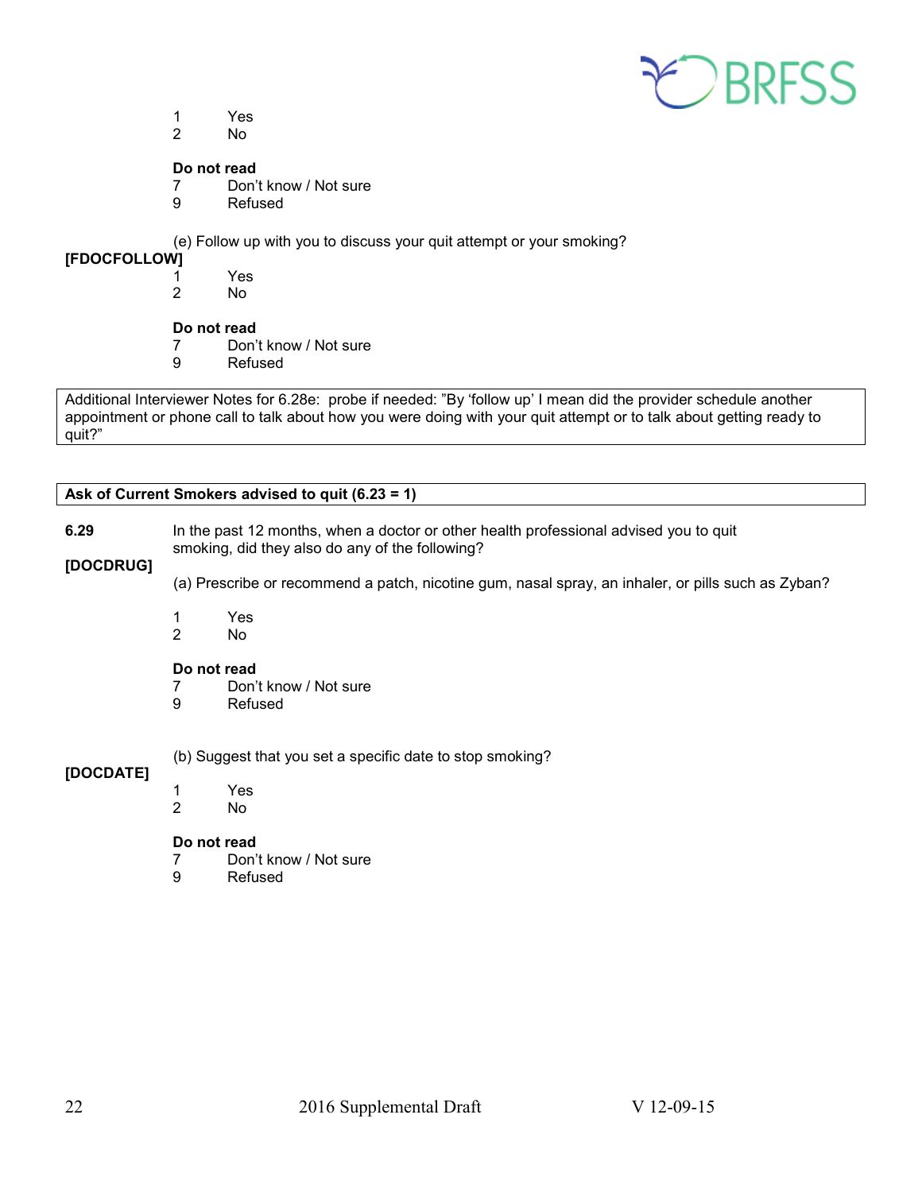1 Yes
2 No

**Do not read**
7 Don't know / Not sure
9 Refused

**[FDOCFOLLOW]** (e) Follow up with you to discuss your quit attempt or your smoking?

1 Yes
2 No

**Do not read**
7 Don't know / Not sure
9 Refused

| Additional Interviewer Notes for 6.28e: probe if needed: "By 'follow up' I mean did the provider schedule another appointment or phone call to talk about how you were doing with your quit attempt or to talk about getting ready to quit?" |
|---|

| **Ask of Current Smokers advised to quit (6.23 = 1)** |
|---|

**6.29** In the past 12 months, when a doctor or other health professional advised you to quit smoking, did they also do any of the following?

**[DOCDRUG]** (a) Prescribe or recommend a patch, nicotine gum, nasal spray, an inhaler, or pills such as Zyban?

1 Yes
2 No

**Do not read**
7 Don't know / Not sure
9 Refused

**[DOCDATE]** (b) Suggest that you set a specific date to stop smoking?

1 Yes
2 No

**Do not read**
7 Don't know / Not sure
9 Refused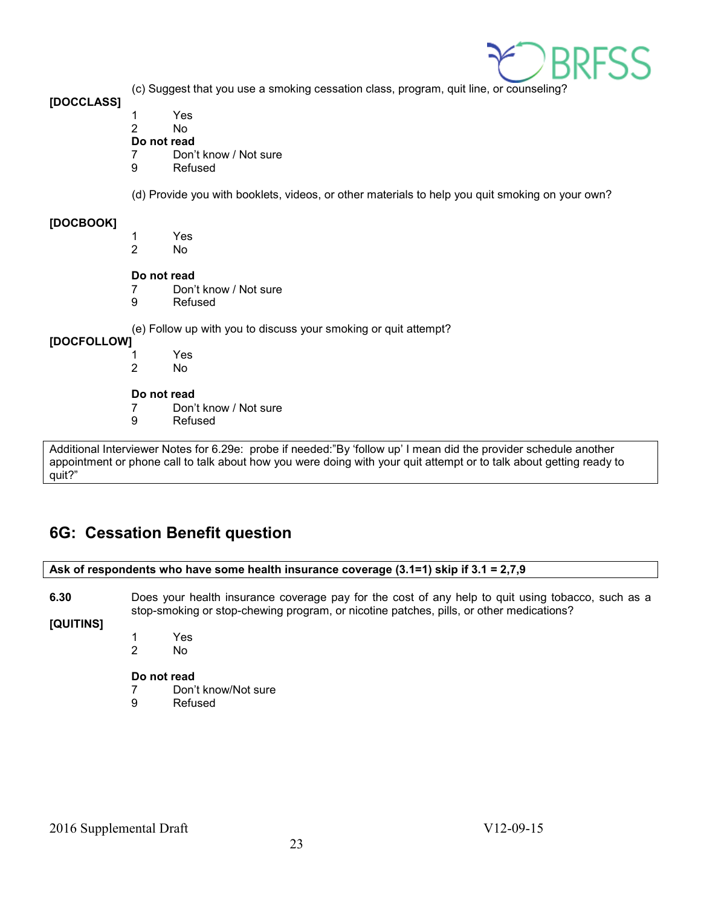(c) Suggest that you use a smoking cessation class, program, quit line, or counseling?

**[DOCCLASS]**

1 Yes
2 No

**Do not read**

7 Don't know / Not sure
9 Refused

(d) Provide you with booklets, videos, or other materials to help you quit smoking on your own?

**[DOCBOOK]**

1 Yes
2 No

**Do not read**

7 Don't know / Not sure
9 Refused

(e) Follow up with you to discuss your smoking or quit attempt?

**[DOCFOLLOW]**

1 Yes
2 No

**Do not read**

7 Don't know / Not sure
9 Refused

| Additional Interviewer Notes for 6.29e: probe if needed:"By 'follow up' I mean did the provider schedule another appointment or phone call to talk about how you were doing with your quit attempt or to talk about getting ready to quit?" |
|---|

## 6G: Cessation Benefit question

| **Ask of respondents who have some health insurance coverage (3.1=1) skip if 3.1 = 2,7,9** |
|---|

**6.30** Does your health insurance coverage pay for the cost of any help to quit using tobacco, such as a stop-smoking or stop-chewing program, or nicotine patches, pills, or other medications?

**[QUITINS]**

1 Yes
2 No

**Do not read**

7 Don't know/Not sure
9 Refused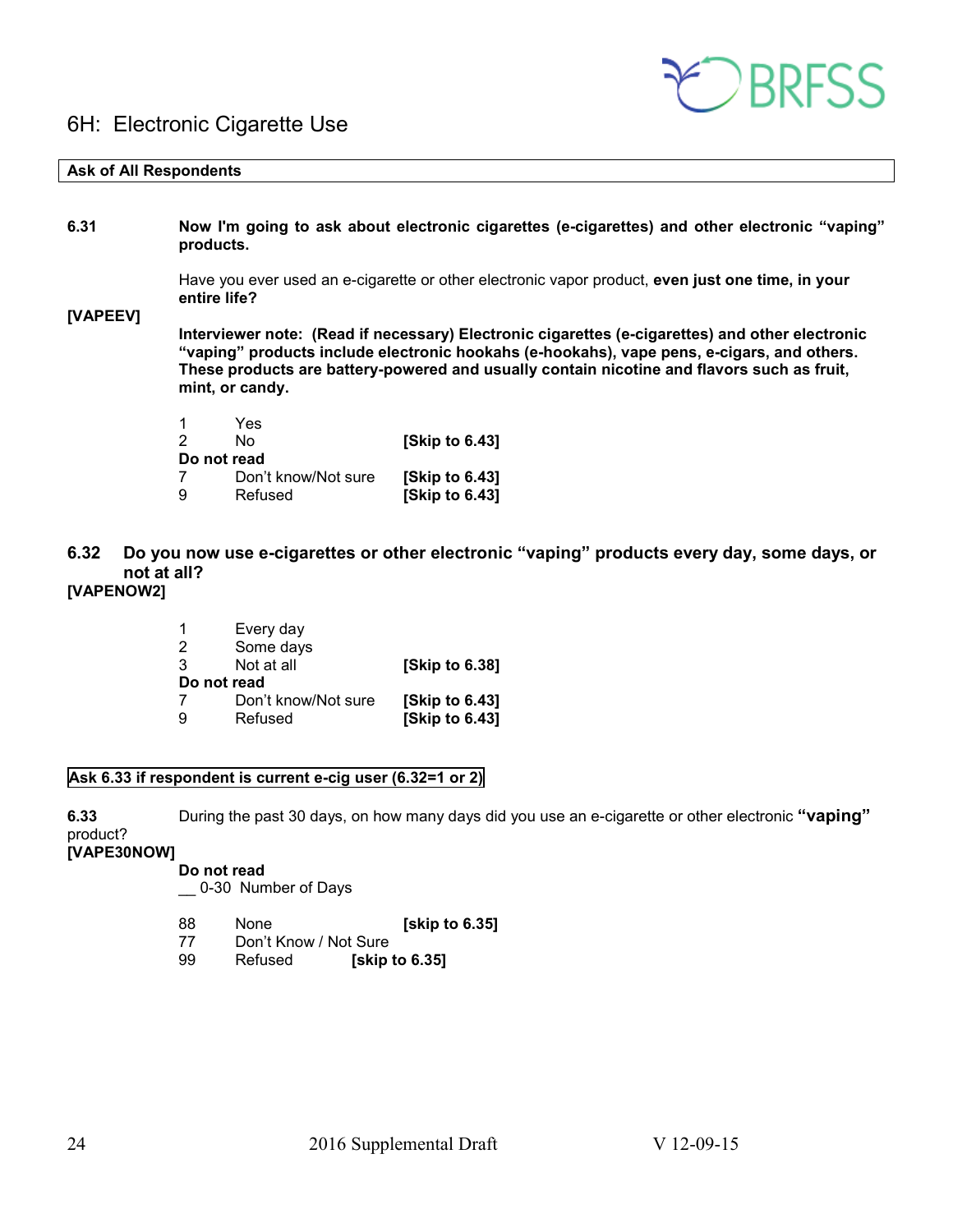## 6H: Electronic Cigarette Use

| Ask of All Respondents |
|---|

**6.31** **Now I'm going to ask about electronic cigarettes (e-cigarettes) and other electronic "vaping" products.**

Have you ever used an e-cigarette or other electronic vapor product, **even just one time, in your entire life?**

**[VAPEEV]**

**Interviewer note: (Read if necessary) Electronic cigarettes (e-cigarettes) and other electronic "vaping" products include electronic hookahs (e-hookahs), vape pens, e-cigars, and others. These products are battery-powered and usually contain nicotine and flavors such as fruit, mint, or candy.**

1 Yes
2 No **[Skip to 6.43]**
**Do not read**
7 Don't know/Not sure **[Skip to 6.43]**
9 Refused **[Skip to 6.43]**

**6.32 Do you now use e-cigarettes or other electronic "vaping" products every day, some days, or not at all?**
**[VAPENOW2]**

1 Every day
2 Some days
3 Not at all **[Skip to 6.38]**
**Do not read**
7 Don't know/Not sure **[Skip to 6.43]**
9 Refused **[Skip to 6.43]**

| Ask 6.33 if respondent is current e-cig user (6.32=1 or 2) |
|---|

**6.33** During the past 30 days, on how many days did you use an e-cigarette or other electronic **"vaping"** product?
**[VAPE30NOW]**

**Do not read**
__ 0-30 Number of Days

88 None **[skip to 6.35]**
77 Don't Know / Not Sure
99 Refused **[skip to 6.35]**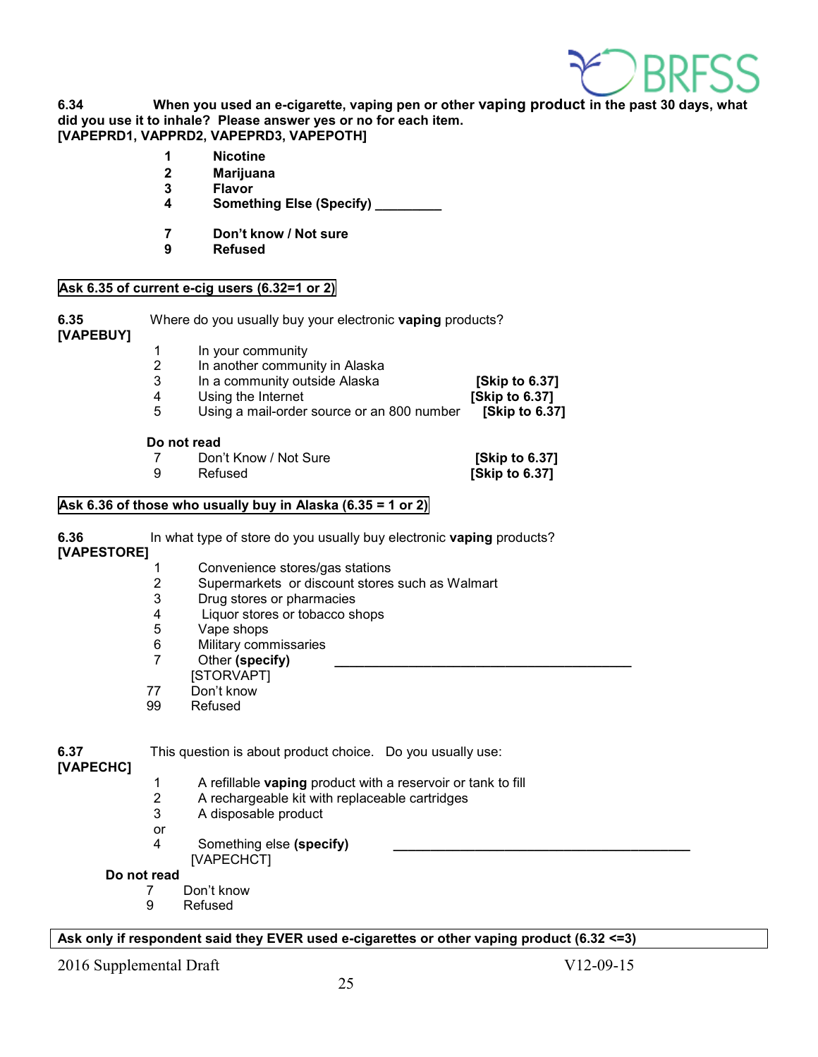**6.34 When you used an e-cigarette, vaping pen or other vaping product in the past 30 days, what did you use it to inhale? Please answer yes or no for each item. [VAPEPRD1, VAPPRD2, VAPEPRD3, VAPEPOTH]**

- **1 Nicotine**
- **2 Marijuana**
- **3 Flavor**
- **4 Something Else (Specify) _________**

- **7 Don't know / Not sure**
- **9 Refused**

**Ask 6.35 of current e-cig users (6.32=1 or 2)**

**6.35** Where do you usually buy your electronic **vaping** products?
**[VAPEBUY]**

| | | |
|---|---|---|
| 1 | In your community | |
| 2 | In another community in Alaska | |
| 3 | In a community outside Alaska | **[Skip to 6.37]** |
| 4 | Using the Internet | **[Skip to 6.37]** |
| 5 | Using a mail-order source or an 800 number | **[Skip to 6.37]** |

**Do not read**

| | | |
|---|---|---|
| 7 | Don't Know / Not Sure | **[Skip to 6.37]** |
| 9 | Refused | **[Skip to 6.37]** |

**Ask 6.36 of those who usually buy in Alaska (6.35 = 1 or 2)**

**6.36** In what type of store do you usually buy electronic **vaping** products?
**[VAPESTORE]**

- 1 Convenience stores/gas stations
- 2 Supermarkets or discount stores such as Walmart
- 3 Drug stores or pharmacies
- 4 Liquor stores or tobacco shops
- 5 Vape shops
- 6 Military commissaries
- 7 Other **(specify)** __________________________________________
  [STORVAPT]
- 77 Don't know
- 99 Refused

**6.37** This question is about product choice. Do you usually use:
**[VAPECHC]**

- 1 A refillable **vaping** product with a reservoir or tank to fill
- 2 A rechargeable kit with replaceable cartridges
- 3 A disposable product

or

- 4 Something else **(specify)** __________________________________________
  [VAPECHCT]

**Do not read**

- 7 Don't know
- 9 Refused

**Ask only if respondent said they EVER used e-cigarettes or other vaping product (6.32 <=3)**

2016 Supplemental Draft V12-09-15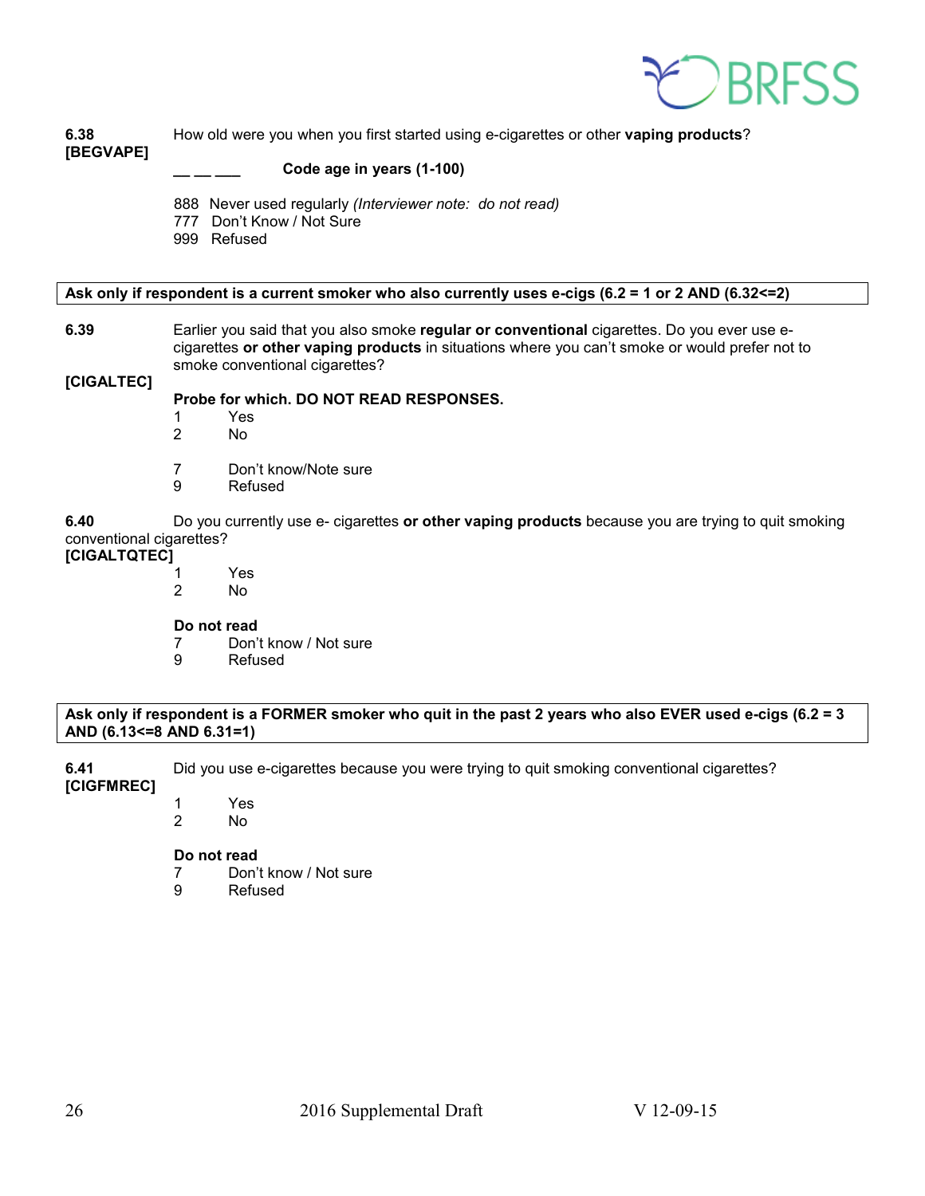**6.38**
**[BEGVAPE]**

How old were you when you first started using e-cigarettes or other **vaping products**?

__ __ ___ **Code age in years (1-100)**

888 Never used regularly *(Interviewer note: do not read)*
777 Don't Know / Not Sure
999 Refused

**Ask only if respondent is a current smoker who also currently uses e-cigs (6.2 = 1 or 2 AND (6.32<=2)**

**6.39**
**[CIGALTEC]**

Earlier you said that you also smoke **regular or conventional** cigarettes. Do you ever use e-cigarettes **or other vaping products** in situations where you can't smoke or would prefer not to smoke conventional cigarettes?

**Probe for which. DO NOT READ RESPONSES.**

1 Yes
2 No

7 Don't know/Note sure
9 Refused

**6.40**
**[CIGALTQTEC]**

Do you currently use e- cigarettes **or other vaping products** because you are trying to quit smoking conventional cigarettes?

1 Yes
2 No

**Do not read**
7 Don't know / Not sure
9 Refused

**Ask only if respondent is a FORMER smoker who quit in the past 2 years who also EVER used e-cigs (6.2 = 3 AND (6.13<=8 AND 6.31=1)**

**6.41**
**[CIGFMREC]**

Did you use e-cigarettes because you were trying to quit smoking conventional cigarettes?

1 Yes
2 No

**Do not read**
7 Don't know / Not sure
9 Refused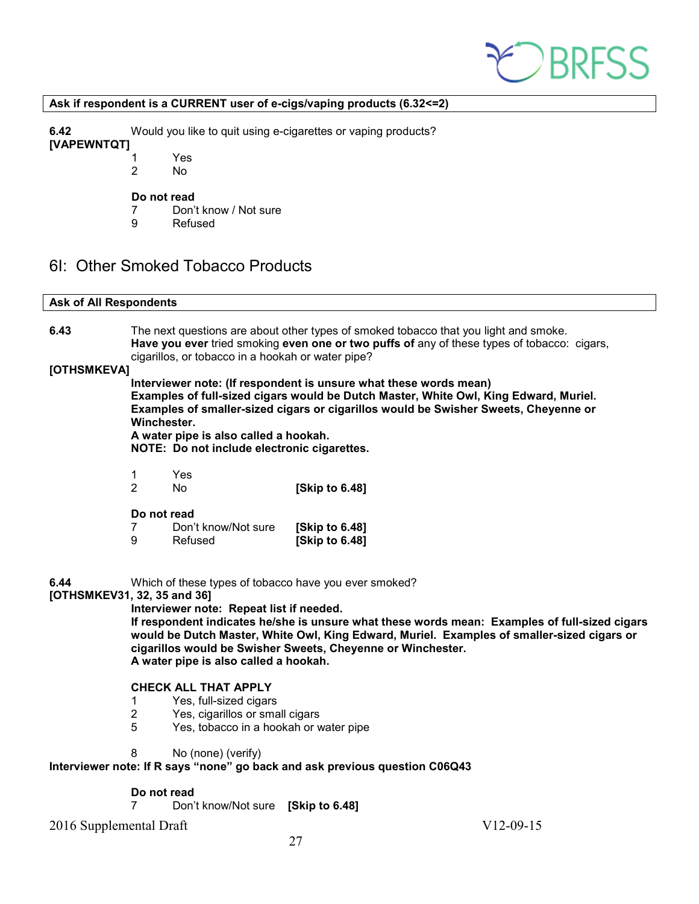**Ask if respondent is a CURRENT user of e-cigs/vaping products (6.32<=2)**

**6.42** Would you like to quit using e-cigarettes or vaping products?
**[VAPEWNTQT]**

1 Yes
2 No

**Do not read**
7 Don't know / Not sure
9 Refused

## 6I: Other Smoked Tobacco Products

**Ask of All Respondents**

**6.43** The next questions are about other types of smoked tobacco that you light and smoke. **Have you ever** tried smoking **even one or two puffs of** any of these types of tobacco: cigars, cigarillos, or tobacco in a hookah or water pipe?
**[OTHSMKEVA]**

**Interviewer note: (If respondent is unsure what these words mean)**
**Examples of full-sized cigars would be Dutch Master, White Owl, King Edward, Muriel.**
**Examples of smaller-sized cigars or cigarillos would be Swisher Sweets, Cheyenne or Winchester.**
**A water pipe is also called a hookah.**
**NOTE: Do not include electronic cigarettes.**

1 Yes
2 No **[Skip to 6.48]**

**Do not read**
7 Don't know/Not sure **[Skip to 6.48]**
9 Refused **[Skip to 6.48]**

**6.44** Which of these types of tobacco have you ever smoked?
**[OTHSMKEV31, 32, 35 and 36]**

**Interviewer note: Repeat list if needed.**
**If respondent indicates he/she is unsure what these words mean: Examples of full-sized cigars would be Dutch Master, White Owl, King Edward, Muriel. Examples of smaller-sized cigars or cigarillos would be Swisher Sweets, Cheyenne or Winchester.**
**A water pipe is also called a hookah.**

**CHECK ALL THAT APPLY**
1 Yes, full-sized cigars
2 Yes, cigarillos or small cigars
5 Yes, tobacco in a hookah or water pipe

8 No (none) (verify)

**Interviewer note: If R says "none" go back and ask previous question C06Q43**

**Do not read**
7 Don't know/Not sure **[Skip to 6.48]**

2016 Supplemental Draft V12-09-15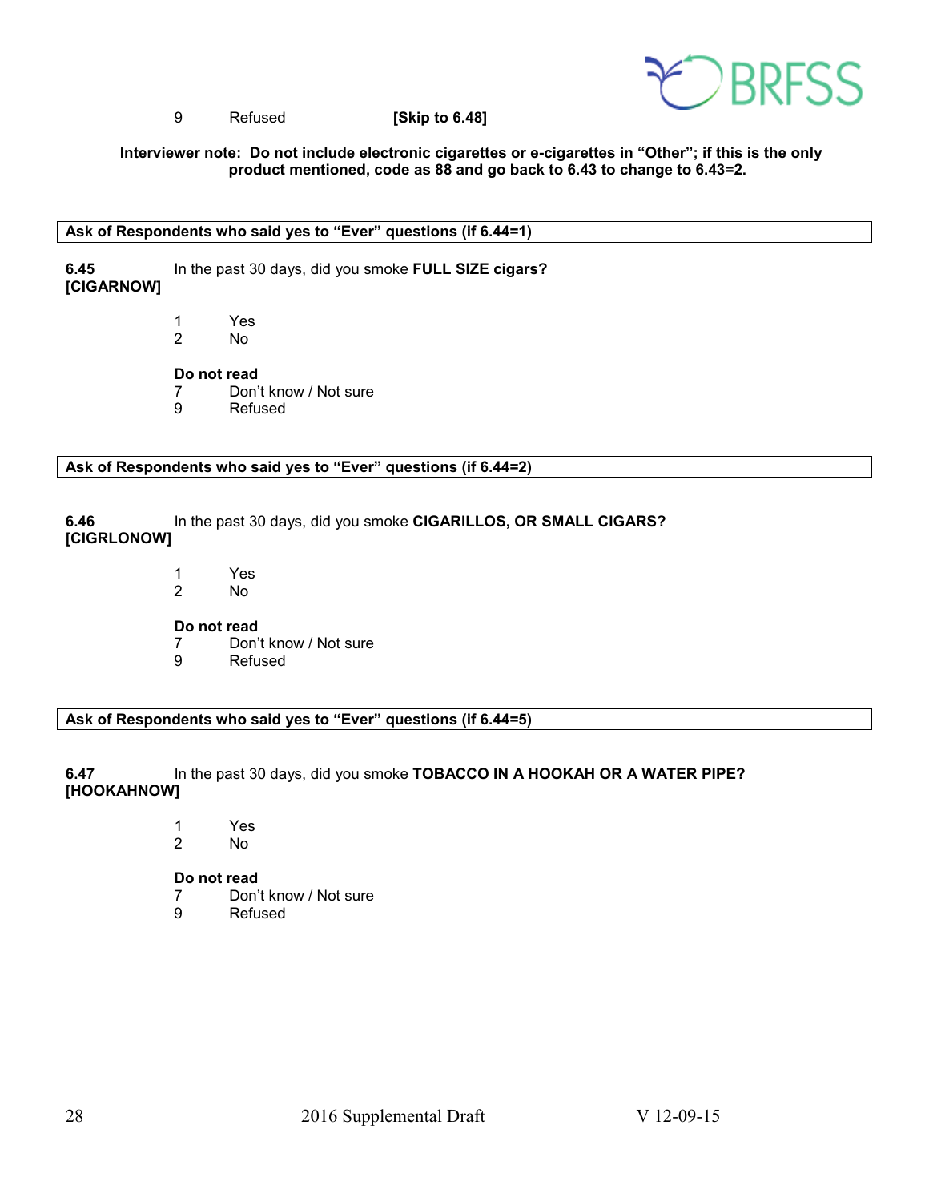9 Refused **[Skip to 6.48]**

**Interviewer note: Do not include electronic cigarettes or e-cigarettes in "Other"; if this is the only product mentioned, code as 88 and go back to 6.43 to change to 6.43=2.**

| **Ask of Respondents who said yes to "Ever" questions (if 6.44=1)** |
|---|

**6.45** In the past 30 days, did you smoke **FULL SIZE cigars?**
**[CIGARNOW]**

1 Yes
2 No

**Do not read**
7 Don't know / Not sure
9 Refused

| **Ask of Respondents who said yes to "Ever" questions (if 6.44=2)** |
|---|

**6.46** In the past 30 days, did you smoke **CIGARILLOS, OR SMALL CIGARS?**
**[CIGRLONOW]**

1 Yes
2 No

**Do not read**
7 Don't know / Not sure
9 Refused

| **Ask of Respondents who said yes to "Ever" questions (if 6.44=5)** |
|---|

**6.47** In the past 30 days, did you smoke **TOBACCO IN A HOOKAH OR A WATER PIPE?**
**[HOOKAHNOW]**

1 Yes
2 No

**Do not read**
7 Don't know / Not sure
9 Refused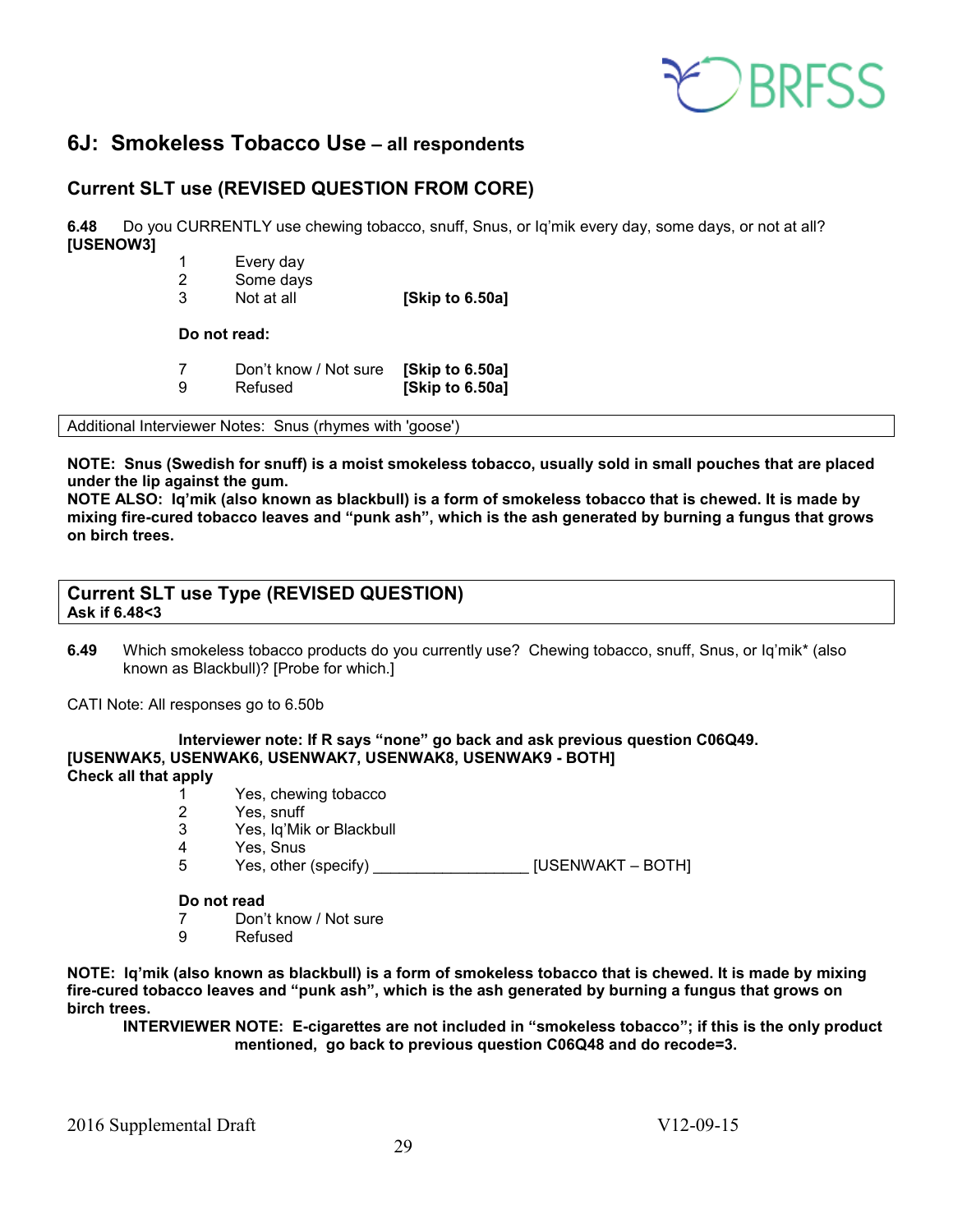## 6J: Smokeless Tobacco Use – all respondents

### Current SLT use (REVISED QUESTION FROM CORE)

**6.48** Do you CURRENTLY use chewing tobacco, snuff, Snus, or Iq'mik every day, some days, or not at all? **[USENOW3]**

1 Every day
2 Some days
3 Not at all **[Skip to 6.50a]**

**Do not read:**

7 Don't know / Not sure **[Skip to 6.50a]**
9 Refused **[Skip to 6.50a]**

| Additional Interviewer Notes: Snus (rhymes with 'goose') |
|---|

**NOTE: Snus (Swedish for snuff) is a moist smokeless tobacco, usually sold in small pouches that are placed under the lip against the gum.**
**NOTE ALSO: Iq'mik (also known as blackbull) is a form of smokeless tobacco that is chewed. It is made by mixing fire-cured tobacco leaves and "punk ash", which is the ash generated by burning a fungus that grows on birch trees.**

### Current SLT use Type (REVISED QUESTION)
**Ask if 6.48<3**

**6.49** Which smokeless tobacco products do you currently use? Chewing tobacco, snuff, Snus, or Iq'mik* (also known as Blackbull)? [Probe for which.]

CATI Note: All responses go to 6.50b

**Interviewer note: If R says "none" go back and ask previous question C06Q49.**
**[USENWAK5, USENWAK6, USENWAK7, USENWAK8, USENWAK9 - BOTH]**
**Check all that apply**

1 Yes, chewing tobacco
2 Yes, snuff
3 Yes, Iq'Mik or Blackbull
4 Yes, Snus
5 Yes, other (specify) __________________ [USENWAKT – BOTH]

**Do not read**
7 Don't know / Not sure
9 Refused

**NOTE: Iq'mik (also known as blackbull) is a form of smokeless tobacco that is chewed. It is made by mixing fire-cured tobacco leaves and "punk ash", which is the ash generated by burning a fungus that grows on birch trees.**

**INTERVIEWER NOTE: E-cigarettes are not included in "smokeless tobacco"; if this is the only product mentioned, go back to previous question C06Q48 and do recode=3.**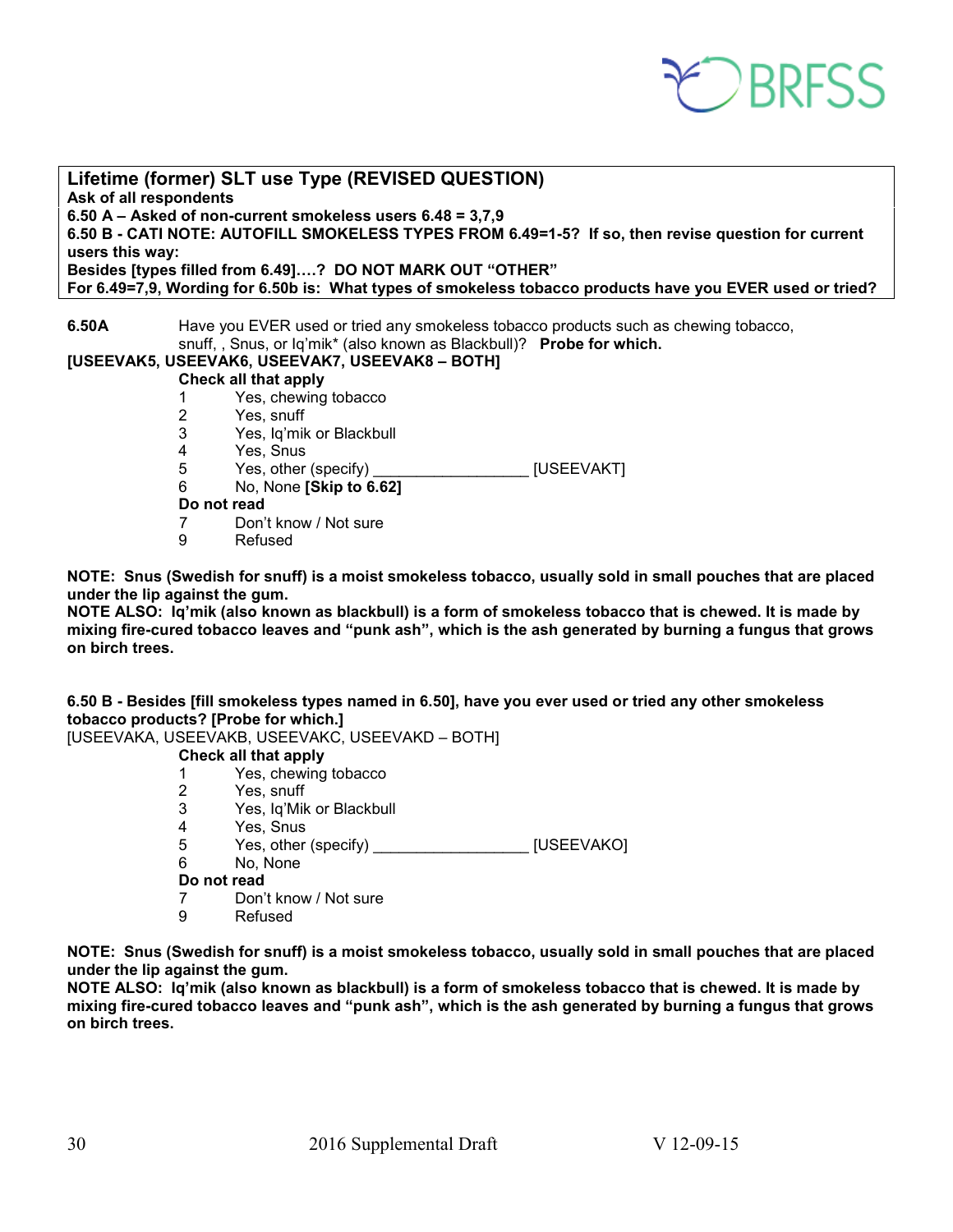**Lifetime (former) SLT use Type (REVISED QUESTION)**
**Ask of all respondents**
**6.50 A – Asked of non-current smokeless users 6.48 = 3,7,9**
**6.50 B - CATI NOTE: AUTOFILL SMOKELESS TYPES FROM 6.49=1-5? If so, then revise question for current users this way:**
**Besides [types filled from 6.49]….? DO NOT MARK OUT "OTHER"**
**For 6.49=7,9, Wording for 6.50b is: What types of smokeless tobacco products have you EVER used or tried?**

**6.50A** Have you EVER used or tried any smokeless tobacco products such as chewing tobacco, snuff, , Snus, or Iq'mik* (also known as Blackbull)? **Probe for which.**

**[USEEVAK5, USEEVAK6, USEEVAK7, USEEVAK8 – BOTH]**

**Check all that apply**

1 Yes, chewing tobacco
2 Yes, snuff
3 Yes, Iq'mik or Blackbull
4 Yes, Snus
5 Yes, other (specify) _________________ [USEEVAKT]
6 No, None **[Skip to 6.62]**

**Do not read**

7 Don't know / Not sure
9 Refused

**NOTE: Snus (Swedish for snuff) is a moist smokeless tobacco, usually sold in small pouches that are placed under the lip against the gum.**
**NOTE ALSO: Iq'mik (also known as blackbull) is a form of smokeless tobacco that is chewed. It is made by mixing fire-cured tobacco leaves and "punk ash", which is the ash generated by burning a fungus that grows on birch trees.**

**6.50 B - Besides [fill smokeless types named in 6.50], have you ever used or tried any other smokeless tobacco products? [Probe for which.]**

[USEEVAKA, USEEVAKB, USEEVAKC, USEEVAKD – BOTH]

**Check all that apply**

1 Yes, chewing tobacco
2 Yes, snuff
3 Yes, Iq'Mik or Blackbull
4 Yes, Snus
5 Yes, other (specify) _________________ [USEEVAKO]
6 No, None

**Do not read**

7 Don't know / Not sure
9 Refused

**NOTE: Snus (Swedish for snuff) is a moist smokeless tobacco, usually sold in small pouches that are placed under the lip against the gum.**
**NOTE ALSO: Iq'mik (also known as blackbull) is a form of smokeless tobacco that is chewed. It is made by mixing fire-cured tobacco leaves and "punk ash", which is the ash generated by burning a fungus that grows on birch trees.**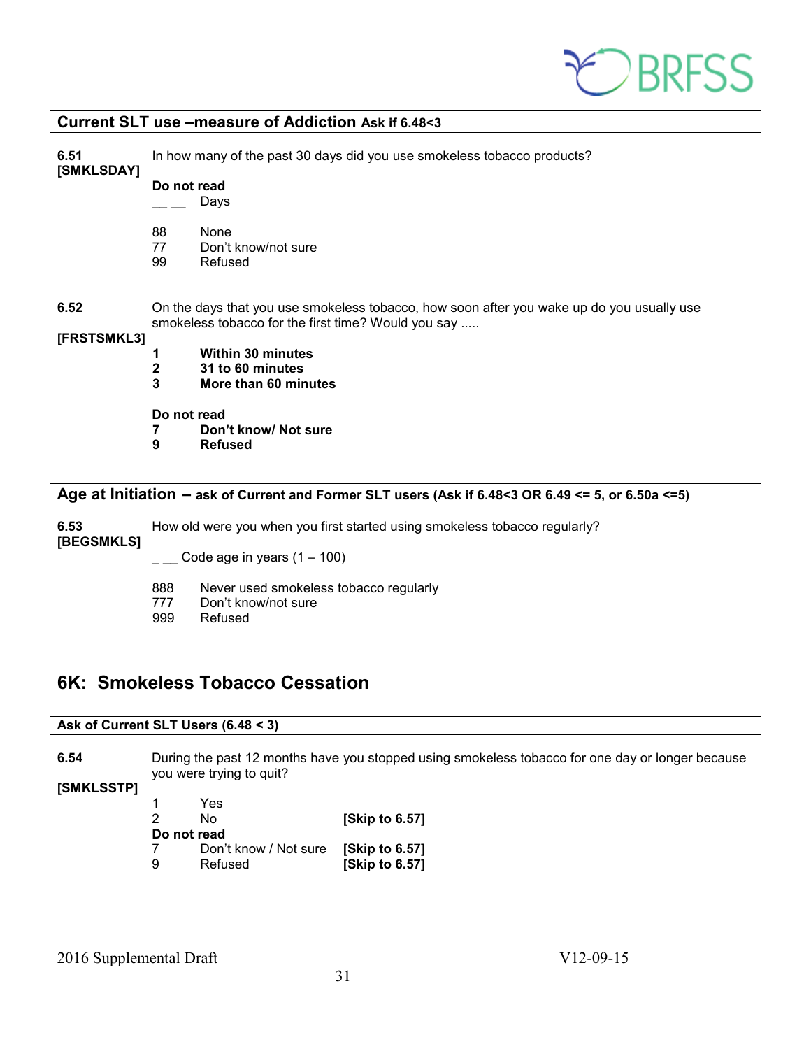**Current SLT use –measure of Addiction Ask if 6.48<3**

**6.51**
**[SMKLSDAY]**

In how many of the past 30 days did you use smokeless tobacco products?

**Do not read**

__ __ Days

88 None
77 Don't know/not sure
99 Refused

**6.52**
**[FRSTSMKL3]**

On the days that you use smokeless tobacco, how soon after you wake up do you usually use smokeless tobacco for the first time? Would you say .....

**1 Within 30 minutes**
**2 31 to 60 minutes**
**3 More than 60 minutes**

**Do not read**
**7 Don't know/ Not sure**
**9 Refused**

**Age at Initiation – ask of Current and Former SLT users (Ask if 6.48<3 OR 6.49 <= 5, or 6.50a <=5)**

**6.53**
**[BEGSMKLS]**

How old were you when you first started using smokeless tobacco regularly?

_ __ Code age in years (1 – 100)

888 Never used smokeless tobacco regularly
777 Don't know/not sure
999 Refused

## 6K: Smokeless Tobacco Cessation

**Ask of Current SLT Users (6.48 < 3)**

**6.54**
**[SMKLSSTP]**

During the past 12 months have you stopped using smokeless tobacco for one day or longer because you were trying to quit?

1 Yes
2 No **[Skip to 6.57]**
**Do not read**
7 Don't know / Not sure **[Skip to 6.57]**
9 Refused **[Skip to 6.57]**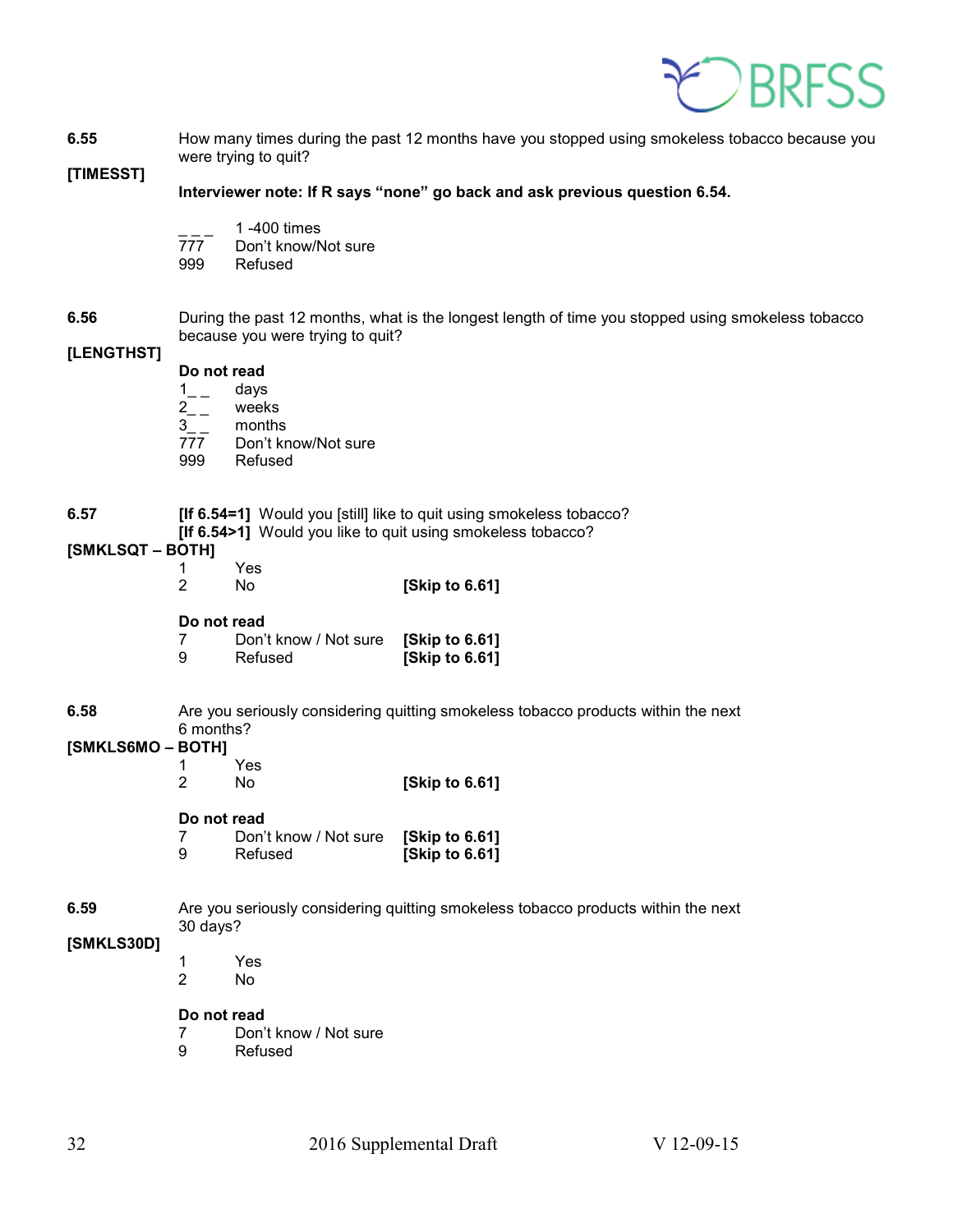**6.55**

**[TIMESST]**

How many times during the past 12 months have you stopped using smokeless tobacco because you were trying to quit?

**Interviewer note: If R says "none" go back and ask previous question 6.54.**

_ _ _ 1 -400 times
777 Don't know/Not sure
999 Refused

**6.56**

**[LENGTHST]**

During the past 12 months, what is the longest length of time you stopped using smokeless tobacco because you were trying to quit?

**Do not read**

1_ _ days
2_ _ weeks
3_ _ months
777 Don't know/Not sure
999 Refused

**6.57**

**[SMKLSQT – BOTH]**

**[If 6.54=1]** Would you [still] like to quit using smokeless tobacco?
**[If 6.54>1]** Would you like to quit using smokeless tobacco?

1 Yes
2 No **[Skip to 6.61]**

**Do not read**

7 Don't know / Not sure **[Skip to 6.61]**
9 Refused **[Skip to 6.61]**

**6.58**

**[SMKLS6MO – BOTH]**

Are you seriously considering quitting smokeless tobacco products within the next 6 months?

1 Yes
2 No **[Skip to 6.61]**

**Do not read**

7 Don't know / Not sure **[Skip to 6.61]**
9 Refused **[Skip to 6.61]**

**6.59**

**[SMKLS30D]**

Are you seriously considering quitting smokeless tobacco products within the next 30 days?

1 Yes
2 No

**Do not read**

7 Don't know / Not sure
9 Refused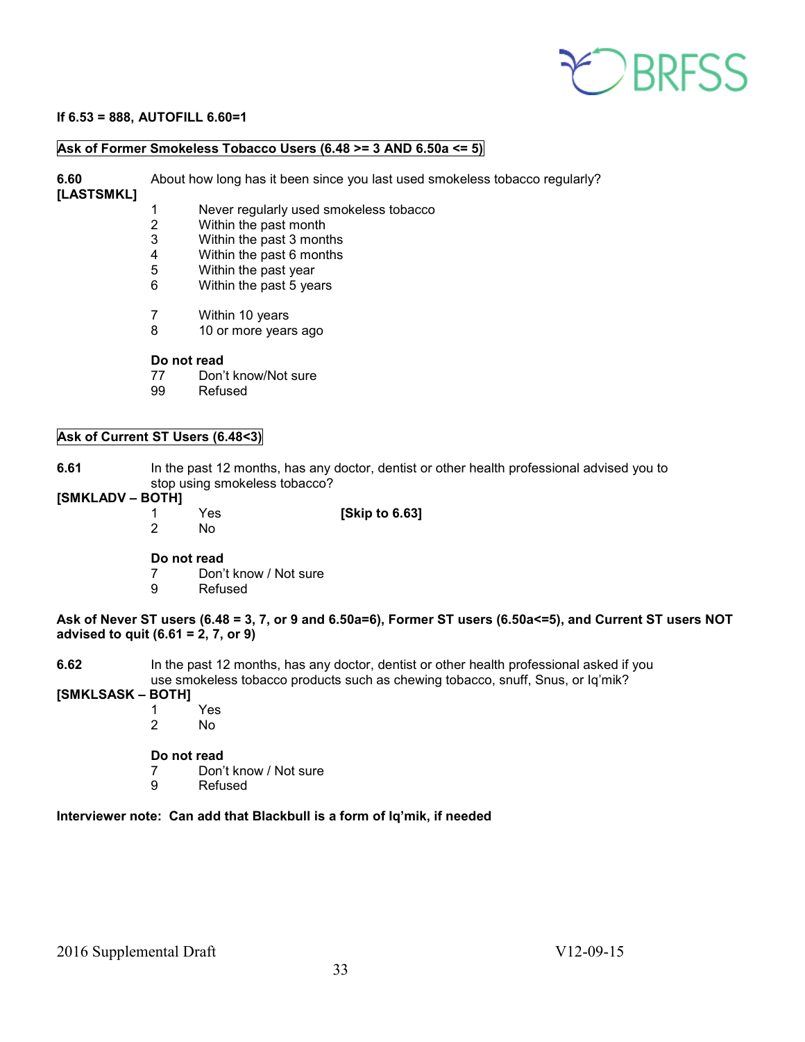**If 6.53 = 888, AUTOFILL 6.60=1**

**Ask of Former Smokeless Tobacco Users (6.48 >= 3 AND 6.50a <= 5)**

**6.60** About how long has it been since you last used smokeless tobacco regularly?
**[LASTSMKL]**

1 Never regularly used smokeless tobacco
2 Within the past month
3 Within the past 3 months
4 Within the past 6 months
5 Within the past year
6 Within the past 5 years

7 Within 10 years
8 10 or more years ago

**Do not read**
77 Don't know/Not sure
99 Refused

**Ask of Current ST Users (6.48<3)**

**6.61** In the past 12 months, has any doctor, dentist or other health professional advised you to stop using smokeless tobacco?
**[SMKLADV – BOTH]**

1 Yes **[Skip to 6.63]**
2 No

**Do not read**
7 Don't know / Not sure
9 Refused

**Ask of Never ST users (6.48 = 3, 7, or 9 and 6.50a=6), Former ST users (6.50a<=5), and Current ST users NOT advised to quit (6.61 = 2, 7, or 9)**

**6.62** In the past 12 months, has any doctor, dentist or other health professional asked if you use smokeless tobacco products such as chewing tobacco, snuff, Snus, or Iq'mik?
**[SMKLSASK – BOTH]**

1 Yes
2 No

**Do not read**
7 Don't know / Not sure
9 Refused

**Interviewer note: Can add that Blackbull is a form of Iq'mik, if needed**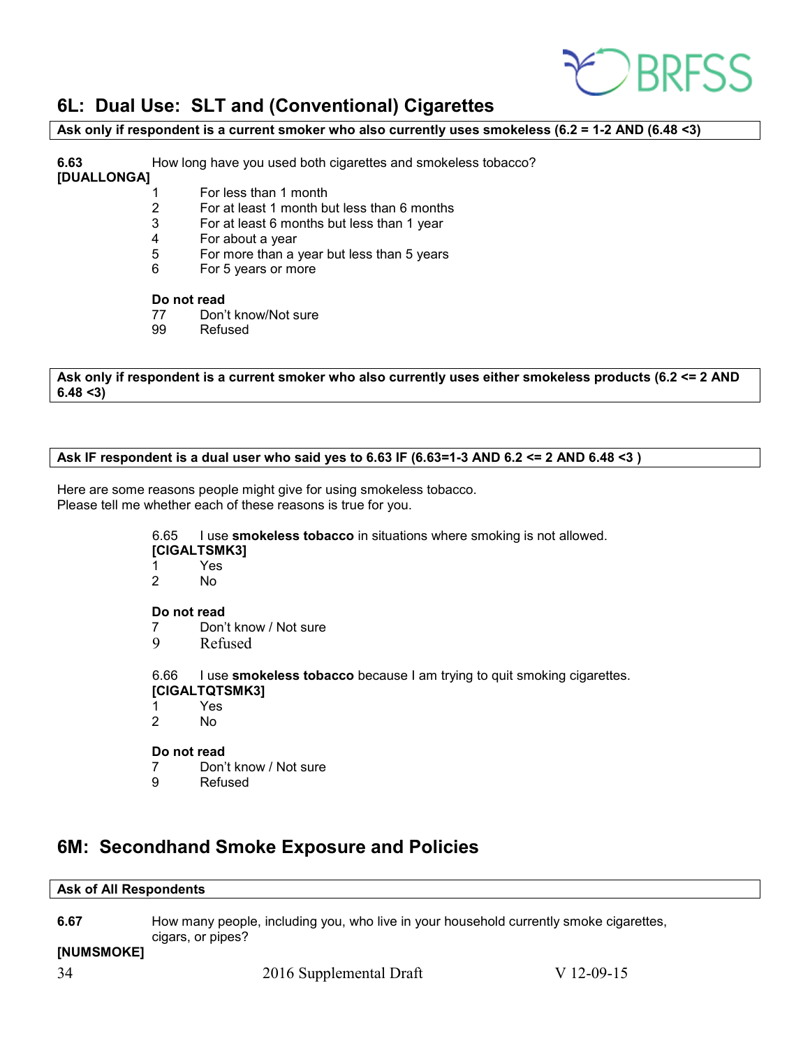## 6L: Dual Use: SLT and (Conventional) Cigarettes

**Ask only if respondent is a current smoker who also currently uses smokeless (6.2 = 1-2 AND (6.48 <3)**

**6.63**
**[DUALLONGA]**
How long have you used both cigarettes and smokeless tobacco?

1 For less than 1 month
2 For at least 1 month but less than 6 months
3 For at least 6 months but less than 1 year
4 For about a year
5 For more than a year but less than 5 years
6 For 5 years or more

**Do not read**
77 Don't know/Not sure
99 Refused

**Ask only if respondent is a current smoker who also currently uses either smokeless products (6.2 <= 2 AND 6.48 <3)**

**Ask IF respondent is a dual user who said yes to 6.63 IF (6.63=1-3 AND 6.2 <= 2 AND 6.48 <3 )**

Here are some reasons people might give for using smokeless tobacco.
Please tell me whether each of these reasons is true for you.

6.65 I use **smokeless tobacco** in situations where smoking is not allowed.
**[CIGALTSMK3]**
1 Yes
2 No

**Do not read**
7 Don't know / Not sure
9 Refused

6.66 I use **smokeless tobacco** because I am trying to quit smoking cigarettes.
**[CIGALTQTSMK3]**
1 Yes
2 No

**Do not read**
7 Don't know / Not sure
9 Refused

## 6M: Secondhand Smoke Exposure and Policies

**Ask of All Respondents**

**6.67**
**[NUMSMOKE]**
How many people, including you, who live in your household currently smoke cigarettes, cigars, or pipes?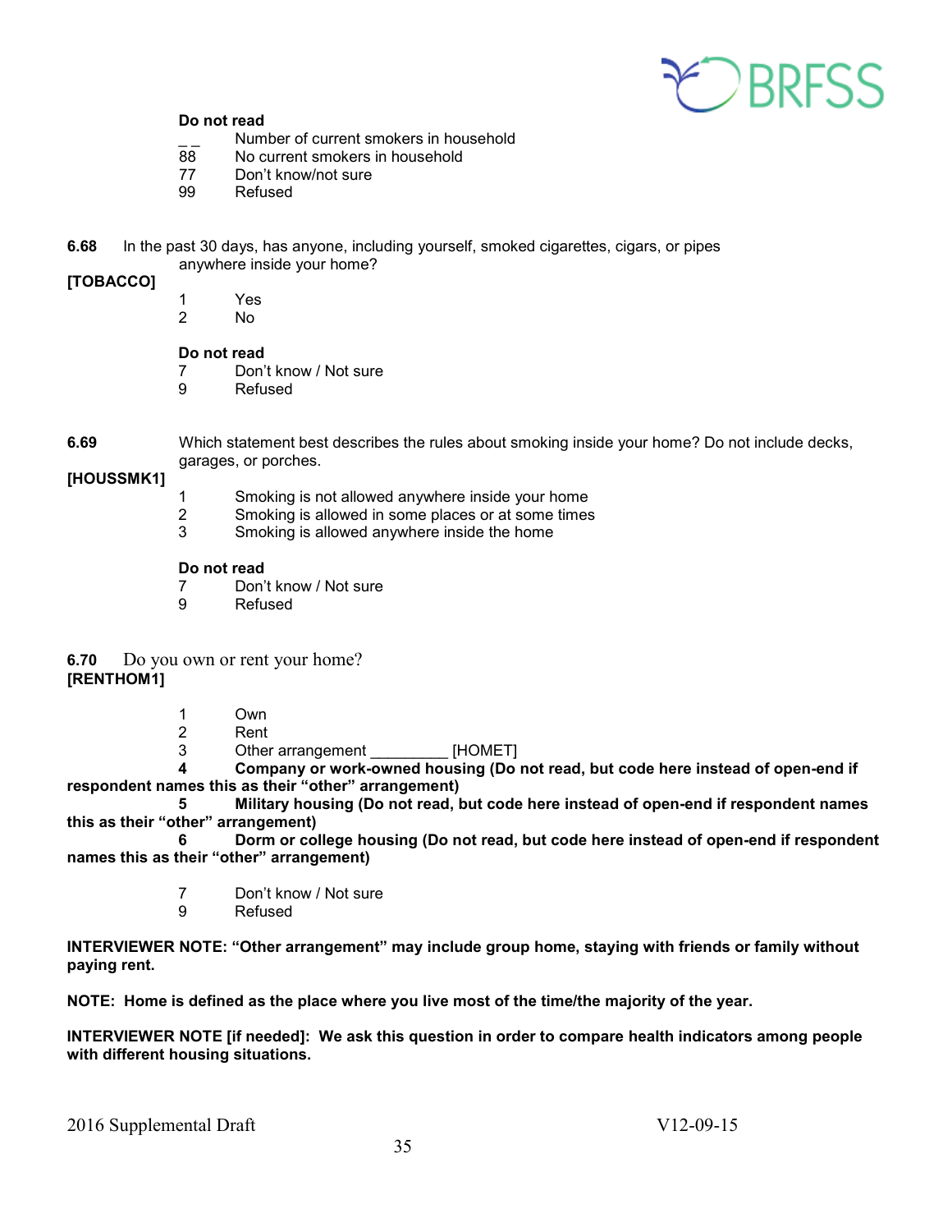**Do not read**

_ _ Number of current smokers in household
88 No current smokers in household
77 Don't know/not sure
99 Refused

**6.68** In the past 30 days, has anyone, including yourself, smoked cigarettes, cigars, or pipes anywhere inside your home?

**[TOBACCO]**

1 Yes
2 No

**Do not read**

7 Don't know / Not sure
9 Refused

**6.69** Which statement best describes the rules about smoking inside your home? Do not include decks, garages, or porches.

**[HOUSSMK1]**

1 Smoking is not allowed anywhere inside your home
2 Smoking is allowed in some places or at some times
3 Smoking is allowed anywhere inside the home

**Do not read**

7 Don't know / Not sure
9 Refused

**6.70** Do you own or rent your home?

**[RENTHOM1]**

1 Own
2 Rent
3 Other arrangement _________ [HOMET]
**4 Company or work-owned housing (Do not read, but code here instead of open-end if respondent names this as their "other" arrangement)**
**5 Military housing (Do not read, but code here instead of open-end if respondent names this as their "other" arrangement)**
**6 Dorm or college housing (Do not read, but code here instead of open-end if respondent names this as their "other" arrangement)**

7 Don't know / Not sure
9 Refused

**INTERVIEWER NOTE: "Other arrangement" may include group home, staying with friends or family without paying rent.**

**NOTE: Home is defined as the place where you live most of the time/the majority of the year.**

**INTERVIEWER NOTE [if needed]: We ask this question in order to compare health indicators among people with different housing situations.**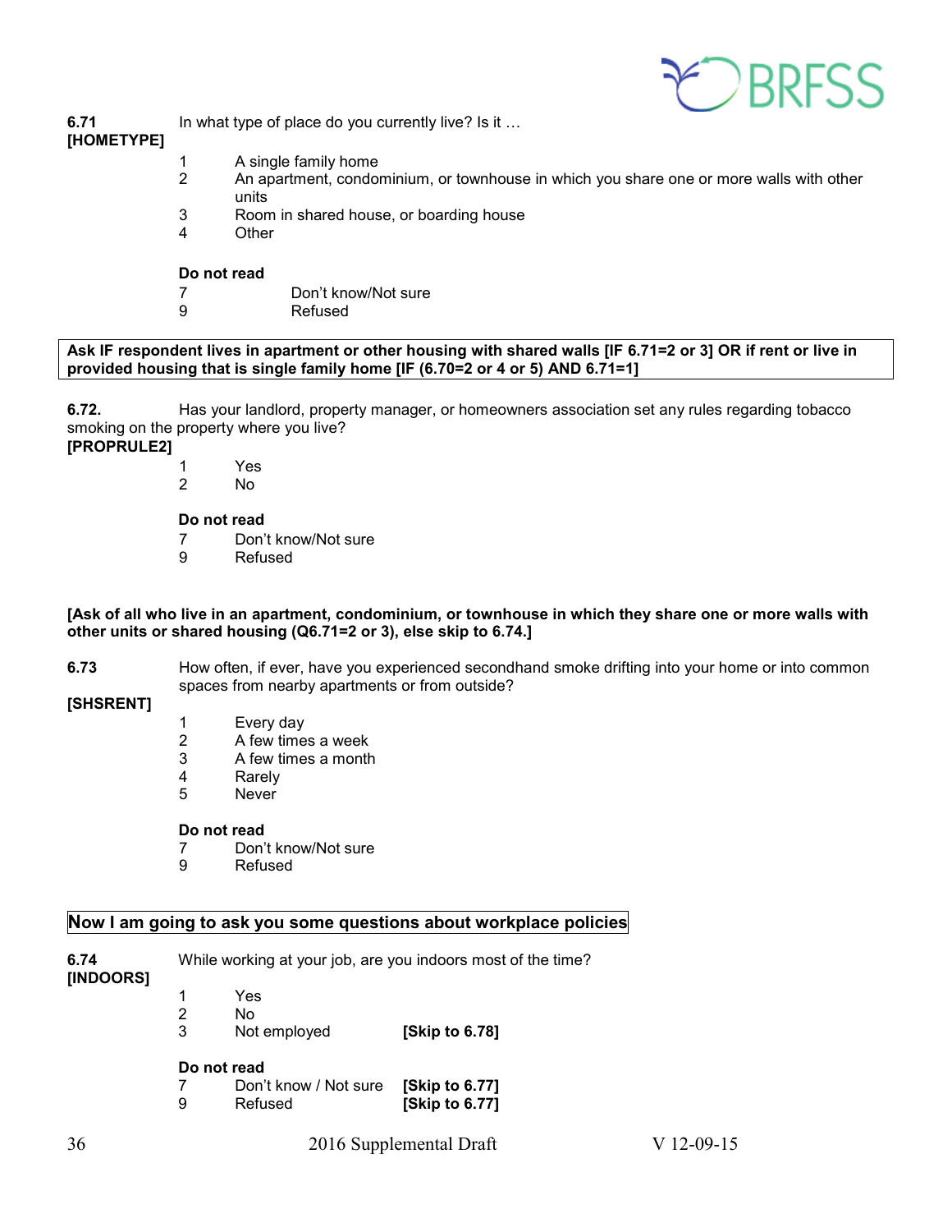**6.71** In what type of place do you currently live? Is it …
**[HOMETYPE]**

1 A single family home
2 An apartment, condominium, or townhouse in which you share one or more walls with other units
3 Room in shared house, or boarding house
4 Other

**Do not read**
7 Don't know/Not sure
9 Refused

**Ask IF respondent lives in apartment or other housing with shared walls [IF 6.71=2 or 3] OR if rent or live in provided housing that is single family home [IF (6.70=2 or 4 or 5) AND 6.71=1]**

**6.72.** Has your landlord, property manager, or homeowners association set any rules regarding tobacco smoking on the property where you live?
**[PROPRULE2]**

1 Yes
2 No

**Do not read**
7 Don't know/Not sure
9 Refused

**[Ask of all who live in an apartment, condominium, or townhouse in which they share one or more walls with other units or shared housing (Q6.71=2 or 3), else skip to 6.74.]**

**6.73** How often, if ever, have you experienced secondhand smoke drifting into your home or into common spaces from nearby apartments or from outside?
**[SHSRENT]**

1 Every day
2 A few times a week
3 A few times a month
4 Rarely
5 Never

**Do not read**
7 Don't know/Not sure
9 Refused

**Now I am going to ask you some questions about workplace policies**

**6.74** While working at your job, are you indoors most of the time?
**[INDOORS]**

1 Yes
2 No
3 Not employed **[Skip to 6.78]**

**Do not read**
7 Don't know / Not sure **[Skip to 6.77]**
9 Refused **[Skip to 6.77]**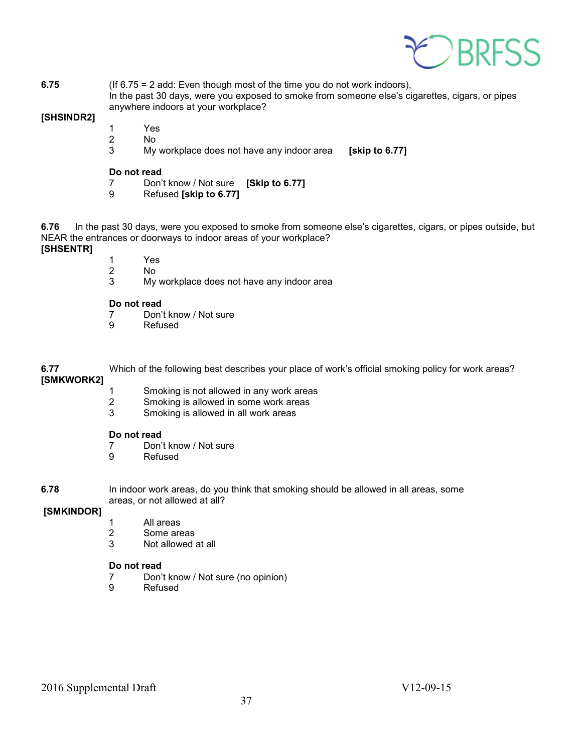**6.75** (If 6.75 = 2 add: Even though most of the time you do not work indoors), In the past 30 days, were you exposed to smoke from someone else's cigarettes, cigars, or pipes anywhere indoors at your workplace?

**[SHSINDR2]**

1 Yes
2 No
3 My workplace does not have any indoor area **[skip to 6.77]**

**Do not read**
7 Don't know / Not sure **[Skip to 6.77]**
9 Refused **[skip to 6.77]**

**6.76** In the past 30 days, were you exposed to smoke from someone else's cigarettes, cigars, or pipes outside, but NEAR the entrances or doorways to indoor areas of your workplace?

**[SHSENTR]**

1 Yes
2 No
3 My workplace does not have any indoor area

**Do not read**
7 Don't know / Not sure
9 Refused

**6.77** Which of the following best describes your place of work's official smoking policy for work areas?

**[SMKWORK2]**

1 Smoking is not allowed in any work areas
2 Smoking is allowed in some work areas
3 Smoking is allowed in all work areas

**Do not read**
7 Don't know / Not sure
9 Refused

**6.78** In indoor work areas, do you think that smoking should be allowed in all areas, some areas, or not allowed at all?

**[SMKINDOR]**

1 All areas
2 Some areas
3 Not allowed at all

**Do not read**
7 Don't know / Not sure (no opinion)
9 Refused

2016 Supplemental Draft V12-09-15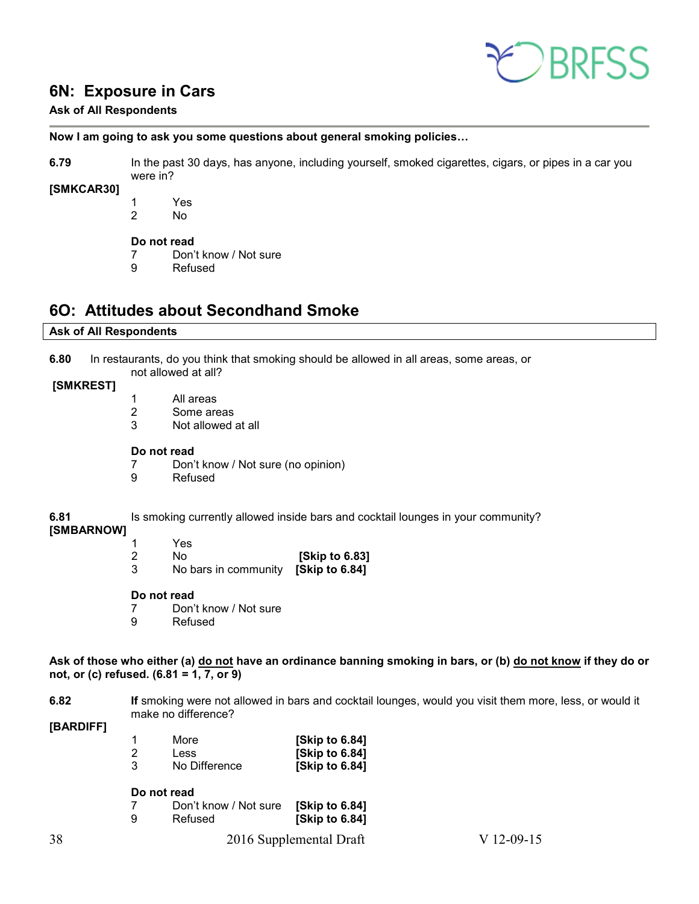## 6N: Exposure in Cars

**Ask of All Respondents**

**Now I am going to ask you some questions about general smoking policies…**

**6.79** In the past 30 days, has anyone, including yourself, smoked cigarettes, cigars, or pipes in a car you were in?

**[SMKCAR30]**

1 Yes
2 No

**Do not read**
7 Don't know / Not sure
9 Refused

## 6O: Attitudes about Secondhand Smoke

**Ask of All Respondents**

**6.80** In restaurants, do you think that smoking should be allowed in all areas, some areas, or not allowed at all?

**[SMKREST]**

1 All areas
2 Some areas
3 Not allowed at all

**Do not read**
7 Don't know / Not sure (no opinion)
9 Refused

**6.81** Is smoking currently allowed inside bars and cocktail lounges in your community?

**[SMBARNOW]**

1 Yes
2 No **[Skip to 6.83]**
3 No bars in community **[Skip to 6.84]**

**Do not read**
7 Don't know / Not sure
9 Refused

**Ask of those who either (a) do not have an ordinance banning smoking in bars, or (b) do not know if they do or not, or (c) refused. (6.81 = 1, 7, or 9)**

**6.82** **If** smoking were not allowed in bars and cocktail lounges, would you visit them more, less, or would it make no difference?

**[BARDIFF]**

1 More **[Skip to 6.84]**
2 Less **[Skip to 6.84]**
3 No Difference **[Skip to 6.84]**

**Do not read**
7 Don't know / Not sure **[Skip to 6.84]**
9 Refused **[Skip to 6.84]**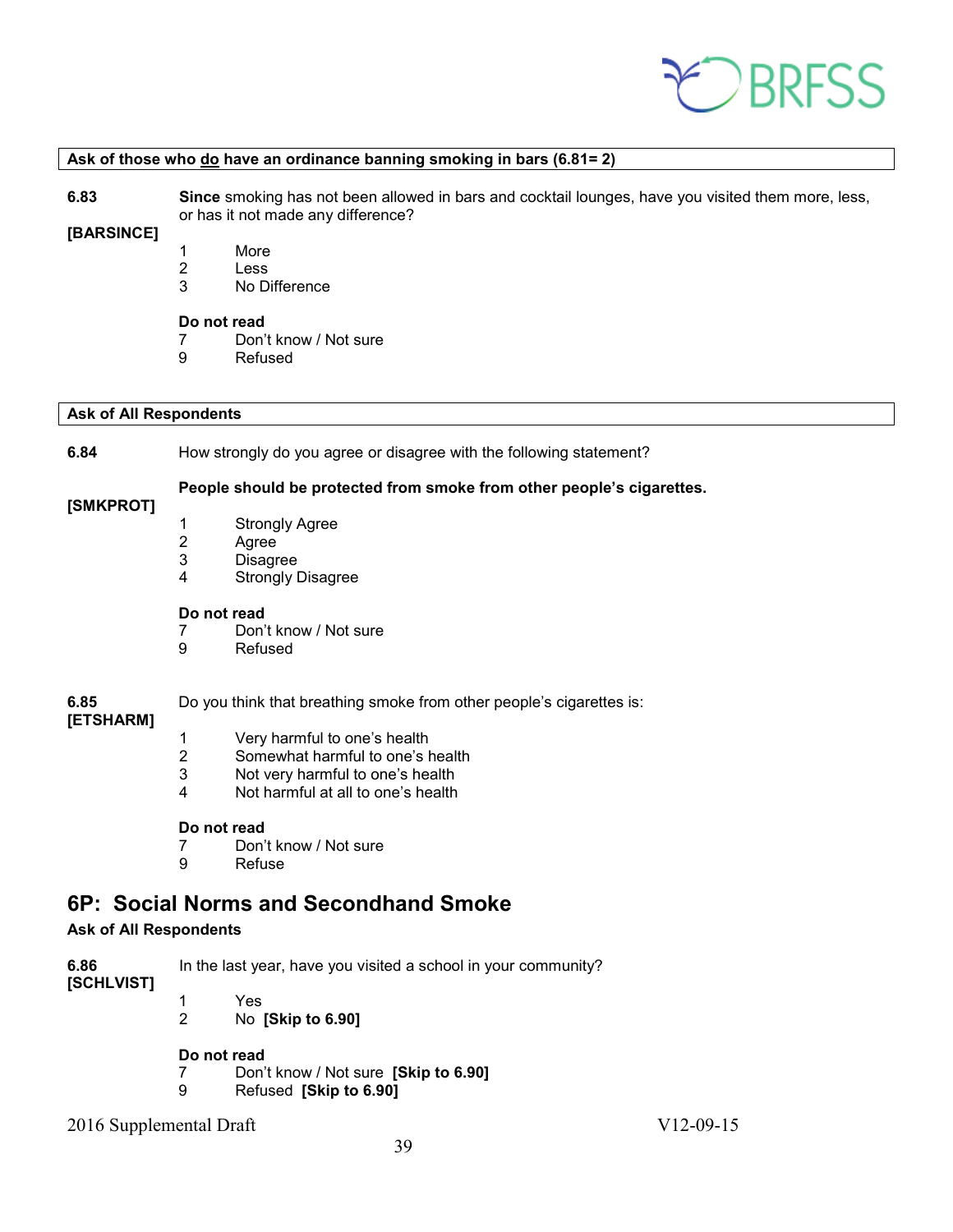**Ask of those who do have an ordinance banning smoking in bars (6.81= 2)**

**6.83** **[BARSINCE]**

**Since** smoking has not been allowed in bars and cocktail lounges, have you visited them more, less, or has it not made any difference?

1 More
2 Less
3 No Difference

**Do not read**
7 Don't know / Not sure
9 Refused

**Ask of All Respondents**

**6.84** **[SMKPROT]**

How strongly do you agree or disagree with the following statement?

**People should be protected from smoke from other people's cigarettes.**

1 Strongly Agree
2 Agree
3 Disagree
4 Strongly Disagree

**Do not read**
7 Don't know / Not sure
9 Refused

**6.85** **[ETSHARM]**

Do you think that breathing smoke from other people's cigarettes is:

1 Very harmful to one's health
2 Somewhat harmful to one's health
3 Not very harmful to one's health
4 Not harmful at all to one's health

**Do not read**
7 Don't know / Not sure
9 Refuse

## 6P: Social Norms and Secondhand Smoke

**Ask of All Respondents**

**6.86** **[SCHLVIST]**

In the last year, have you visited a school in your community?

1 Yes
2 No **[Skip to 6.90]**

**Do not read**
7 Don't know / Not sure **[Skip to 6.90]**
9 Refused **[Skip to 6.90]**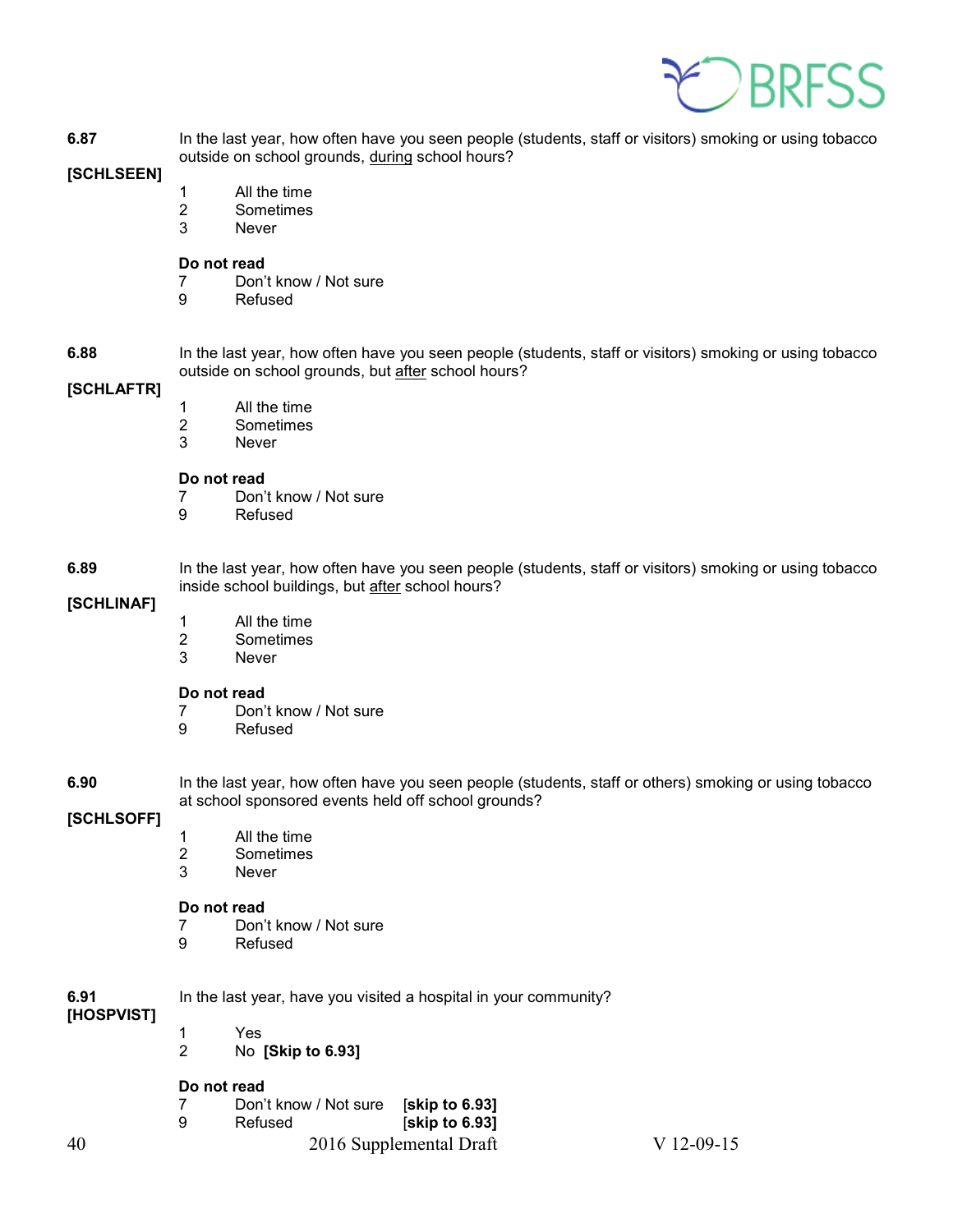**6.87**
**[SCHLSEEN]**

In the last year, how often have you seen people (students, staff or visitors) smoking or using tobacco outside on school grounds, <u>during</u> school hours?

1 All the time
2 Sometimes
3 Never

**Do not read**
7 Don't know / Not sure
9 Refused

**6.88**
**[SCHLAFTR]**

In the last year, how often have you seen people (students, staff or visitors) smoking or using tobacco outside on school grounds, but <u>after</u> school hours?

1 All the time
2 Sometimes
3 Never

**Do not read**
7 Don't know / Not sure
9 Refused

**6.89**
**[SCHLINAF]**

In the last year, how often have you seen people (students, staff or visitors) smoking or using tobacco inside school buildings, but <u>after</u> school hours?

1 All the time
2 Sometimes
3 Never

**Do not read**
7 Don't know / Not sure
9 Refused

**6.90**
**[SCHLSOFF]**

In the last year, how often have you seen people (students, staff or others) smoking or using tobacco at school sponsored events held off school grounds?

1 All the time
2 Sometimes
3 Never

**Do not read**
7 Don't know / Not sure
9 Refused

**6.91**
**[HOSPVIST]**

In the last year, have you visited a hospital in your community?

1 Yes
2 No **[Skip to 6.93]**

**Do not read**
7 Don't know / Not sure **[skip to 6.93]**
9 Refused **[skip to 6.93]**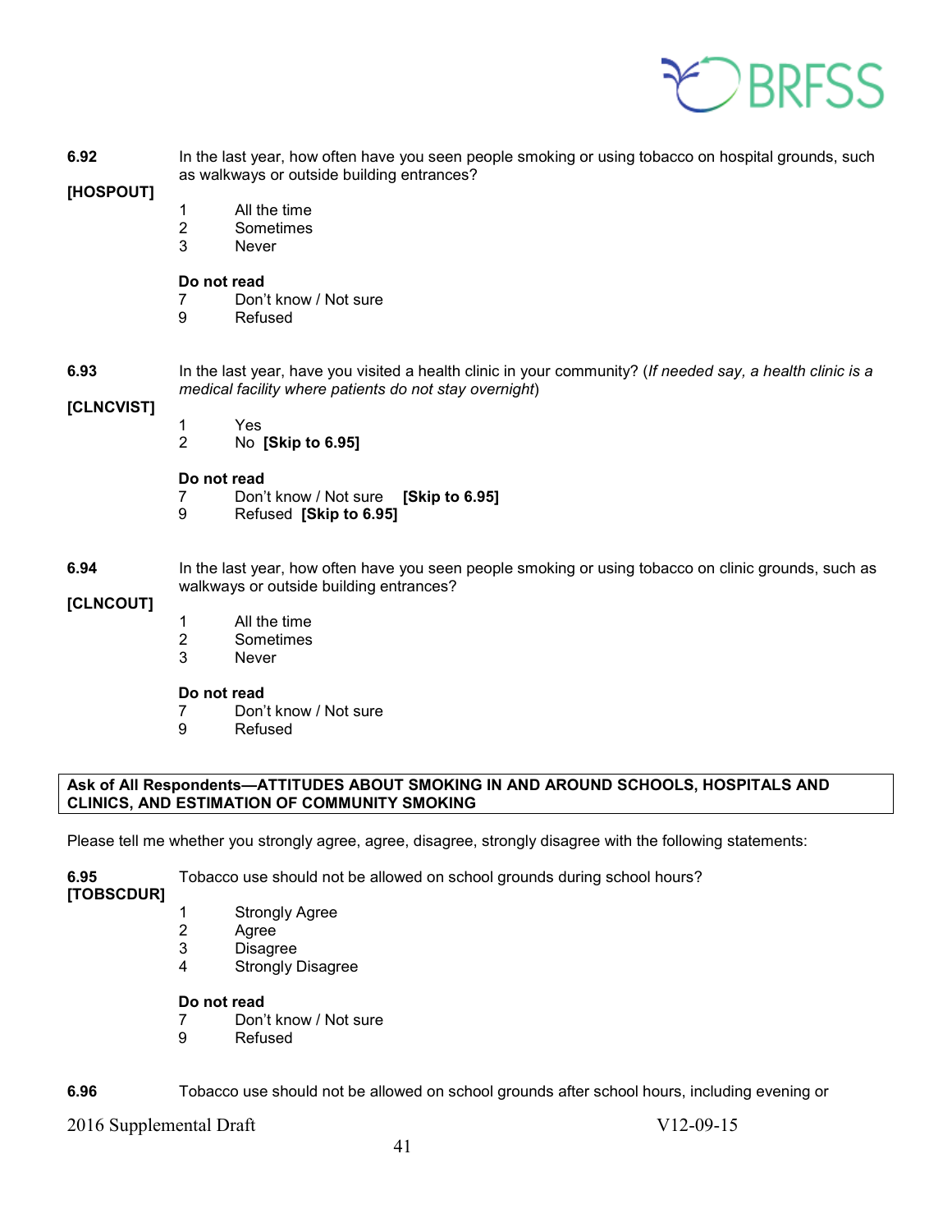**6.92**

**[HOSPOUT]**

In the last year, how often have you seen people smoking or using tobacco on hospital grounds, such as walkways or outside building entrances?

1 All the time
2 Sometimes
3 Never

**Do not read**
7 Don't know / Not sure
9 Refused

**6.93**

**[CLNCVIST]**

In the last year, have you visited a health clinic in your community? (*If needed say, a health clinic is a medical facility where patients do not stay overnight*)

1 Yes
2 No **[Skip to 6.95]**

**Do not read**
7 Don't know / Not sure **[Skip to 6.95]**
9 Refused **[Skip to 6.95]**

**6.94**

**[CLNCOUT]**

In the last year, how often have you seen people smoking or using tobacco on clinic grounds, such as walkways or outside building entrances?

1 All the time
2 Sometimes
3 Never

**Do not read**
7 Don't know / Not sure
9 Refused

**Ask of All Respondents—ATTITUDES ABOUT SMOKING IN AND AROUND SCHOOLS, HOSPITALS AND CLINICS, AND ESTIMATION OF COMMUNITY SMOKING**

Please tell me whether you strongly agree, agree, disagree, strongly disagree with the following statements:

**6.95**
**[TOBSCDUR]**

Tobacco use should not be allowed on school grounds during school hours?

1 Strongly Agree
2 Agree
3 Disagree
4 Strongly Disagree

**Do not read**
7 Don't know / Not sure
9 Refused

**6.96**

Tobacco use should not be allowed on school grounds after school hours, including evening or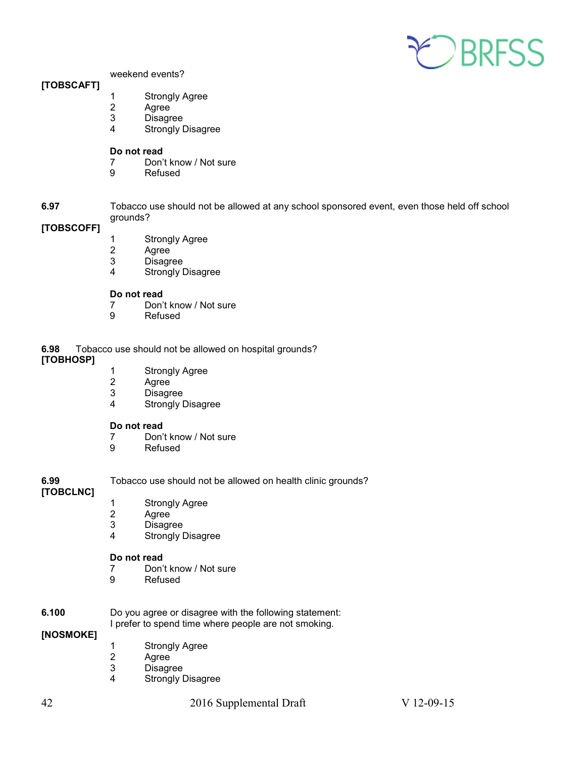weekend events?

**[TOBSCAFT]**

1 Strongly Agree
2 Agree
3 Disagree
4 Strongly Disagree

**Do not read**
7 Don't know / Not sure
9 Refused

**6.97** Tobacco use should not be allowed at any school sponsored event, even those held off school grounds?

**[TOBSCOFF]**

1 Strongly Agree
2 Agree
3 Disagree
4 Strongly Disagree

**Do not read**
7 Don't know / Not sure
9 Refused

**6.98** Tobacco use should not be allowed on hospital grounds?

**[TOBHOSP]**

1 Strongly Agree
2 Agree
3 Disagree
4 Strongly Disagree

**Do not read**
7 Don't know / Not sure
9 Refused

**6.99** Tobacco use should not be allowed on health clinic grounds?

**[TOBCLNC]**

1 Strongly Agree
2 Agree
3 Disagree
4 Strongly Disagree

**Do not read**
7 Don't know / Not sure
9 Refused

**6.100** Do you agree or disagree with the following statement:
I prefer to spend time where people are not smoking.

**[NOSMOKE]**

1 Strongly Agree
2 Agree
3 Disagree
4 Strongly Disagree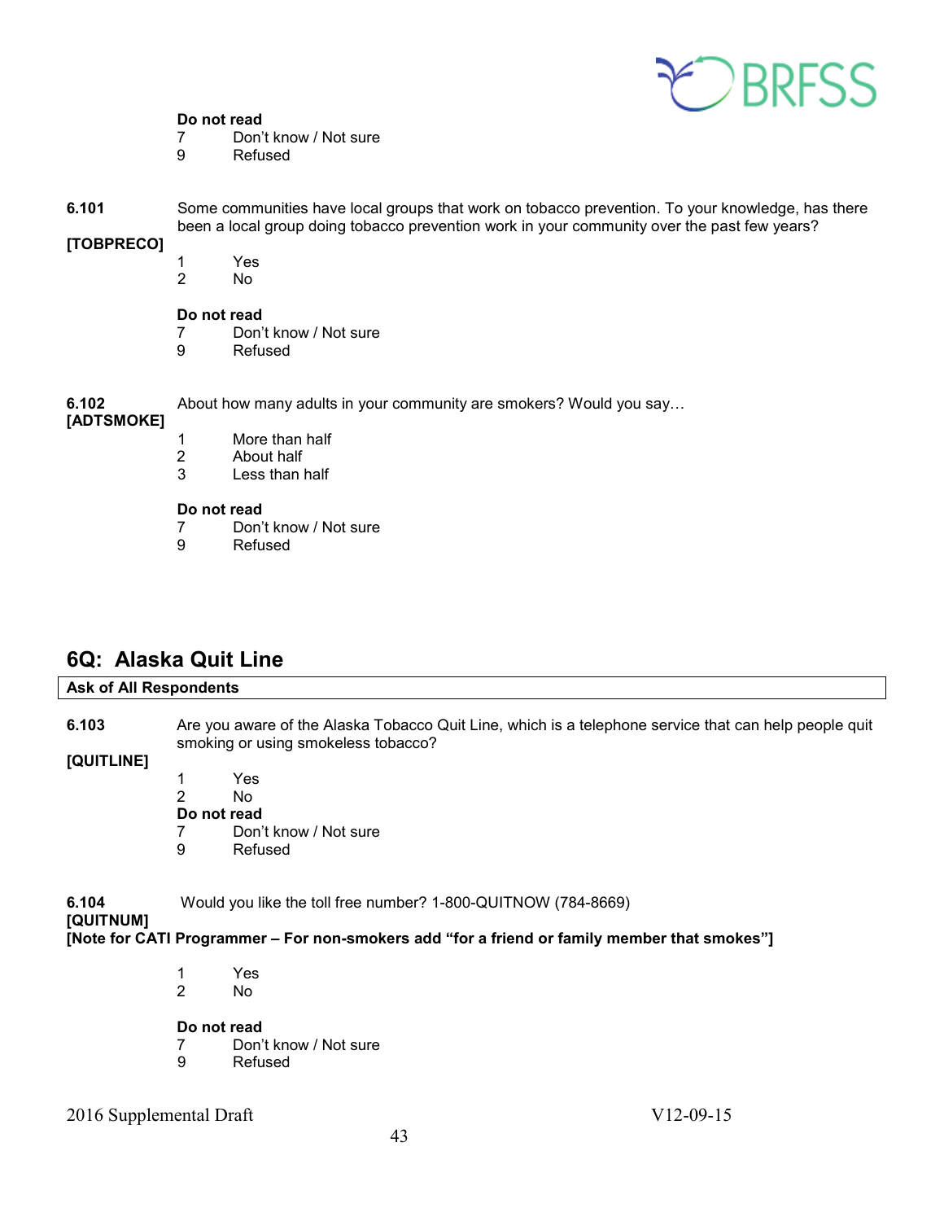**Do not read**
7 Don't know / Not sure
9 Refused

**6.101** Some communities have local groups that work on tobacco prevention. To your knowledge, has there been a local group doing tobacco prevention work in your community over the past few years?

**[TOBPRECO]**

1 Yes
2 No

**Do not read**
7 Don't know / Not sure
9 Refused

**6.102** About how many adults in your community are smokers? Would you say…
**[ADTSMOKE]**

1 More than half
2 About half
3 Less than half

**Do not read**
7 Don't know / Not sure
9 Refused

## 6Q: Alaska Quit Line

| Ask of All Respondents |
|---|

**6.103** Are you aware of the Alaska Tobacco Quit Line, which is a telephone service that can help people quit smoking or using smokeless tobacco?

**[QUITLINE]**

1 Yes
2 No
**Do not read**
7 Don't know / Not sure
9 Refused

**6.104** Would you like the toll free number? 1-800-QUITNOW (784-8669)
**[QUITNUM]**
**[Note for CATI Programmer – For non-smokers add "for a friend or family member that smokes"]**

1 Yes
2 No

**Do not read**
7 Don't know / Not sure
9 Refused

2016 Supplemental Draft V12-09-15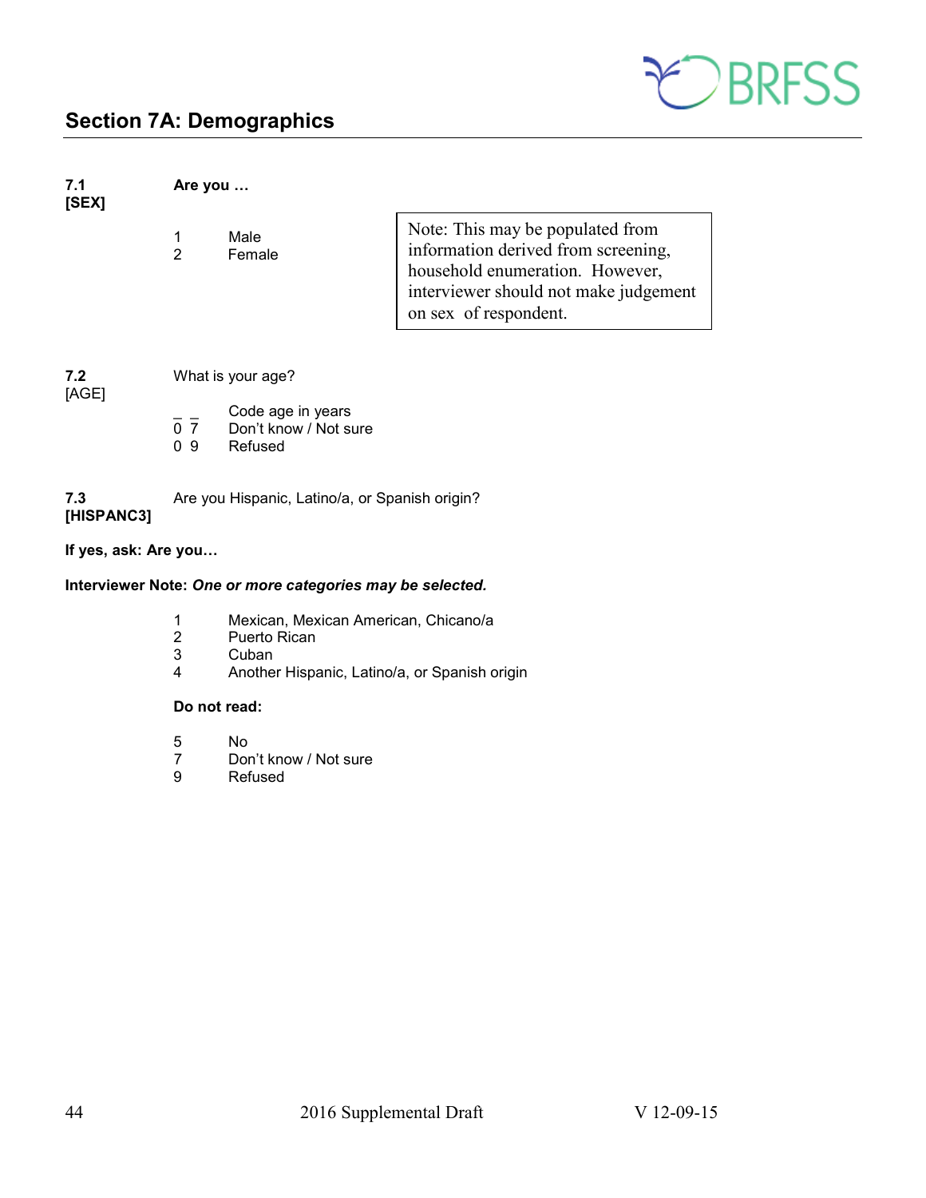## Section 7A: Demographics

**7.1**
**[SEX]**

**Are you …**

1 Male
2 Female

> Note: This may be populated from information derived from screening, household enumeration. However, interviewer should not make judgement on sex of respondent.

**7.2**
[AGE]

What is your age?

_ _ Code age in years
0 7 Don't know / Not sure
0 9 Refused

**7.3**
**[HISPANC3]**

Are you Hispanic, Latino/a, or Spanish origin?

**If yes, ask: Are you…**

**Interviewer Note:** ***One or more categories may be selected.***

1 Mexican, Mexican American, Chicano/a
2 Puerto Rican
3 Cuban
4 Another Hispanic, Latino/a, or Spanish origin

**Do not read:**

5 No
7 Don't know / Not sure
9 Refused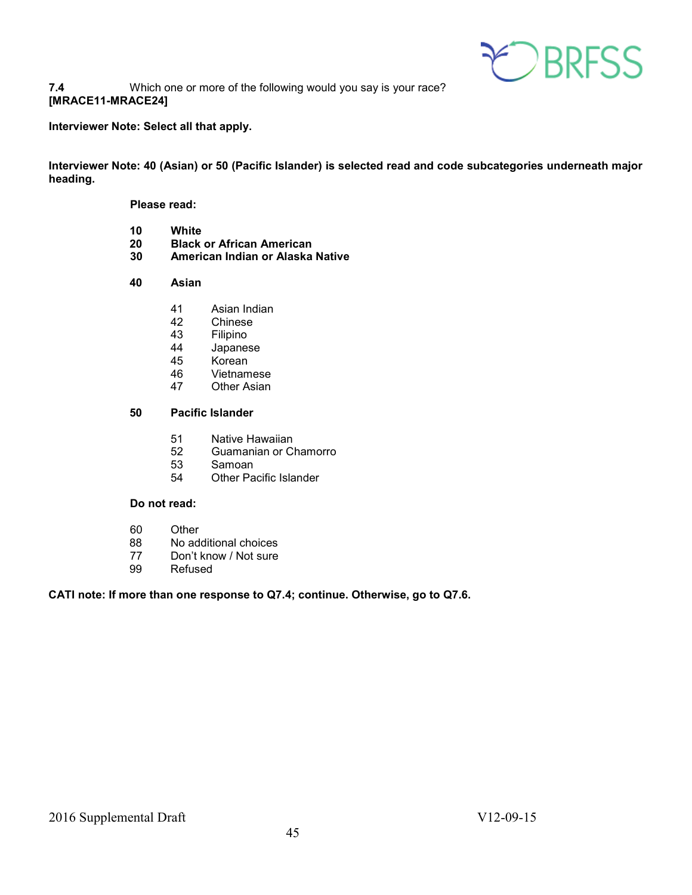**7.4** Which one or more of the following would you say is your race?
**[MRACE11-MRACE24]**

**Interviewer Note: Select all that apply.**

**Interviewer Note: 40 (Asian) or 50 (Pacific Islander) is selected read and code subcategories underneath major heading.**

**Please read:**

**10 White**
**20 Black or African American**
**30 American Indian or Alaska Native**

**40 Asian**

- 41 Asian Indian
- 42 Chinese
- 43 Filipino
- 44 Japanese
- 45 Korean
- 46 Vietnamese
- 47 Other Asian

**50 Pacific Islander**

- 51 Native Hawaiian
- 52 Guamanian or Chamorro
- 53 Samoan
- 54 Other Pacific Islander

**Do not read:**

- 60 Other
- 88 No additional choices
- 77 Don't know / Not sure
- 99 Refused

**CATI note: If more than one response to Q7.4; continue. Otherwise, go to Q7.6.**

2016 Supplemental Draft V12-09-15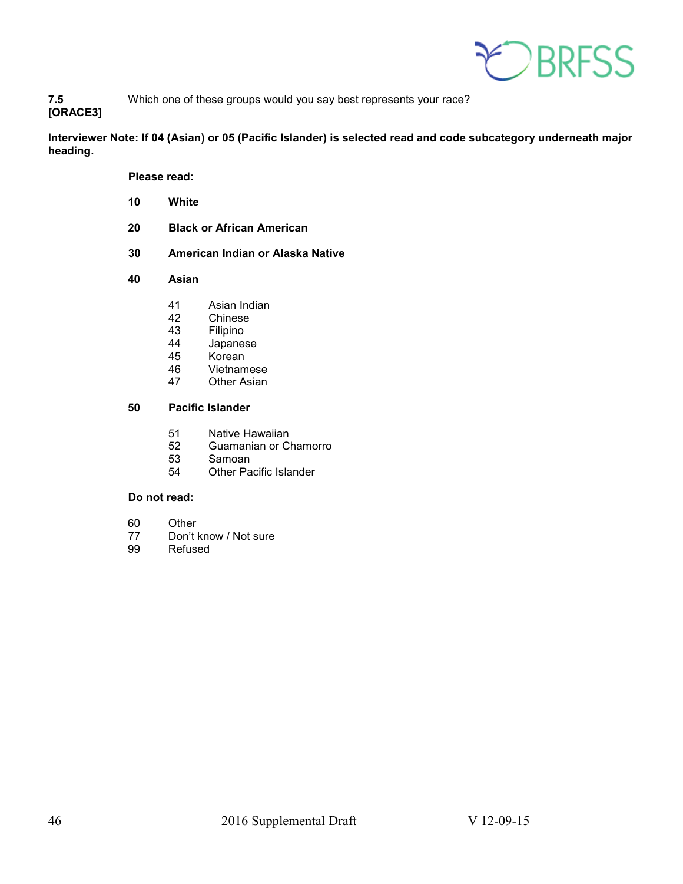**7.5** Which one of these groups would you say best represents your race?
**[ORACE3]**

**Interviewer Note: If 04 (Asian) or 05 (Pacific Islander) is selected read and code subcategory underneath major heading.**

**Please read:**

**10 White**

**20 Black or African American**

**30 American Indian or Alaska Native**

**40 Asian**

- 41 Asian Indian
- 42 Chinese
- 43 Filipino
- 44 Japanese
- 45 Korean
- 46 Vietnamese
- 47 Other Asian

**50 Pacific Islander**

- 51 Native Hawaiian
- 52 Guamanian or Chamorro
- 53 Samoan
- 54 Other Pacific Islander

**Do not read:**

- 60 Other
- 77 Don't know / Not sure
- 99 Refused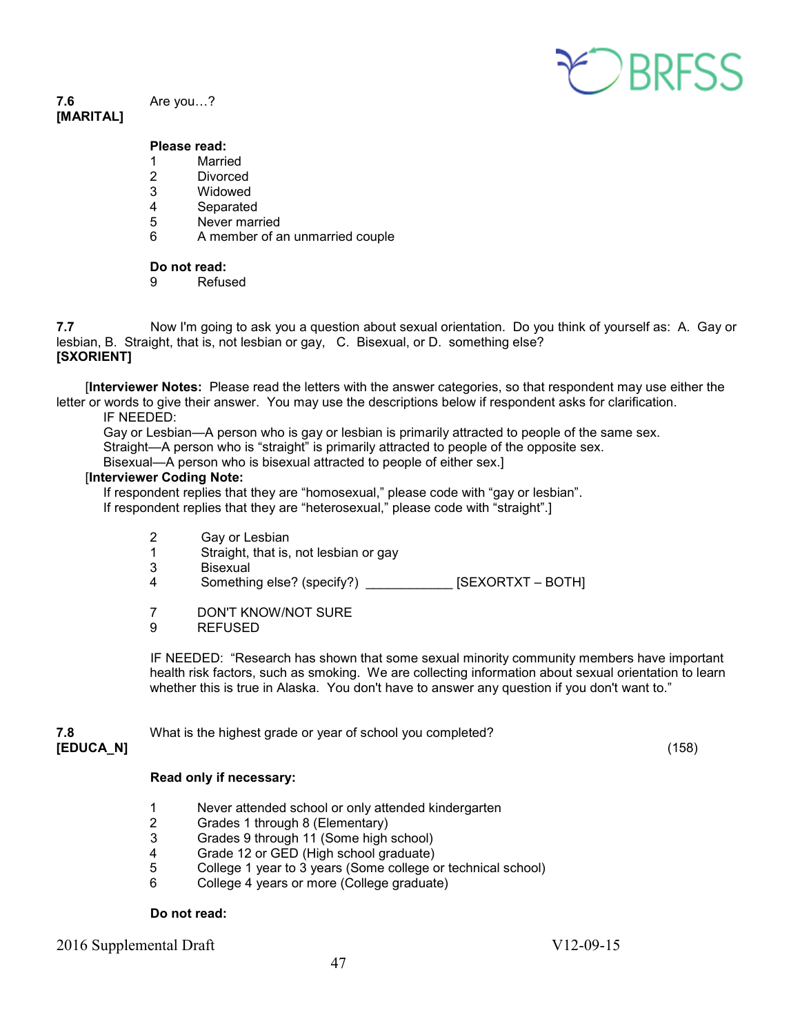**7.6**
**[MARITAL]**

Are you…?

**Please read:**

1 Married
2 Divorced
3 Widowed
4 Separated
5 Never married
6 A member of an unmarried couple

**Do not read:**

9 Refused

**7.7** Now I'm going to ask you a question about sexual orientation. Do you think of yourself as: A. Gay or lesbian, B. Straight, that is, not lesbian or gay, C. Bisexual, or D. something else?
**[SXORIENT]**

[**Interviewer Notes:** Please read the letters with the answer categories, so that respondent may use either the letter or words to give their answer. You may use the descriptions below if respondent asks for clarification.
IF NEEDED:
Gay or Lesbian—A person who is gay or lesbian is primarily attracted to people of the same sex.
Straight—A person who is "straight" is primarily attracted to people of the opposite sex.
Bisexual—A person who is bisexual attracted to people of either sex.]
[**Interviewer Coding Note:**
If respondent replies that they are "homosexual," please code with "gay or lesbian".
If respondent replies that they are "heterosexual," please code with "straight".]

2 Gay or Lesbian
1 Straight, that is, not lesbian or gay
3 Bisexual
4 Something else? (specify?) ____________ [SEXORTXT – BOTH]

7 DON'T KNOW/NOT SURE
9 REFUSED

IF NEEDED: "Research has shown that some sexual minority community members have important health risk factors, such as smoking. We are collecting information about sexual orientation to learn whether this is true in Alaska. You don't have to answer any question if you don't want to."

**7.8**
**[EDUCA_N]**

What is the highest grade or year of school you completed? (158)

**Read only if necessary:**

1 Never attended school or only attended kindergarten
2 Grades 1 through 8 (Elementary)
3 Grades 9 through 11 (Some high school)
4 Grade 12 or GED (High school graduate)
5 College 1 year to 3 years (Some college or technical school)
6 College 4 years or more (College graduate)

**Do not read:**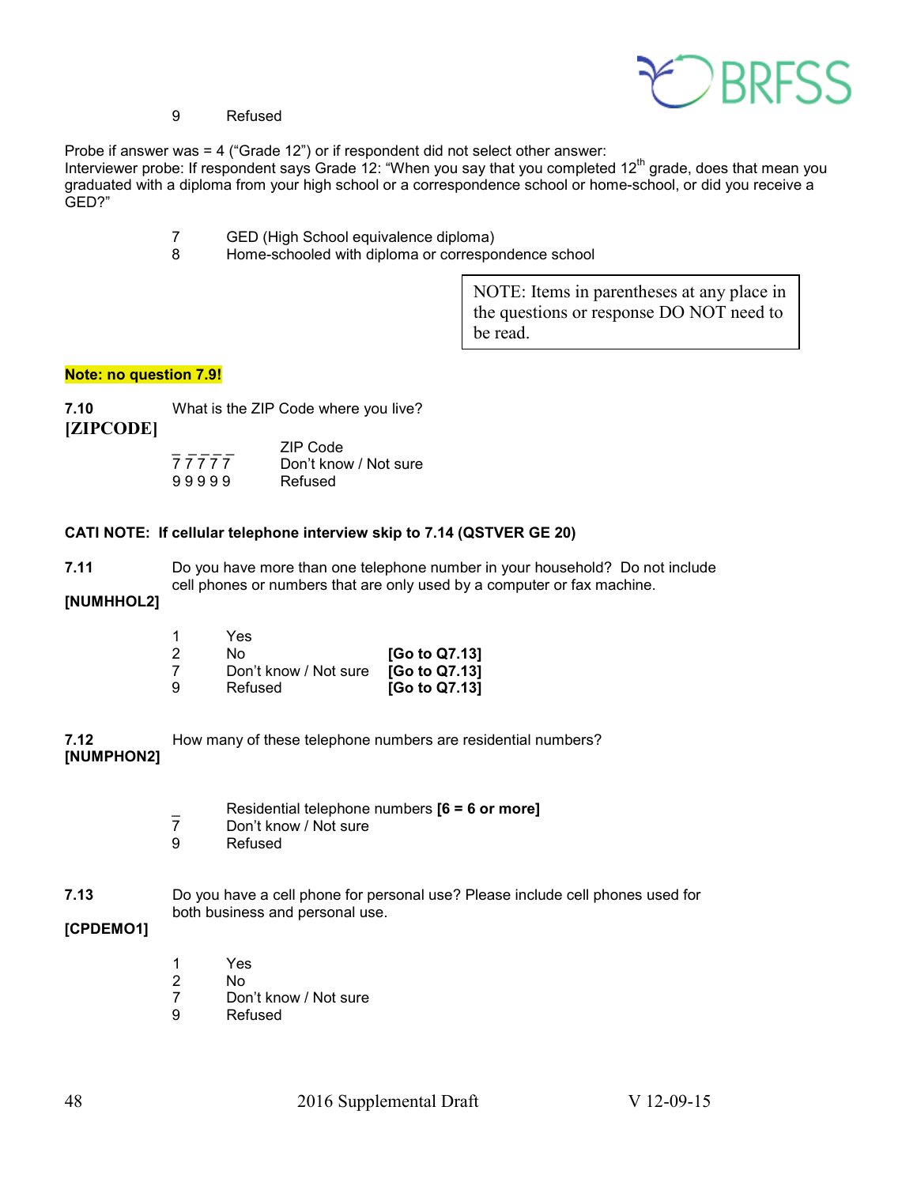9 Refused

Probe if answer was = 4 (“Grade 12”) or if respondent did not select other answer:
Interviewer probe: If respondent says Grade 12: “When you say that you completed 12th grade, does that mean you graduated with a diploma from your high school or a correspondence school or home-school, or did you receive a GED?”

7 GED (High School equivalence diploma)
8 Home-schooled with diploma or correspondence school

NOTE: Items in parentheses at any place in the questions or response DO NOT need to be read.

**Note: no question 7.9!**

**7.10** What is the ZIP Code where you live?
**[ZIPCODE]**

_ _ _ _ _ ZIP Code
7 7 7 7 7 Don’t know / Not sure
9 9 9 9 9 Refused

**CATI NOTE: If cellular telephone interview skip to 7.14 (QSTVER GE 20)**

**7.11** Do you have more than one telephone number in your household? Do not include cell phones or numbers that are only used by a computer or fax machine.
**[NUMHHOL2]**

1 Yes
2 No **[Go to Q7.13]**
7 Don’t know / Not sure **[Go to Q7.13]**
9 Refused **[Go to Q7.13]**

**7.12** How many of these telephone numbers are residential numbers?
**[NUMPHON2]**

_ Residential telephone numbers **[6 = 6 or more]**
7 Don’t know / Not sure
9 Refused

**7.13** Do you have a cell phone for personal use? Please include cell phones used for both business and personal use.
**[CPDEMO1]**

1 Yes
2 No
7 Don’t know / Not sure
9 Refused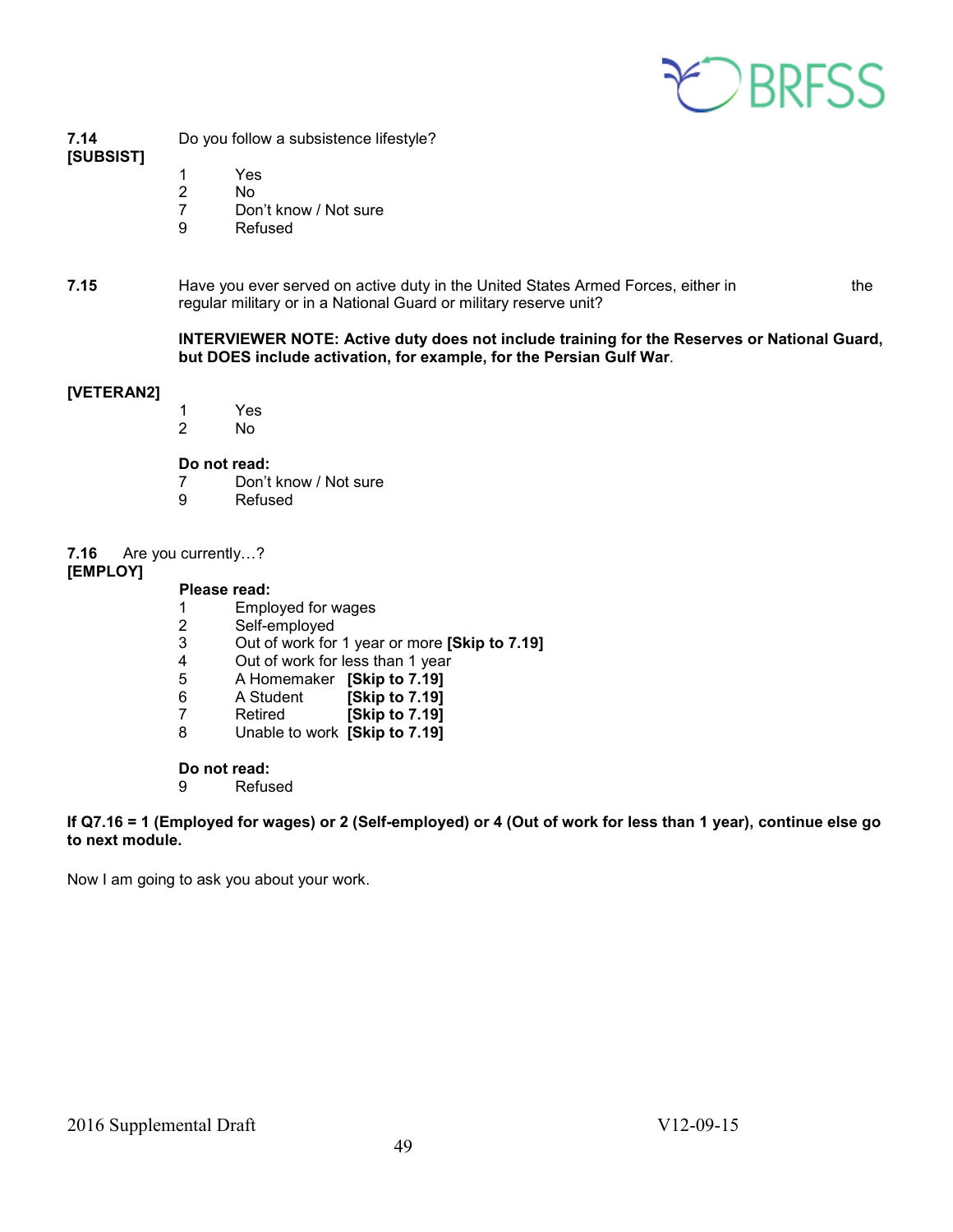**7.14** Do you follow a subsistence lifestyle?
**[SUBSIST]**

1 Yes
2 No
7 Don't know / Not sure
9 Refused

**7.15** Have you ever served on active duty in the United States Armed Forces, either in the regular military or in a National Guard or military reserve unit?

**INTERVIEWER NOTE: Active duty does not include training for the Reserves or National Guard, but DOES include activation, for example, for the Persian Gulf War**.

**[VETERAN2]**

1 Yes
2 No

**Do not read:**
7 Don't know / Not sure
9 Refused

**7.16** Are you currently…?
**[EMPLOY]**

**Please read:**
1 Employed for wages
2 Self-employed
3 Out of work for 1 year or more **[Skip to 7.19]**
4 Out of work for less than 1 year
5 A Homemaker **[Skip to 7.19]**
6 A Student **[Skip to 7.19]**
7 Retired **[Skip to 7.19]**
8 Unable to work **[Skip to 7.19]**

**Do not read:**
9 Refused

**If Q7.16 = 1 (Employed for wages) or 2 (Self-employed) or 4 (Out of work for less than 1 year), continue else go to next module.**

Now I am going to ask you about your work.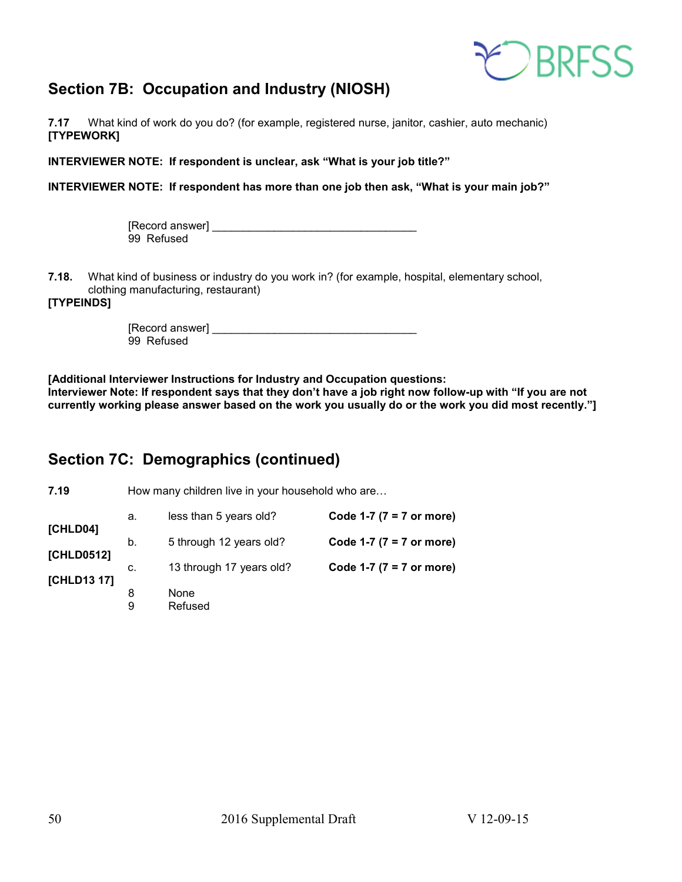## Section 7B: Occupation and Industry (NIOSH)

**7.17** What kind of work do you do? (for example, registered nurse, janitor, cashier, auto mechanic)
**[TYPEWORK]**

**INTERVIEWER NOTE: If respondent is unclear, ask "What is your job title?"**

**INTERVIEWER NOTE: If respondent has more than one job then ask, "What is your main job?"**

[Record answer] _________________________________
99 Refused

**7.18.** What kind of business or industry do you work in? (for example, hospital, elementary school, clothing manufacturing, restaurant)
**[TYPEINDS]**

[Record answer] _________________________________
99 Refused

**[Additional Interviewer Instructions for Industry and Occupation questions:**
**Interviewer Note: If respondent says that they don't have a job right now follow-up with "If you are not currently working please answer based on the work you usually do or the work you did most recently."]**

## Section 7C: Demographics (continued)

**7.19** How many children live in your household who are…

| | | | |
|---|---|---|---|
| **[CHLD04]** | a. | less than 5 years old? | **Code 1-7 (7 = 7 or more)** |
| **[CHLD0512]** | b. | 5 through 12 years old? | **Code 1-7 (7 = 7 or more)** |
| **[CHLD13 17]** | c. | 13 through 17 years old? | **Code 1-7 (7 = 7 or more)** |
| | 8 | None | |
| | 9 | Refused | |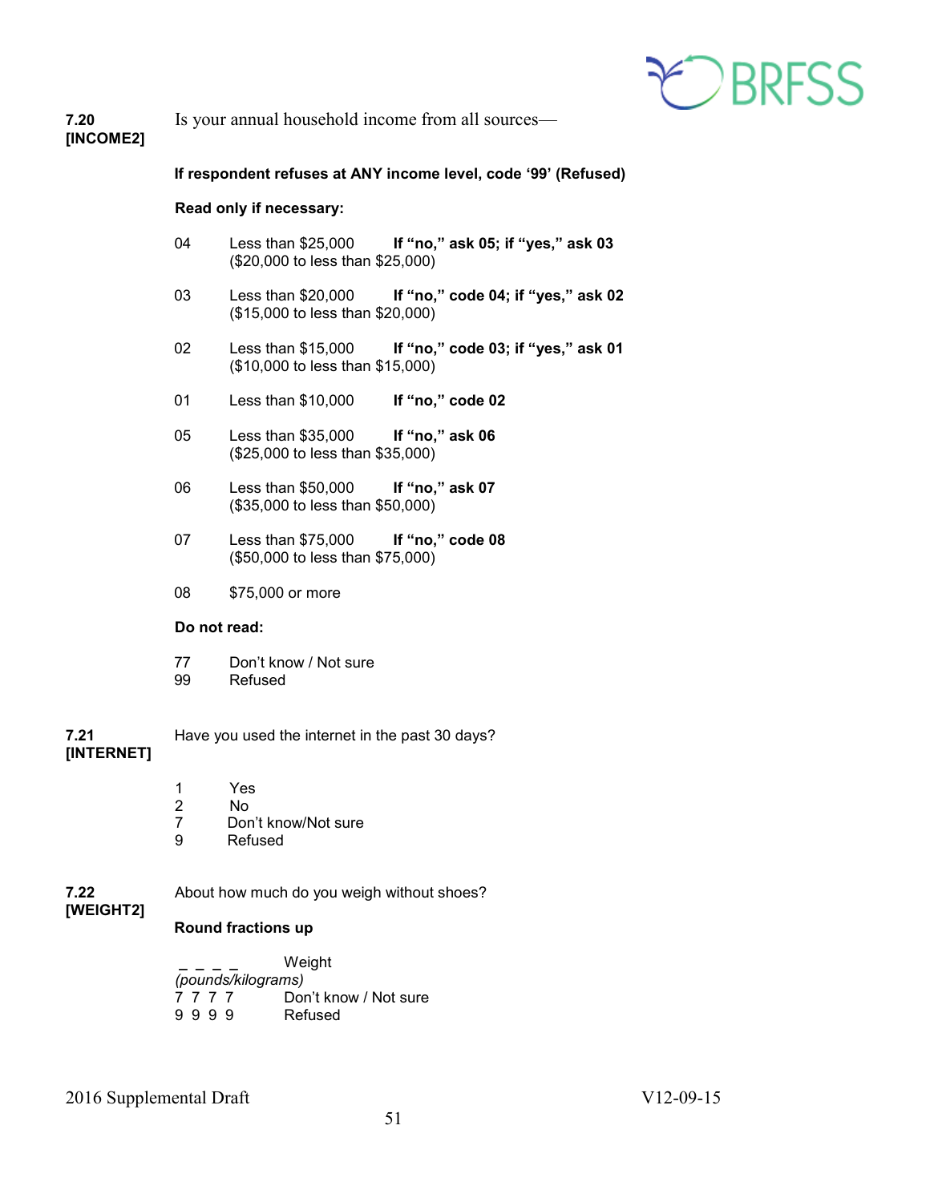**7.20 [INCOME2]** Is your annual household income from all sources—

**If respondent refuses at ANY income level, code '99' (Refused)**

**Read only if necessary:**

04 Less than $25,000 **If "no," ask 05; if "yes," ask 03**
($20,000 to less than $25,000)

03 Less than $20,000 **If "no," code 04; if "yes," ask 02**
($15,000 to less than $20,000)

02 Less than $15,000 **If "no," code 03; if "yes," ask 01**
($10,000 to less than $15,000)

01 Less than $10,000 **If "no," code 02**

05 Less than $35,000 **If "no," ask 06**
($25,000 to less than $35,000)

06 Less than $50,000 **If "no," ask 07**
($35,000 to less than $50,000)

07 Less than $75,000 **If "no," code 08**
($50,000 to less than $75,000)

08 $75,000 or more

**Do not read:**

77 Don't know / Not sure
99 Refused

**7.21 [INTERNET]** Have you used the internet in the past 30 days?

1 Yes
2 No
7 Don't know/Not sure
9 Refused

**7.22 [WEIGHT2]** About how much do you weigh without shoes?

**Round fractions up**

_ _ _ _ Weight
*(pounds/kilograms)*
7 7 7 7 Don't know / Not sure
9 9 9 9 Refused

2016 Supplemental Draft V12-09-15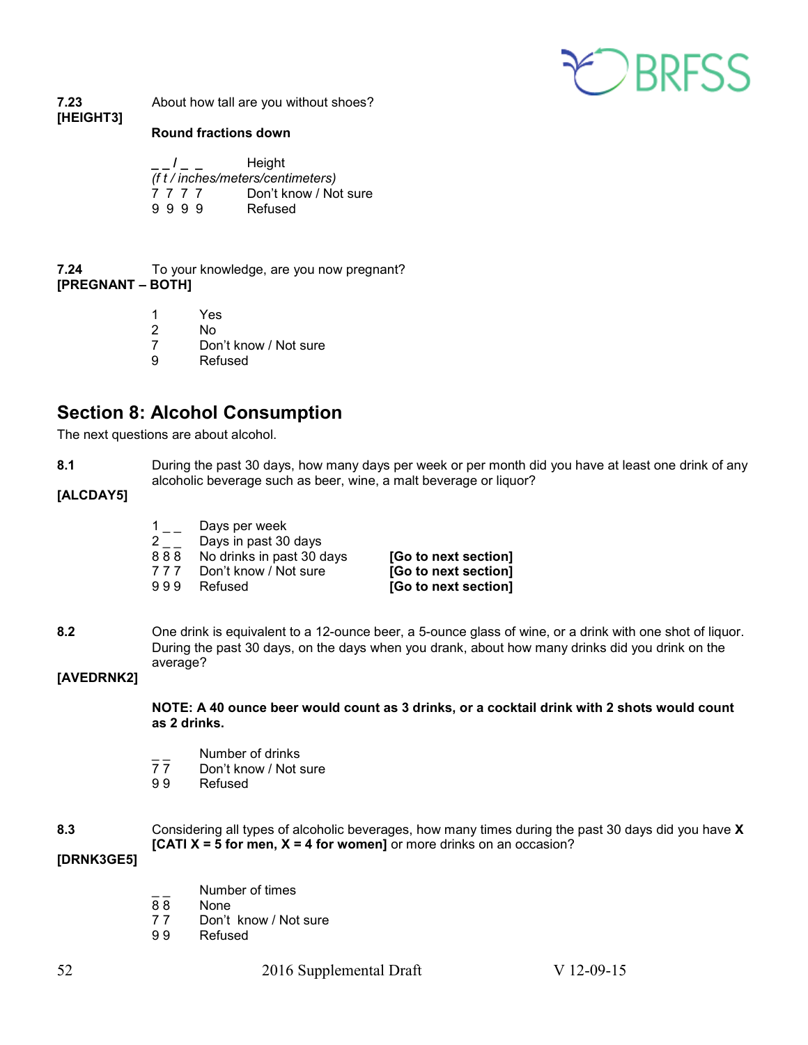**7.23**
**[HEIGHT3]**

About how tall are you without shoes?

**Round fractions down**

_ _ / _ _ Height
*(f t / inches/meters/centimeters)*
7 7 7 7 Don't know / Not sure
9 9 9 9 Refused

**7.24**
**[PREGNANT – BOTH]**

To your knowledge, are you now pregnant?

1 Yes
2 No
7 Don't know / Not sure
9 Refused

## Section 8: Alcohol Consumption

The next questions are about alcohol.

**8.1**
**[ALCDAY5]**

During the past 30 days, how many days per week or per month did you have at least one drink of any alcoholic beverage such as beer, wine, a malt beverage or liquor?

1 _ _ Days per week
2 _ _ Days in past 30 days
8 8 8 No drinks in past 30 days **[Go to next section]**
7 7 7 Don't know / Not sure **[Go to next section]**
9 9 9 Refused **[Go to next section]**

**8.2**
**[AVEDRNK2]**

One drink is equivalent to a 12-ounce beer, a 5-ounce glass of wine, or a drink with one shot of liquor. During the past 30 days, on the days when you drank, about how many drinks did you drink on the average?

**NOTE: A 40 ounce beer would count as 3 drinks, or a cocktail drink with 2 shots would count as 2 drinks.**

_ _ Number of drinks
7 7 Don't know / Not sure
9 9 Refused

**8.3**
**[DRNK3GE5]**

Considering all types of alcoholic beverages, how many times during the past 30 days did you have **X [CATI X = 5 for men, X = 4 for women]** or more drinks on an occasion?

_ _ Number of times
8 8 None
7 7 Don't know / Not sure
9 9 Refused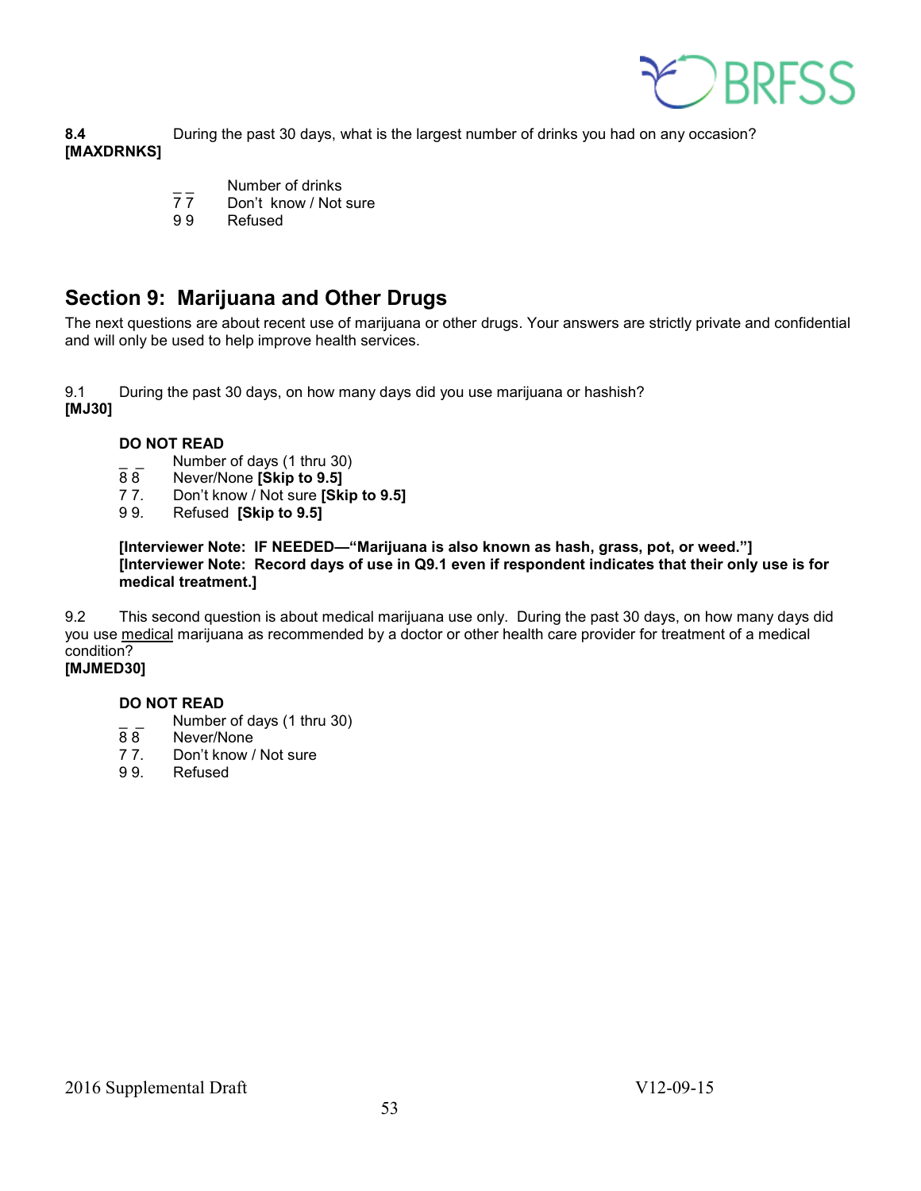**8.4** During the past 30 days, what is the largest number of drinks you had on any occasion?
**[MAXDRNKS]**

_ _ Number of drinks
7 7 Don't know / Not sure
9 9 Refused

## Section 9: Marijuana and Other Drugs

The next questions are about recent use of marijuana or other drugs. Your answers are strictly private and confidential and will only be used to help improve health services.

9.1 During the past 30 days, on how many days did you use marijuana or hashish?
**[MJ30]**

**DO NOT READ**

_ _ Number of days (1 thru 30)
8 8 Never/None **[Skip to 9.5]**
7 7. Don't know / Not sure **[Skip to 9.5]**
9 9. Refused **[Skip to 9.5]**

**[Interviewer Note: IF NEEDED—"Marijuana is also known as hash, grass, pot, or weed."]**
**[Interviewer Note: Record days of use in Q9.1 even if respondent indicates that their only use is for medical treatment.]**

9.2 This second question is about medical marijuana use only. During the past 30 days, on how many days did you use <u>medical</u> marijuana as recommended by a doctor or other health care provider for treatment of a medical condition?
**[MJMED30]**

**DO NOT READ**

_ _ Number of days (1 thru 30)
8 8 Never/None
7 7. Don't know / Not sure
9 9. Refused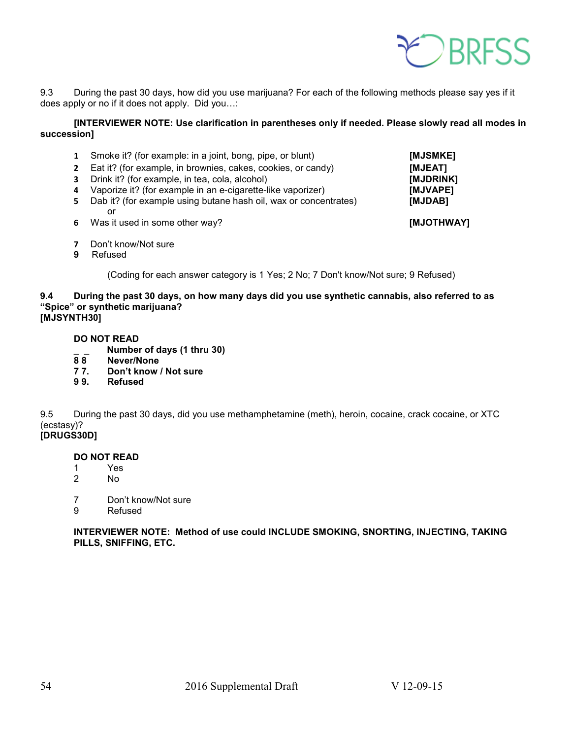9.3 During the past 30 days, how did you use marijuana? For each of the following methods please say yes if it does apply or no if it does not apply. Did you…:

**[INTERVIEWER NOTE: Use clarification in parentheses only if needed. Please slowly read all modes in succession]**

1 Smoke it? (for example: in a joint, bong, pipe, or blunt) **[MJSMKE]**
2 Eat it? (for example, in brownies, cakes, cookies, or candy) **[MJEAT]**
3 Drink it? (for example, in tea, cola, alcohol) **[MJDRINK]**
4 Vaporize it? (for example in an e-cigarette-like vaporizer) **[MJVAPE]**
5 Dab it? (for example using butane hash oil, wax or concentrates) **[MJDAB]**
or
6 Was it used in some other way? **[MJOTHWAY]**

7 Don't know/Not sure
9 Refused

(Coding for each answer category is 1 Yes; 2 No; 7 Don't know/Not sure; 9 Refused)

**9.4 During the past 30 days, on how many days did you use synthetic cannabis, also referred to as "Spice" or synthetic marijuana?**
**[MJSYNTH30]**

**DO NOT READ**
**_ _ Number of days (1 thru 30)**
**8 8 Never/None**
**7 7. Don't know / Not sure**
**9 9. Refused**

9.5 During the past 30 days, did you use methamphetamine (meth), heroin, cocaine, crack cocaine, or XTC (ecstasy)?
**[DRUGS30D]**

**DO NOT READ**
1 Yes
2 No

7 Don't know/Not sure
9 Refused

**INTERVIEWER NOTE: Method of use could INCLUDE SMOKING, SNORTING, INJECTING, TAKING PILLS, SNIFFING, ETC.**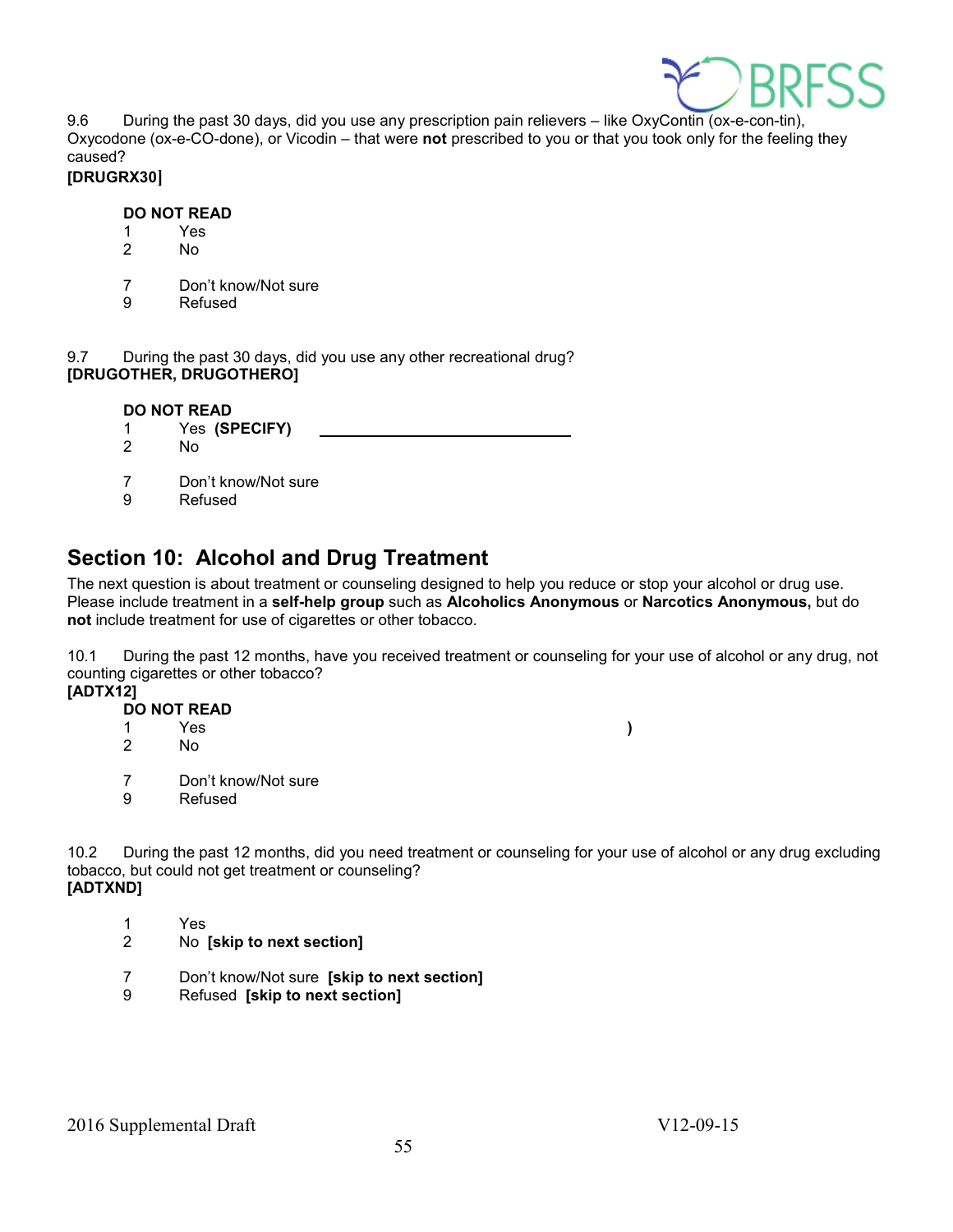9.6 During the past 30 days, did you use any prescription pain relievers – like OxyContin (ox-e-con-tin), Oxycodone (ox-e-CO-done), or Vicodin – that were **not** prescribed to you or that you took only for the feeling they caused?
**[DRUGRX30]**

**DO NOT READ**
1 Yes
2 No

7 Don't know/Not sure
9 Refused

9.7 During the past 30 days, did you use any other recreational drug?
**[DRUGOTHER, DRUGOTHERO]**

**DO NOT READ**
1 Yes **(SPECIFY)** ______________________________
2 No

7 Don't know/Not sure
9 Refused

## Section 10: Alcohol and Drug Treatment

The next question is about treatment or counseling designed to help you reduce or stop your alcohol or drug use. Please include treatment in a **self-help group** such as **Alcoholics Anonymous** or **Narcotics Anonymous,** but do **not** include treatment for use of cigarettes or other tobacco.

10.1 During the past 12 months, have you received treatment or counseling for your use of alcohol or any drug, not counting cigarettes or other tobacco?
**[ADTX12]**

**DO NOT READ**
1 Yes **)**
2 No

7 Don't know/Not sure
9 Refused

10.2 During the past 12 months, did you need treatment or counseling for your use of alcohol or any drug excluding tobacco, but could not get treatment or counseling?
**[ADTXND]**

1 Yes
2 No **[skip to next section]**

7 Don't know/Not sure **[skip to next section]**
9 Refused **[skip to next section]**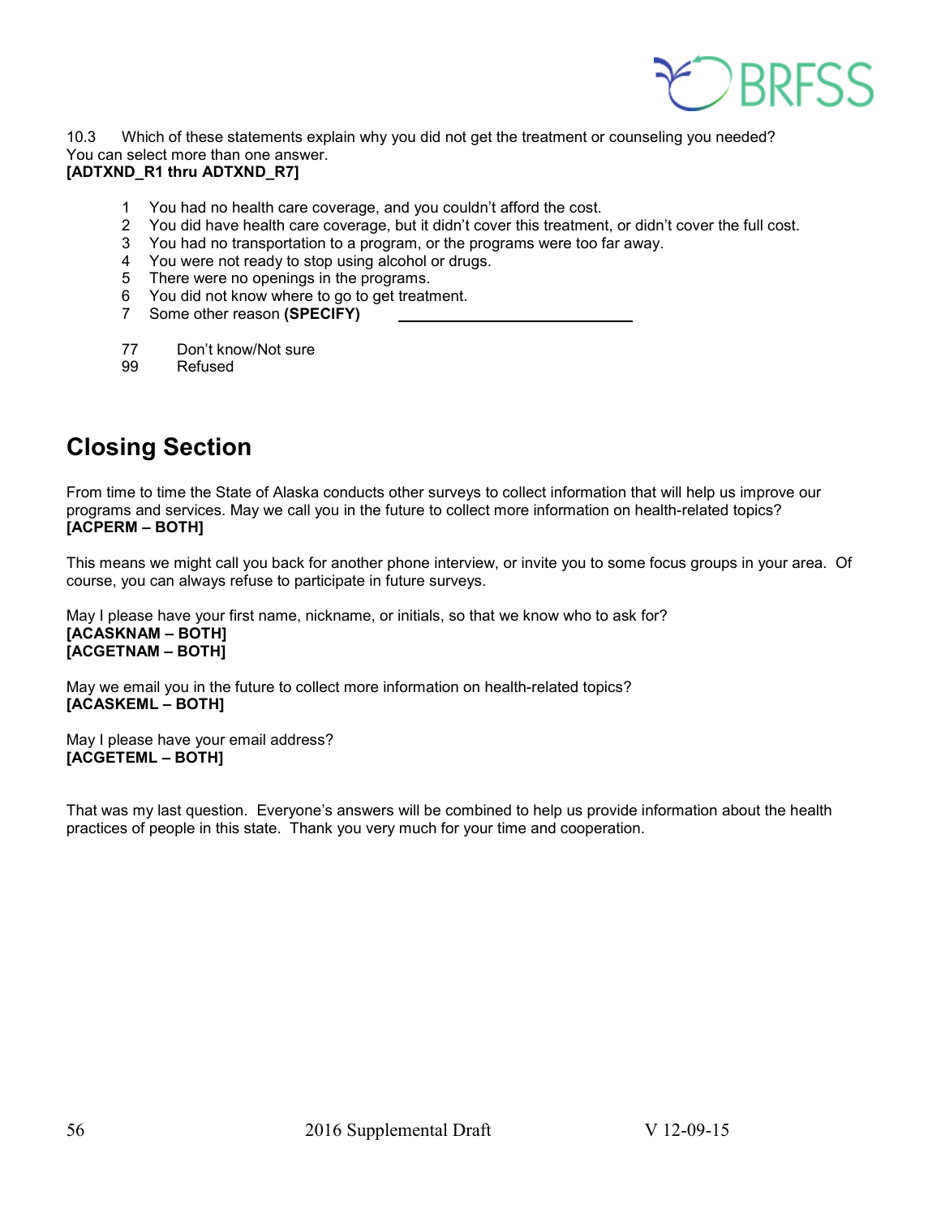10.3 Which of these statements explain why you did not get the treatment or counseling you needed? You can select more than one answer.
**[ADTXND_R1 thru ADTXND_R7]**

1 You had no health care coverage, and you couldn't afford the cost.
2 You did have health care coverage, but it didn't cover this treatment, or didn't cover the full cost.
3 You had no transportation to a program, or the programs were too far away.
4 You were not ready to stop using alcohol or drugs.
5 There were no openings in the programs.
6 You did not know where to go to get treatment.
7 Some other reason **(SPECIFY)** ______________________

77 Don't know/Not sure
99 Refused

## Closing Section

From time to time the State of Alaska conducts other surveys to collect information that will help us improve our programs and services. May we call you in the future to collect more information on health-related topics?
**[ACPERM – BOTH]**

This means we might call you back for another phone interview, or invite you to some focus groups in your area. Of course, you can always refuse to participate in future surveys.

May I please have your first name, nickname, or initials, so that we know who to ask for?
**[ACASKNAM – BOTH]**
**[ACGETNAM – BOTH]**

May we email you in the future to collect more information on health-related topics?
**[ACASKEML – BOTH]**

May I please have your email address?
**[ACGETEML – BOTH]**

That was my last question. Everyone's answers will be combined to help us provide information about the health practices of people in this state. Thank you very much for your time and cooperation.